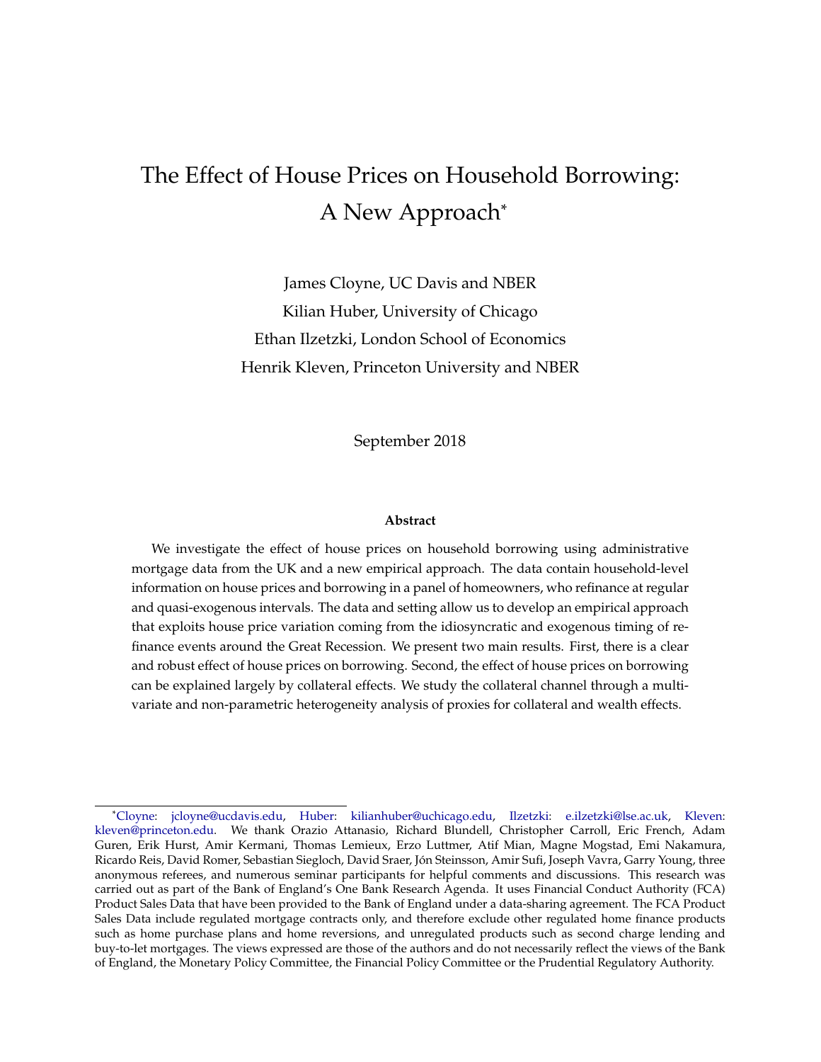# The Effect of House Prices on Household Borrowing: A New Approach*

James Cloyne, UC Davis and NBER

Kilian Huber, University of Chicago

Ethan Ilzetzki, London School of Economics

Henrik Kleven, Princeton University and NBER

September 2018

**Abstract**

We investigate the effect of house prices on household borrowing using administrative mortgage data from the UK and a new empirical approach. The data contain household-level information on house prices and borrowing in a panel of homeowners, who refinance at regular and quasi-exogenous intervals. The data and setting allow us to develop an empirical approach that exploits house price variation coming from the idiosyncratic and exogenous timing of refinance events around the Great Recession. We present two main results. First, there is a clear and robust effect of house prices on borrowing. Second, the effect of house prices on borrowing can be explained largely by collateral effects. We study the collateral channel through a multivariate and non-parametric heterogeneity analysis of proxies for collateral and wealth effects.

---

*Cloyne: jcloyne@ucdavis.edu, Huber: kilianhuber@uchicago.edu, Ilzetzki: e.ilzetzki@lse.ac.uk, Kleven: kleven@princeton.edu. We thank Orazio Attanasio, Richard Blundell, Christopher Carroll, Eric French, Adam Guren, Erik Hurst, Amir Kermani, Thomas Lemieux, Erzo Luttmer, Atif Mian, Magne Mogstad, Emi Nakamura, Ricardo Reis, David Romer, Sebastian Siegloch, David Sraer, Jón Steinsson, Amir Sufi, Joseph Vavra, Garry Young, three anonymous referees, and numerous seminar participants for helpful comments and discussions. This research was carried out as part of the Bank of England's One Bank Research Agenda. It uses Financial Conduct Authority (FCA) Product Sales Data that have been provided to the Bank of England under a data-sharing agreement. The FCA Product Sales Data include regulated mortgage contracts only, and therefore exclude other regulated home finance products such as home purchase plans and home reversions, and unregulated products such as second charge lending and buy-to-let mortgages. The views expressed are those of the authors and do not necessarily reflect the views of the Bank of England, the Monetary Policy Committee, the Financial Policy Committee or the Prudential Regulatory Authority.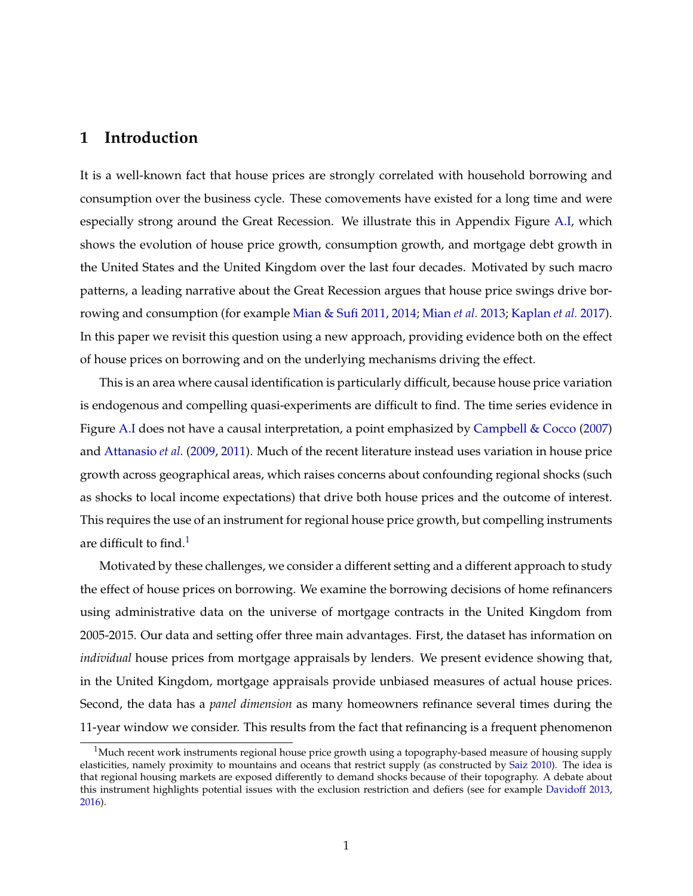# 1 Introduction

It is a well-known fact that house prices are strongly correlated with household borrowing and consumption over the business cycle. These comovements have existed for a long time and were especially strong around the Great Recession. We illustrate this in Appendix Figure A.I, which shows the evolution of house price growth, consumption growth, and mortgage debt growth in the United States and the United Kingdom over the last four decades. Motivated by such macro patterns, a leading narrative about the Great Recession argues that house price swings drive borrowing and consumption (for example Mian & Sufi 2011, 2014; Mian *et al.* 2013; Kaplan *et al.* 2017). In this paper we revisit this question using a new approach, providing evidence both on the effect of house prices on borrowing and on the underlying mechanisms driving the effect.

This is an area where causal identification is particularly difficult, because house price variation is endogenous and compelling quasi-experiments are difficult to find. The time series evidence in Figure A.I does not have a causal interpretation, a point emphasized by Campbell & Cocco (2007) and Attanasio *et al.* (2009, 2011). Much of the recent literature instead uses variation in house price growth across geographical areas, which raises concerns about confounding regional shocks (such as shocks to local income expectations) that drive both house prices and the outcome of interest. This requires the use of an instrument for regional house price growth, but compelling instruments are difficult to find.[1]

Motivated by these challenges, we consider a different setting and a different approach to study the effect of house prices on borrowing. We examine the borrowing decisions of home refinancers using administrative data on the universe of mortgage contracts in the United Kingdom from 2005-2015. Our data and setting offer three main advantages. First, the dataset has information on *individual* house prices from mortgage appraisals by lenders. We present evidence showing that, in the United Kingdom, mortgage appraisals provide unbiased measures of actual house prices. Second, the data has a *panel dimension* as many homeowners refinance several times during the 11-year window we consider. This results from the fact that refinancing is a frequent phenomenon

[1] Much recent work instruments regional house price growth using a topography-based measure of housing supply elasticities, namely proximity to mountains and oceans that restrict supply (as constructed by Saiz 2010). The idea is that regional housing markets are exposed differently to demand shocks because of their topography. A debate about this instrument highlights potential issues with the exclusion restriction and defiers (see for example Davidoff 2013, 2016).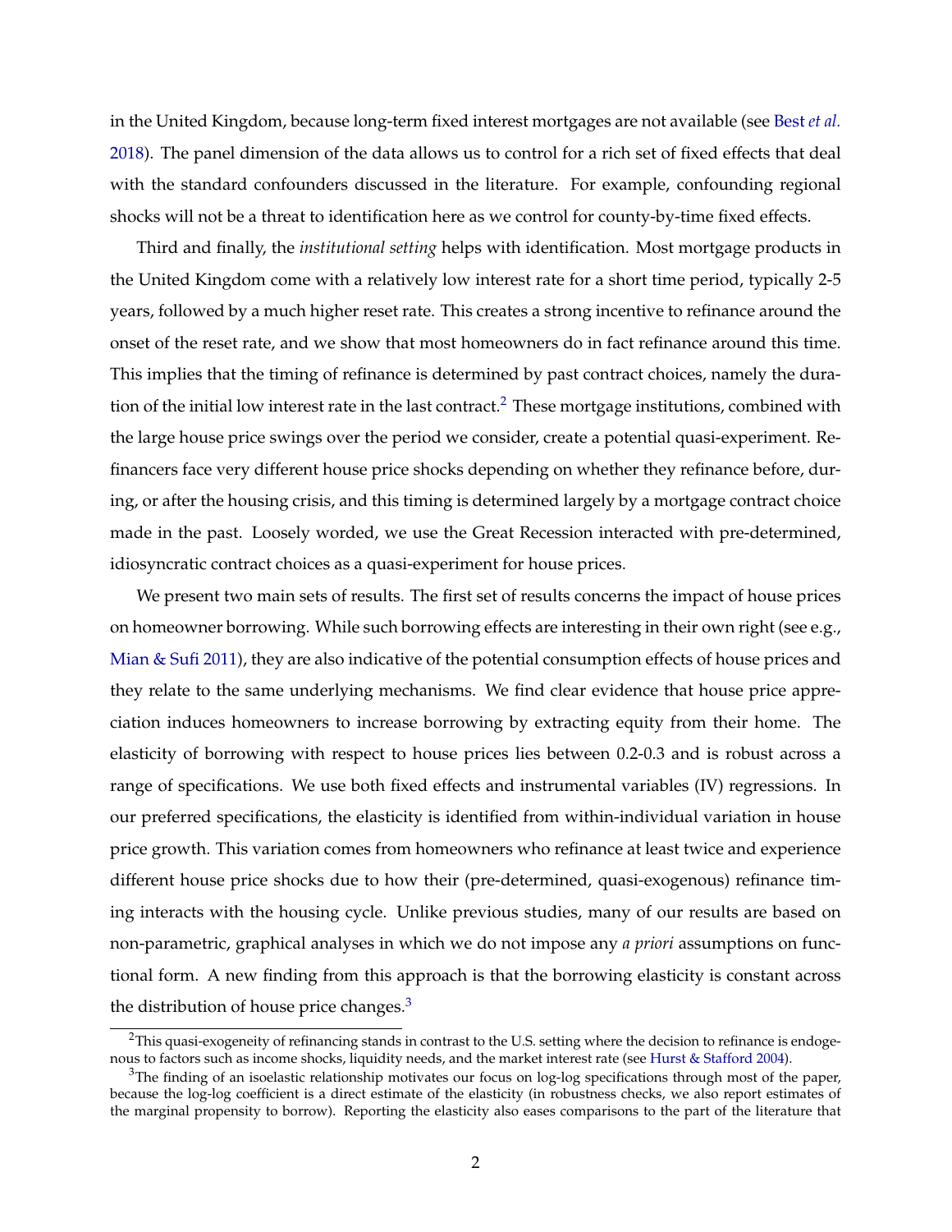in the United Kingdom, because long-term fixed interest mortgages are not available (see Best *et al.* 2018). The panel dimension of the data allows us to control for a rich set of fixed effects that deal with the standard confounders discussed in the literature. For example, confounding regional shocks will not be a threat to identification here as we control for county-by-time fixed effects.

Third and finally, the *institutional setting* helps with identification. Most mortgage products in the United Kingdom come with a relatively low interest rate for a short time period, typically 2-5 years, followed by a much higher reset rate. This creates a strong incentive to refinance around the onset of the reset rate, and we show that most homeowners do in fact refinance around this time. This implies that the timing of refinance is determined by past contract choices, namely the duration of the initial low interest rate in the last contract.[2] These mortgage institutions, combined with the large house price swings over the period we consider, create a potential quasi-experiment. Refinancers face very different house price shocks depending on whether they refinance before, during, or after the housing crisis, and this timing is determined largely by a mortgage contract choice made in the past. Loosely worded, we use the Great Recession interacted with pre-determined, idiosyncratic contract choices as a quasi-experiment for house prices.

We present two main sets of results. The first set of results concerns the impact of house prices on homeowner borrowing. While such borrowing effects are interesting in their own right (see e.g., Mian & Sufi 2011), they are also indicative of the potential consumption effects of house prices and they relate to the same underlying mechanisms. We find clear evidence that house price appreciation induces homeowners to increase borrowing by extracting equity from their home. The elasticity of borrowing with respect to house prices lies between 0.2-0.3 and is robust across a range of specifications. We use both fixed effects and instrumental variables (IV) regressions. In our preferred specifications, the elasticity is identified from within-individual variation in house price growth. This variation comes from homeowners who refinance at least twice and experience different house price shocks due to how their (pre-determined, quasi-exogenous) refinance timing interacts with the housing cycle. Unlike previous studies, many of our results are based on non-parametric, graphical analyses in which we do not impose any *a priori* assumptions on functional form. A new finding from this approach is that the borrowing elasticity is constant across the distribution of house price changes.[3]

---

[2] This quasi-exogeneity of refinancing stands in contrast to the U.S. setting where the decision to refinance is endogenous to factors such as income shocks, liquidity needs, and the market interest rate (see Hurst & Stafford 2004).

[3] The finding of an isoelastic relationship motivates our focus on log-log specifications through most of the paper, because the log-log coefficient is a direct estimate of the elasticity (in robustness checks, we also report estimates of the marginal propensity to borrow). Reporting the elasticity also eases comparisons to the part of the literature that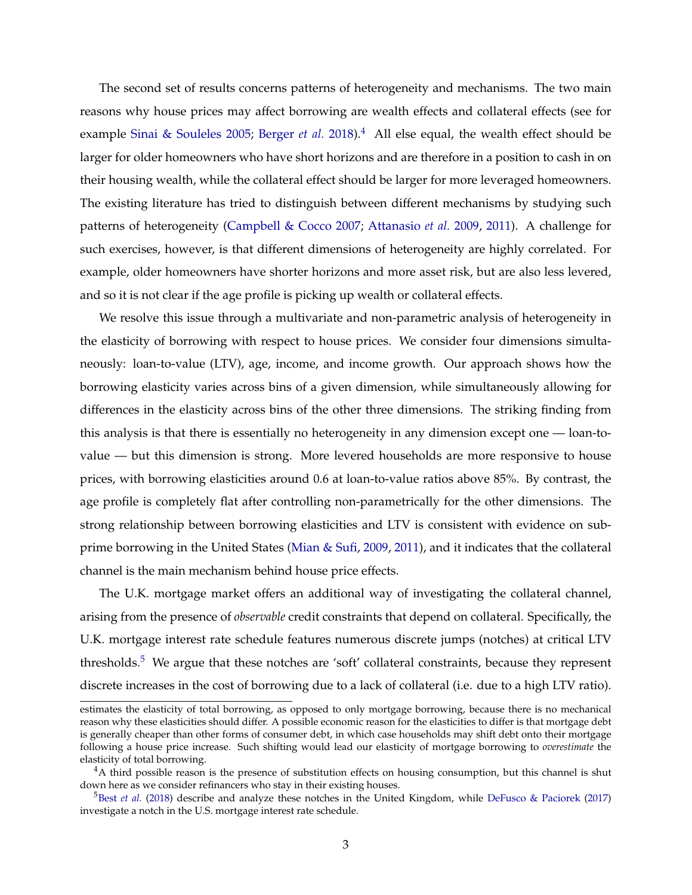The second set of results concerns patterns of heterogeneity and mechanisms. The two main reasons why house prices may affect borrowing are wealth effects and collateral effects (see for example Sinai & Souleles 2005; Berger *et al.* 2018).[4] All else equal, the wealth effect should be larger for older homeowners who have short horizons and are therefore in a position to cash in on their housing wealth, while the collateral effect should be larger for more leveraged homeowners. The existing literature has tried to distinguish between different mechanisms by studying such patterns of heterogeneity (Campbell & Cocco 2007; Attanasio *et al.* 2009, 2011). A challenge for such exercises, however, is that different dimensions of heterogeneity are highly correlated. For example, older homeowners have shorter horizons and more asset risk, but are also less levered, and so it is not clear if the age profile is picking up wealth or collateral effects.

We resolve this issue through a multivariate and non-parametric analysis of heterogeneity in the elasticity of borrowing with respect to house prices. We consider four dimensions simultaneously: loan-to-value (LTV), age, income, and income growth. Our approach shows how the borrowing elasticity varies across bins of a given dimension, while simultaneously allowing for differences in the elasticity across bins of the other three dimensions. The striking finding from this analysis is that there is essentially no heterogeneity in any dimension except one — loan-to-value — but this dimension is strong. More levered households are more responsive to house prices, with borrowing elasticities around 0.6 at loan-to-value ratios above 85%. By contrast, the age profile is completely flat after controlling non-parametrically for the other dimensions. The strong relationship between borrowing elasticities and LTV is consistent with evidence on subprime borrowing in the United States (Mian & Sufi, 2009, 2011), and it indicates that the collateral channel is the main mechanism behind house price effects.

The U.K. mortgage market offers an additional way of investigating the collateral channel, arising from the presence of *observable* credit constraints that depend on collateral. Specifically, the U.K. mortgage interest rate schedule features numerous discrete jumps (notches) at critical LTV thresholds.[5] We argue that these notches are 'soft' collateral constraints, because they represent discrete increases in the cost of borrowing due to a lack of collateral (i.e. due to a high LTV ratio).

---

estimates the elasticity of total borrowing, as opposed to only mortgage borrowing, because there is no mechanical reason why these elasticities should differ. A possible economic reason for the elasticities to differ is that mortgage debt is generally cheaper than other forms of consumer debt, in which case households may shift debt onto their mortgage following a house price increase. Such shifting would lead our elasticity of mortgage borrowing to *overestimate* the elasticity of total borrowing.

[4] A third possible reason is the presence of substitution effects on housing consumption, but this channel is shut down here as we consider refinancers who stay in their existing houses.

[5] Best *et al.* (2018) describe and analyze these notches in the United Kingdom, while DeFusco & Paciorek (2017) investigate a notch in the U.S. mortgage interest rate schedule.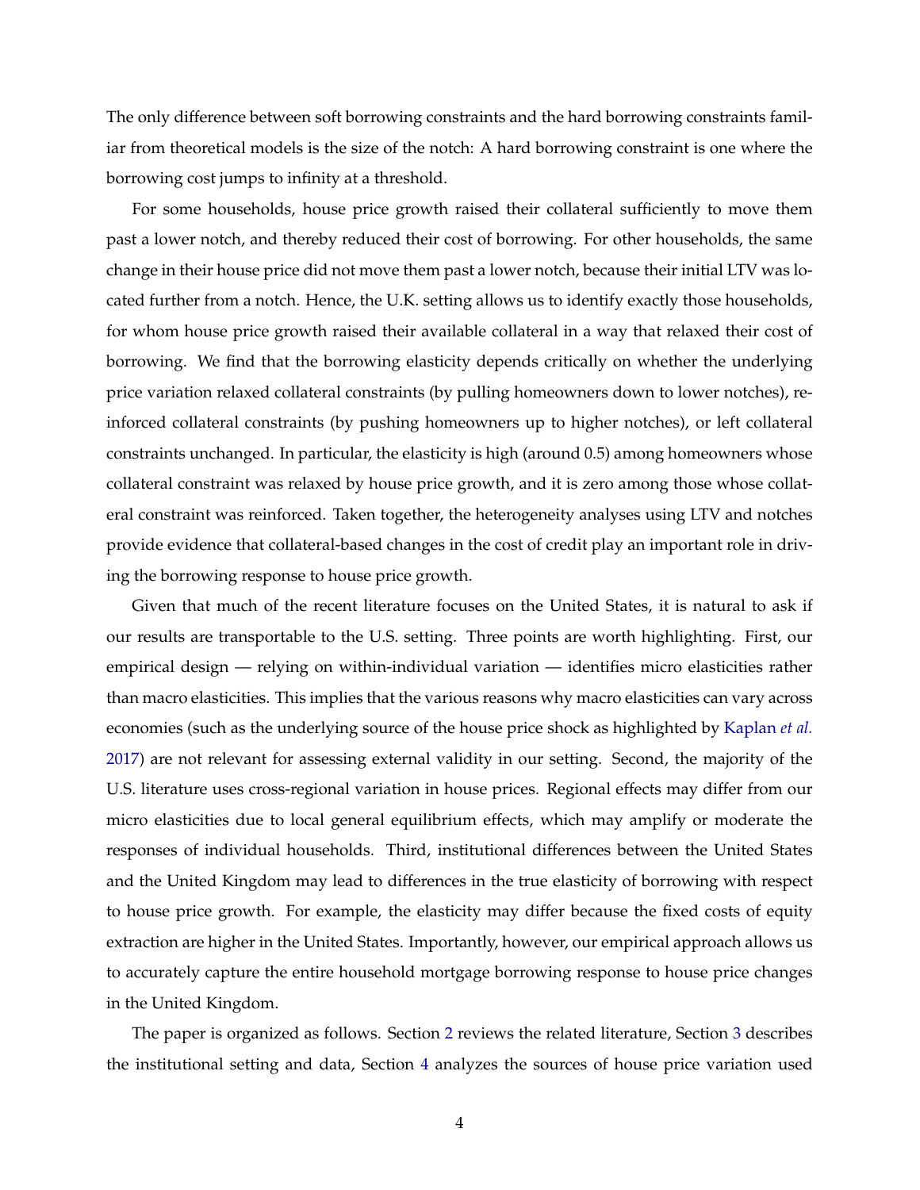The only difference between soft borrowing constraints and the hard borrowing constraints familiar from theoretical models is the size of the notch: A hard borrowing constraint is one where the borrowing cost jumps to infinity at a threshold.

For some households, house price growth raised their collateral sufficiently to move them past a lower notch, and thereby reduced their cost of borrowing. For other households, the same change in their house price did not move them past a lower notch, because their initial LTV was located further from a notch. Hence, the U.K. setting allows us to identify exactly those households, for whom house price growth raised their available collateral in a way that relaxed their cost of borrowing. We find that the borrowing elasticity depends critically on whether the underlying price variation relaxed collateral constraints (by pulling homeowners down to lower notches), reinforced collateral constraints (by pushing homeowners up to higher notches), or left collateral constraints unchanged. In particular, the elasticity is high (around 0.5) among homeowners whose collateral constraint was relaxed by house price growth, and it is zero among those whose collateral constraint was reinforced. Taken together, the heterogeneity analyses using LTV and notches provide evidence that collateral-based changes in the cost of credit play an important role in driving the borrowing response to house price growth.

Given that much of the recent literature focuses on the United States, it is natural to ask if our results are transportable to the U.S. setting. Three points are worth highlighting. First, our empirical design — relying on within-individual variation — identifies micro elasticities rather than macro elasticities. This implies that the various reasons why macro elasticities can vary across economies (such as the underlying source of the house price shock as highlighted by Kaplan *et al.* 2017) are not relevant for assessing external validity in our setting. Second, the majority of the U.S. literature uses cross-regional variation in house prices. Regional effects may differ from our micro elasticities due to local general equilibrium effects, which may amplify or moderate the responses of individual households. Third, institutional differences between the United States and the United Kingdom may lead to differences in the true elasticity of borrowing with respect to house price growth. For example, the elasticity may differ because the fixed costs of equity extraction are higher in the United States. Importantly, however, our empirical approach allows us to accurately capture the entire household mortgage borrowing response to house price changes in the United Kingdom.

The paper is organized as follows. Section 2 reviews the related literature, Section 3 describes the institutional setting and data, Section 4 analyzes the sources of house price variation used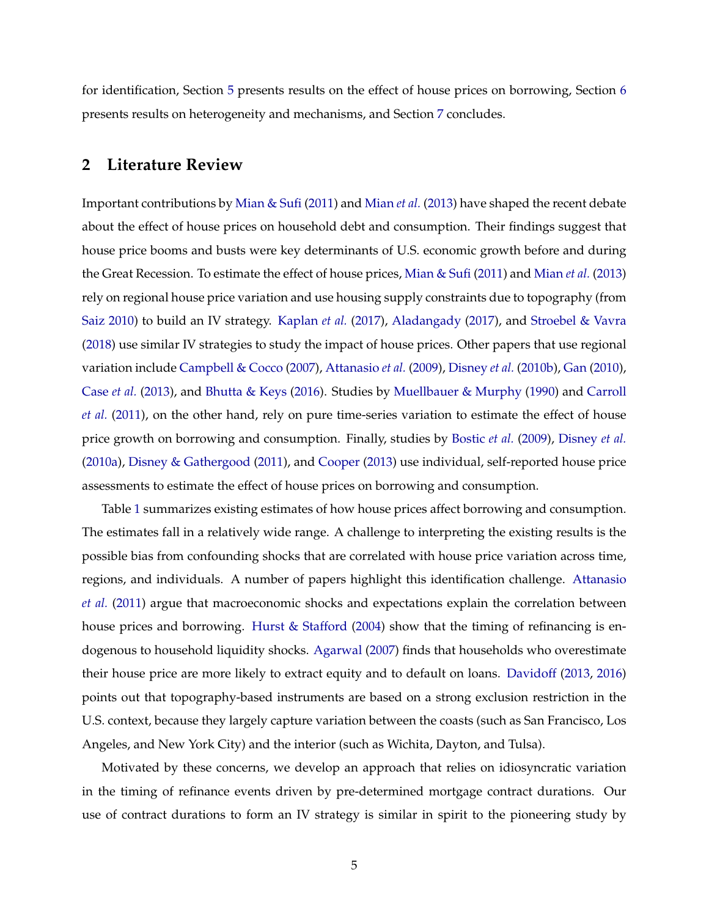for identification, Section 5 presents results on the effect of house prices on borrowing, Section 6 presents results on heterogeneity and mechanisms, and Section 7 concludes.

## 2 Literature Review

Important contributions by Mian & Sufi (2011) and Mian *et al.* (2013) have shaped the recent debate about the effect of house prices on household debt and consumption. Their findings suggest that house price booms and busts were key determinants of U.S. economic growth before and during the Great Recession. To estimate the effect of house prices, Mian & Sufi (2011) and Mian *et al.* (2013) rely on regional house price variation and use housing supply constraints due to topography (from Saiz 2010) to build an IV strategy. Kaplan *et al.* (2017), Aladangady (2017), and Stroebel & Vavra (2018) use similar IV strategies to study the impact of house prices. Other papers that use regional variation include Campbell & Cocco (2007), Attanasio *et al.* (2009), Disney *et al.* (2010b), Gan (2010), Case *et al.* (2013), and Bhutta & Keys (2016). Studies by Muellbauer & Murphy (1990) and Carroll *et al.* (2011), on the other hand, rely on pure time-series variation to estimate the effect of house price growth on borrowing and consumption. Finally, studies by Bostic *et al.* (2009), Disney *et al.* (2010a), Disney & Gathergood (2011), and Cooper (2013) use individual, self-reported house price assessments to estimate the effect of house prices on borrowing and consumption.

Table 1 summarizes existing estimates of how house prices affect borrowing and consumption. The estimates fall in a relatively wide range. A challenge to interpreting the existing results is the possible bias from confounding shocks that are correlated with house price variation across time, regions, and individuals. A number of papers highlight this identification challenge. Attanasio *et al.* (2011) argue that macroeconomic shocks and expectations explain the correlation between house prices and borrowing. Hurst & Stafford (2004) show that the timing of refinancing is endogenous to household liquidity shocks. Agarwal (2007) finds that households who overestimate their house price are more likely to extract equity and to default on loans. Davidoff (2013, 2016) points out that topography-based instruments are based on a strong exclusion restriction in the U.S. context, because they largely capture variation between the coasts (such as San Francisco, Los Angeles, and New York City) and the interior (such as Wichita, Dayton, and Tulsa).

Motivated by these concerns, we develop an approach that relies on idiosyncratic variation in the timing of refinance events driven by pre-determined mortgage contract durations. Our use of contract durations to form an IV strategy is similar in spirit to the pioneering study by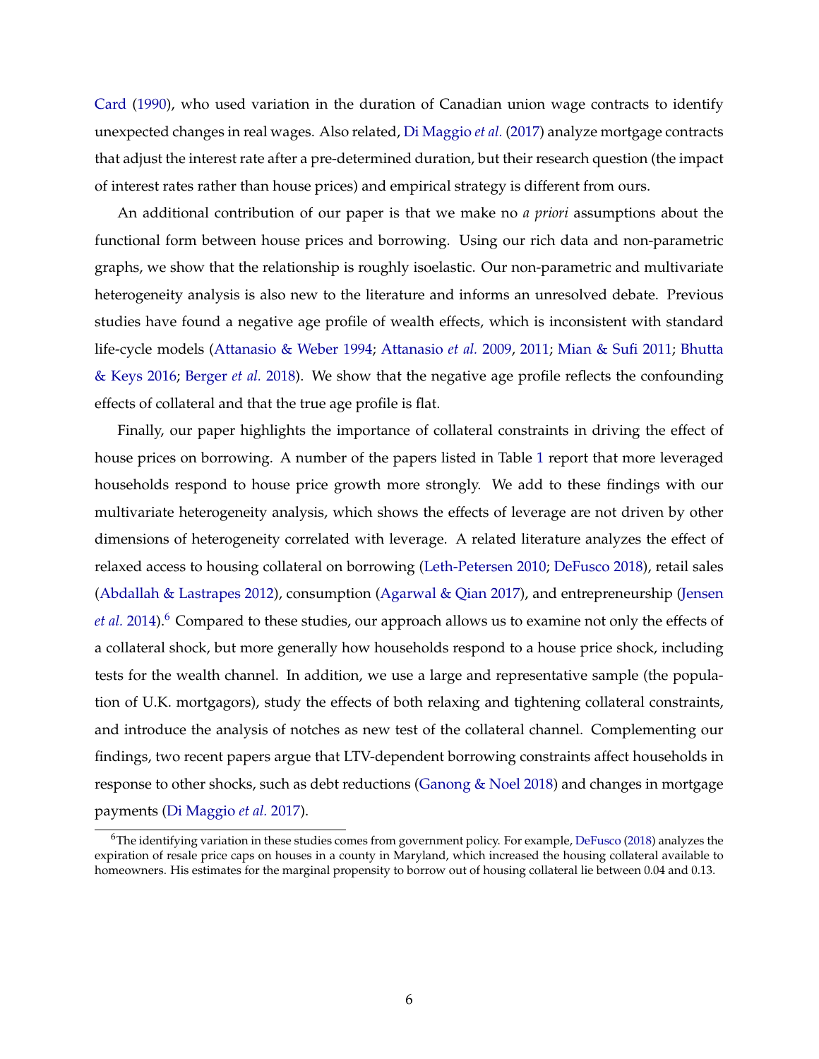Card (1990), who used variation in the duration of Canadian union wage contracts to identify unexpected changes in real wages. Also related, Di Maggio *et al.* (2017) analyze mortgage contracts that adjust the interest rate after a pre-determined duration, but their research question (the impact of interest rates rather than house prices) and empirical strategy is different from ours.

An additional contribution of our paper is that we make no *a priori* assumptions about the functional form between house prices and borrowing. Using our rich data and non-parametric graphs, we show that the relationship is roughly isoelastic. Our non-parametric and multivariate heterogeneity analysis is also new to the literature and informs an unresolved debate. Previous studies have found a negative age profile of wealth effects, which is inconsistent with standard life-cycle models (Attanasio & Weber 1994; Attanasio *et al.* 2009, 2011; Mian & Sufi 2011; Bhutta & Keys 2016; Berger *et al.* 2018). We show that the negative age profile reflects the confounding effects of collateral and that the true age profile is flat.

Finally, our paper highlights the importance of collateral constraints in driving the effect of house prices on borrowing. A number of the papers listed in Table 1 report that more leveraged households respond to house price growth more strongly. We add to these findings with our multivariate heterogeneity analysis, which shows the effects of leverage are not driven by other dimensions of heterogeneity correlated with leverage. A related literature analyzes the effect of relaxed access to housing collateral on borrowing (Leth-Petersen 2010; DeFusco 2018), retail sales (Abdallah & Lastrapes 2012), consumption (Agarwal & Qian 2017), and entrepreneurship (Jensen *et al.* 2014).[6] Compared to these studies, our approach allows us to examine not only the effects of a collateral shock, but more generally how households respond to a house price shock, including tests for the wealth channel. In addition, we use a large and representative sample (the population of U.K. mortgagors), study the effects of both relaxing and tightening collateral constraints, and introduce the analysis of notches as new test of the collateral channel. Complementing our findings, two recent papers argue that LTV-dependent borrowing constraints affect households in response to other shocks, such as debt reductions (Ganong & Noel 2018) and changes in mortgage payments (Di Maggio *et al.* 2017).

[6] The identifying variation in these studies comes from government policy. For example, DeFusco (2018) analyzes the expiration of resale price caps on houses in a county in Maryland, which increased the housing collateral available to homeowners. His estimates for the marginal propensity to borrow out of housing collateral lie between 0.04 and 0.13.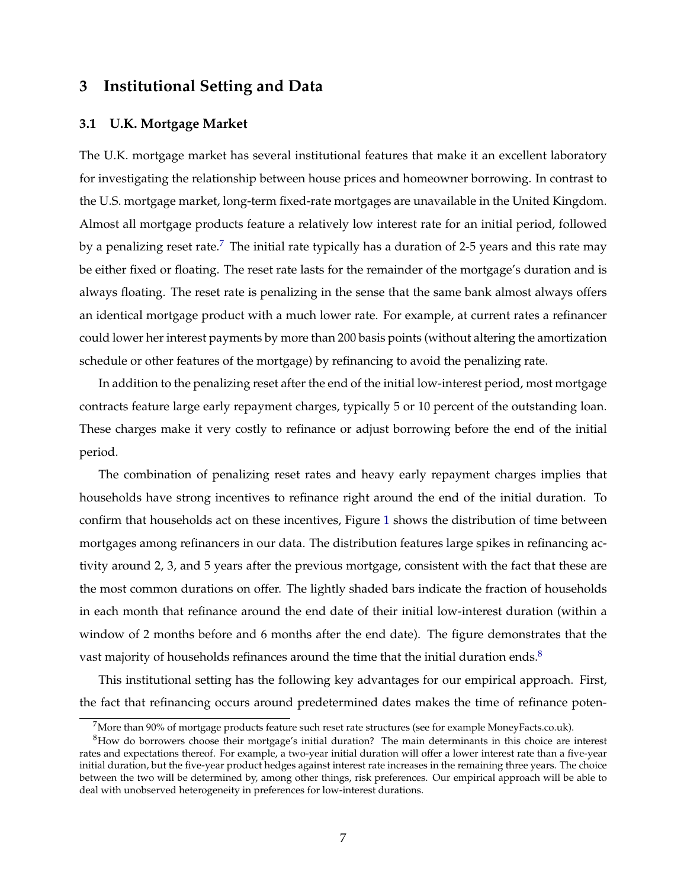## 3 Institutional Setting and Data

### 3.1 U.K. Mortgage Market

The U.K. mortgage market has several institutional features that make it an excellent laboratory for investigating the relationship between house prices and homeowner borrowing. In contrast to the U.S. mortgage market, long-term fixed-rate mortgages are unavailable in the United Kingdom. Almost all mortgage products feature a relatively low interest rate for an initial period, followed by a penalizing reset rate.[7] The initial rate typically has a duration of 2-5 years and this rate may be either fixed or floating. The reset rate lasts for the remainder of the mortgage's duration and is always floating. The reset rate is penalizing in the sense that the same bank almost always offers an identical mortgage product with a much lower rate. For example, at current rates a refinancer could lower her interest payments by more than 200 basis points (without altering the amortization schedule or other features of the mortgage) by refinancing to avoid the penalizing rate.

In addition to the penalizing reset after the end of the initial low-interest period, most mortgage contracts feature large early repayment charges, typically 5 or 10 percent of the outstanding loan. These charges make it very costly to refinance or adjust borrowing before the end of the initial period.

The combination of penalizing reset rates and heavy early repayment charges implies that households have strong incentives to refinance right around the end of the initial duration. To confirm that households act on these incentives, Figure 1 shows the distribution of time between mortgages among refinancers in our data. The distribution features large spikes in refinancing activity around 2, 3, and 5 years after the previous mortgage, consistent with the fact that these are the most common durations on offer. The lightly shaded bars indicate the fraction of households in each month that refinance around the end date of their initial low-interest duration (within a window of 2 months before and 6 months after the end date). The figure demonstrates that the vast majority of households refinances around the time that the initial duration ends.[8]

This institutional setting has the following key advantages for our empirical approach. First, the fact that refinancing occurs around predetermined dates makes the time of refinance poten-

[7] More than 90% of mortgage products feature such reset rate structures (see for example MoneyFacts.co.uk).

[8] How do borrowers choose their mortgage's initial duration? The main determinants in this choice are interest rates and expectations thereof. For example, a two-year initial duration will offer a lower interest rate than a five-year initial duration, but the five-year product hedges against interest rate increases in the remaining three years. The choice between the two will be determined by, among other things, risk preferences. Our empirical approach will be able to deal with unobserved heterogeneity in preferences for low-interest durations.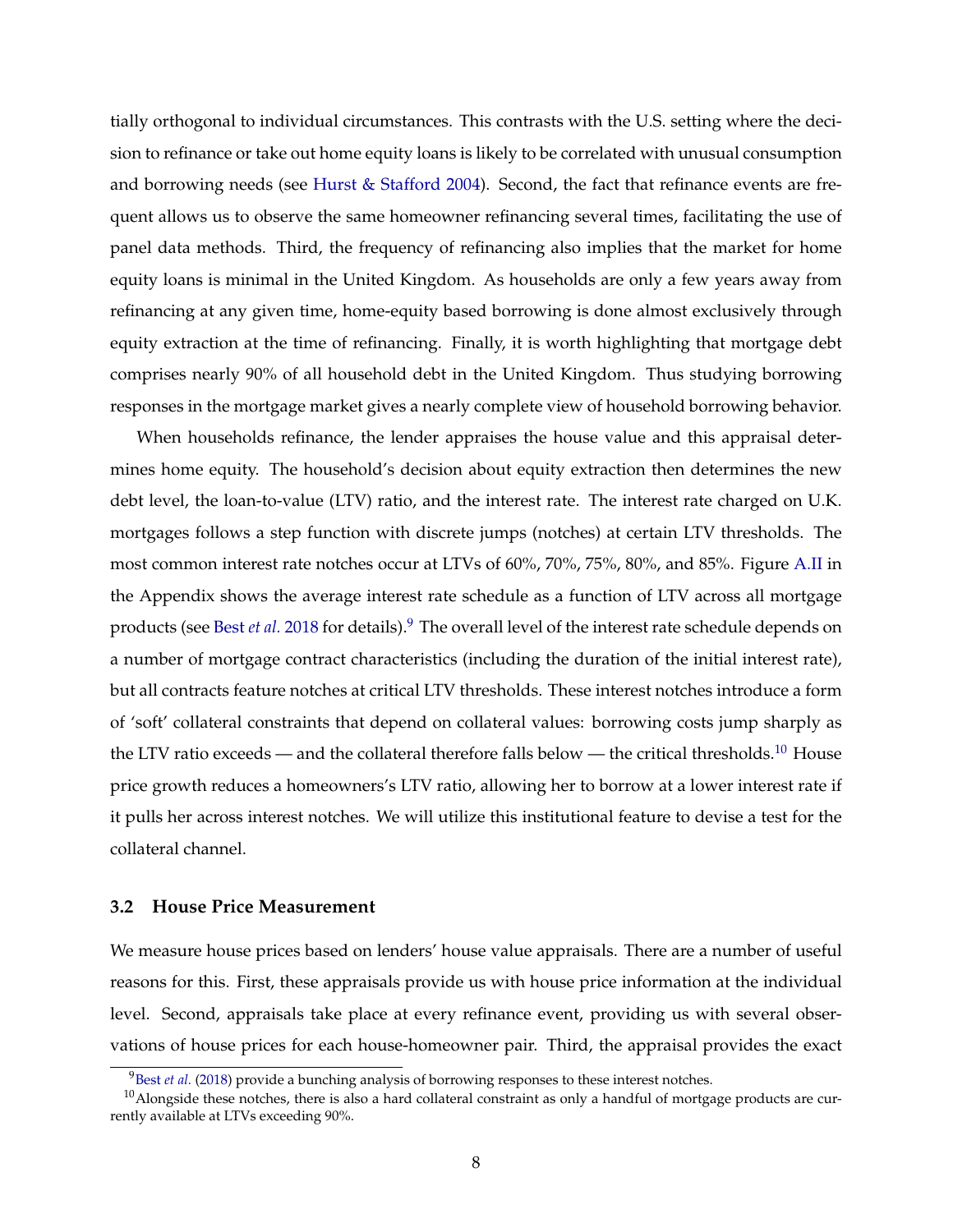tially orthogonal to individual circumstances. This contrasts with the U.S. setting where the decision to refinance or take out home equity loans is likely to be correlated with unusual consumption and borrowing needs (see Hurst & Stafford 2004). Second, the fact that refinance events are frequent allows us to observe the same homeowner refinancing several times, facilitating the use of panel data methods. Third, the frequency of refinancing also implies that the market for home equity loans is minimal in the United Kingdom. As households are only a few years away from refinancing at any given time, home-equity based borrowing is done almost exclusively through equity extraction at the time of refinancing. Finally, it is worth highlighting that mortgage debt comprises nearly 90% of all household debt in the United Kingdom. Thus studying borrowing responses in the mortgage market gives a nearly complete view of household borrowing behavior.

When households refinance, the lender appraises the house value and this appraisal determines home equity. The household's decision about equity extraction then determines the new debt level, the loan-to-value (LTV) ratio, and the interest rate. The interest rate charged on U.K. mortgages follows a step function with discrete jumps (notches) at certain LTV thresholds. The most common interest rate notches occur at LTVs of 60%, 70%, 75%, 80%, and 85%. Figure A.II in the Appendix shows the average interest rate schedule as a function of LTV across all mortgage products (see Best *et al.* 2018 for details).[9] The overall level of the interest rate schedule depends on a number of mortgage contract characteristics (including the duration of the initial interest rate), but all contracts feature notches at critical LTV thresholds. These interest notches introduce a form of 'soft' collateral constraints that depend on collateral values: borrowing costs jump sharply as the LTV ratio exceeds — and the collateral therefore falls below — the critical thresholds.[10] House price growth reduces a homeowners's LTV ratio, allowing her to borrow at a lower interest rate if it pulls her across interest notches. We will utilize this institutional feature to devise a test for the collateral channel.

### 3.2 House Price Measurement

We measure house prices based on lenders' house value appraisals. There are a number of useful reasons for this. First, these appraisals provide us with house price information at the individual level. Second, appraisals take place at every refinance event, providing us with several observations of house prices for each house-homeowner pair. Third, the appraisal provides the exact

[9] Best *et al.* (2018) provide a bunching analysis of borrowing responses to these interest notches.

[10] Alongside these notches, there is also a hard collateral constraint as only a handful of mortgage products are currently available at LTVs exceeding 90%.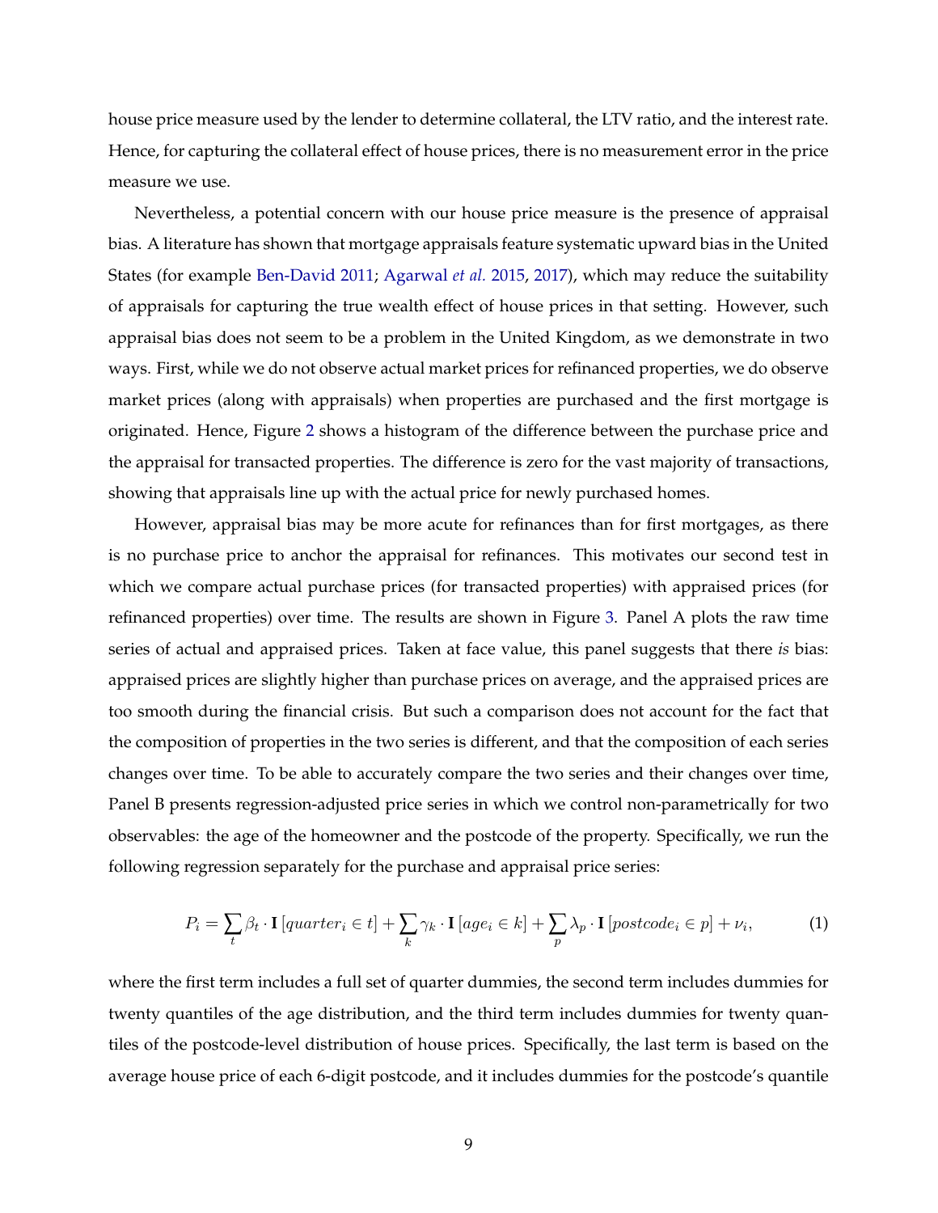house price measure used by the lender to determine collateral, the LTV ratio, and the interest rate. Hence, for capturing the collateral effect of house prices, there is no measurement error in the price measure we use.

Nevertheless, a potential concern with our house price measure is the presence of appraisal bias. A literature has shown that mortgage appraisals feature systematic upward bias in the United States (for example Ben-David 2011; Agarwal *et al.* 2015, 2017), which may reduce the suitability of appraisals for capturing the true wealth effect of house prices in that setting. However, such appraisal bias does not seem to be a problem in the United Kingdom, as we demonstrate in two ways. First, while we do not observe actual market prices for refinanced properties, we do observe market prices (along with appraisals) when properties are purchased and the first mortgage is originated. Hence, Figure 2 shows a histogram of the difference between the purchase price and the appraisal for transacted properties. The difference is zero for the vast majority of transactions, showing that appraisals line up with the actual price for newly purchased homes.

However, appraisal bias may be more acute for refinances than for first mortgages, as there is no purchase price to anchor the appraisal for refinances. This motivates our second test in which we compare actual purchase prices (for transacted properties) with appraised prices (for refinanced properties) over time. The results are shown in Figure 3. Panel A plots the raw time series of actual and appraised prices. Taken at face value, this panel suggests that there *is* bias: appraised prices are slightly higher than purchase prices on average, and the appraised prices are too smooth during the financial crisis. But such a comparison does not account for the fact that the composition of properties in the two series is different, and that the composition of each series changes over time. To be able to accurately compare the two series and their changes over time, Panel B presents regression-adjusted price series in which we control non-parametrically for two observables: the age of the homeowner and the postcode of the property. Specifically, we run the following regression separately for the purchase and appraisal price series:

$$P_i = \sum_t \beta_t \cdot \mathbf{I}\left[quarter_i \in t\right] + \sum_k \gamma_k \cdot \mathbf{I}\left[age_i \in k\right] + \sum_p \lambda_p \cdot \mathbf{I}\left[postcode_i \in p\right] + \nu_i, \tag{1}$$

where the first term includes a full set of quarter dummies, the second term includes dummies for twenty quantiles of the age distribution, and the third term includes dummies for twenty quantiles of the postcode-level distribution of house prices. Specifically, the last term is based on the average house price of each 6-digit postcode, and it includes dummies for the postcode's quantile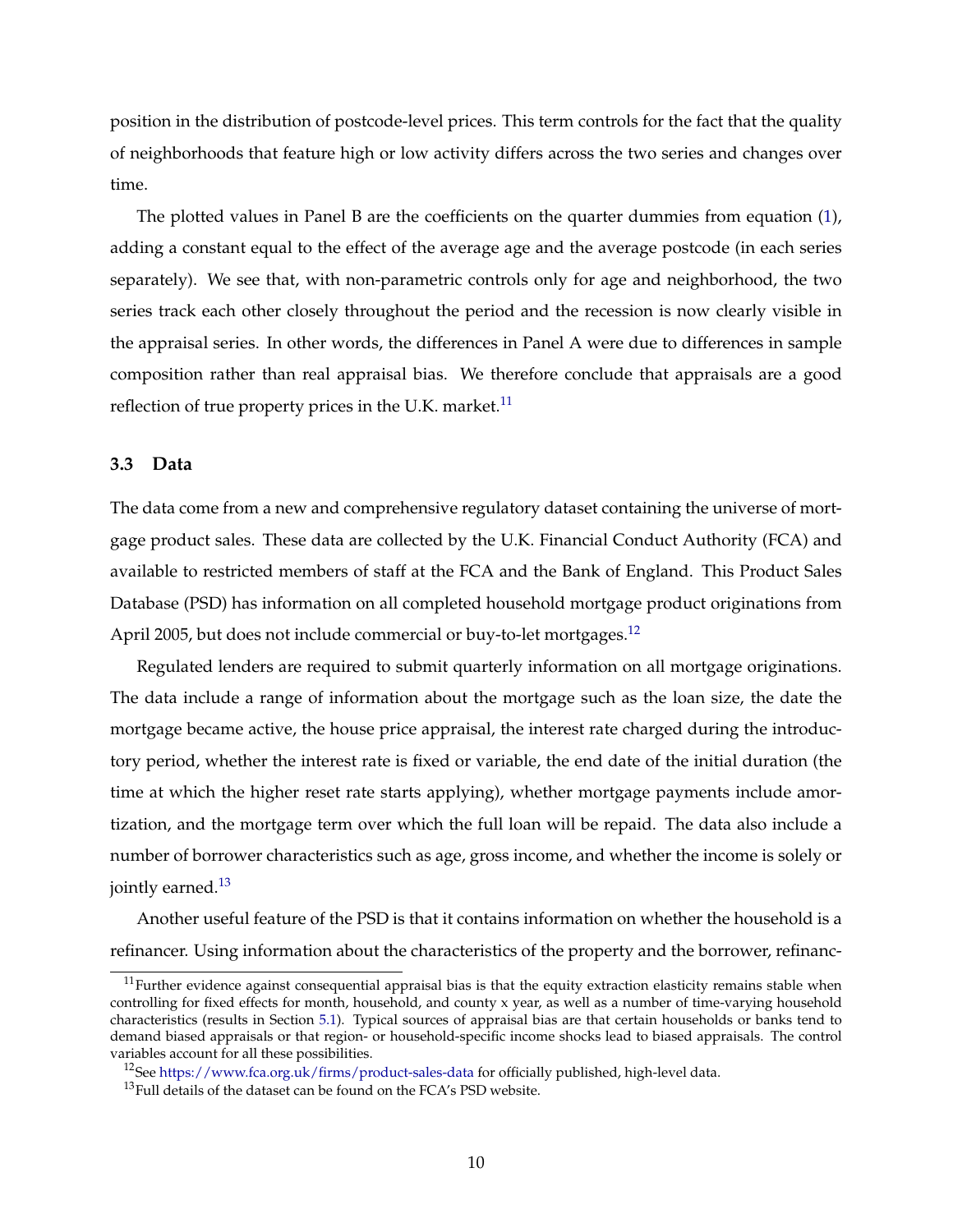position in the distribution of postcode-level prices. This term controls for the fact that the quality of neighborhoods that feature high or low activity differs across the two series and changes over time.

The plotted values in Panel B are the coefficients on the quarter dummies from equation (1), adding a constant equal to the effect of the average age and the average postcode (in each series separately). We see that, with non-parametric controls only for age and neighborhood, the two series track each other closely throughout the period and the recession is now clearly visible in the appraisal series. In other words, the differences in Panel A were due to differences in sample composition rather than real appraisal bias. We therefore conclude that appraisals are a good reflection of true property prices in the U.K. market.[11]

### 3.3 Data

The data come from a new and comprehensive regulatory dataset containing the universe of mortgage product sales. These data are collected by the U.K. Financial Conduct Authority (FCA) and available to restricted members of staff at the FCA and the Bank of England. This Product Sales Database (PSD) has information on all completed household mortgage product originations from April 2005, but does not include commercial or buy-to-let mortgages.[12]

Regulated lenders are required to submit quarterly information on all mortgage originations. The data include a range of information about the mortgage such as the loan size, the date the mortgage became active, the house price appraisal, the interest rate charged during the introductory period, whether the interest rate is fixed or variable, the end date of the initial duration (the time at which the higher reset rate starts applying), whether mortgage payments include amortization, and the mortgage term over which the full loan will be repaid. The data also include a number of borrower characteristics such as age, gross income, and whether the income is solely or jointly earned.[13]

Another useful feature of the PSD is that it contains information on whether the household is a refinancer. Using information about the characteristics of the property and the borrower, refinanc-

[11] Further evidence against consequential appraisal bias is that the equity extraction elasticity remains stable when controlling for fixed effects for month, household, and county x year, as well as a number of time-varying household characteristics (results in Section 5.1). Typical sources of appraisal bias are that certain households or banks tend to demand biased appraisals or that region- or household-specific income shocks lead to biased appraisals. The control variables account for all these possibilities.

[12] See https://www.fca.org.uk/firms/product-sales-data for officially published, high-level data.

[13] Full details of the dataset can be found on the FCA's PSD website.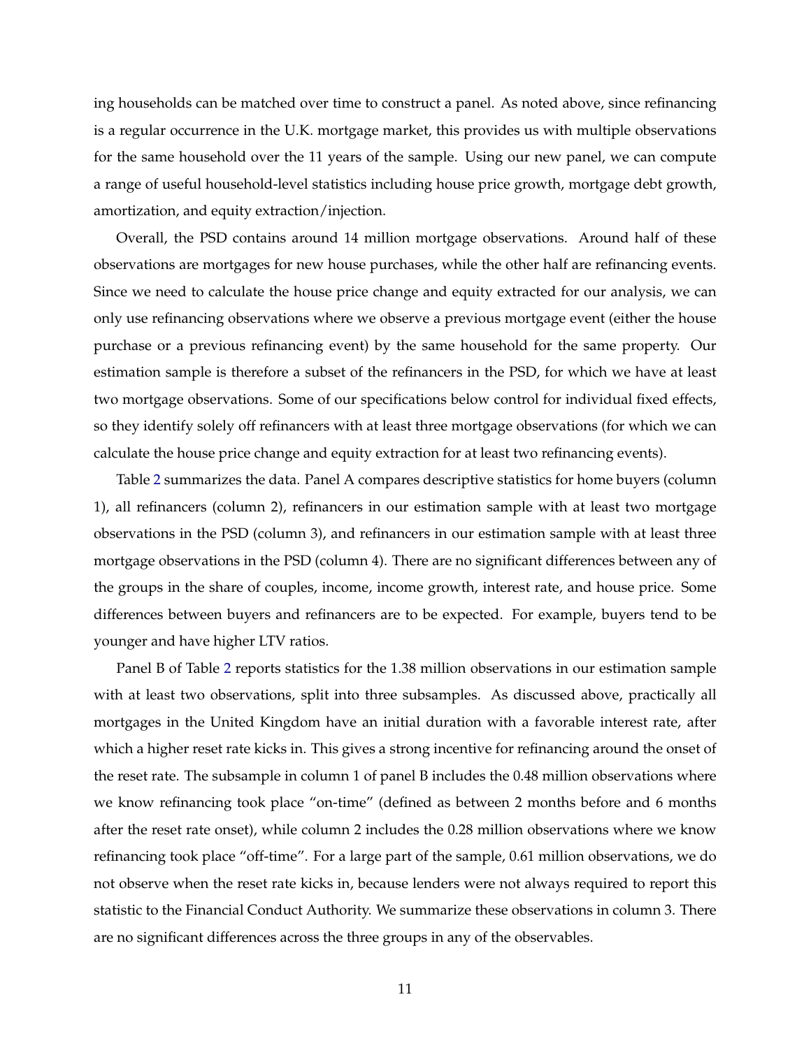ing households can be matched over time to construct a panel. As noted above, since refinancing is a regular occurrence in the U.K. mortgage market, this provides us with multiple observations for the same household over the 11 years of the sample. Using our new panel, we can compute a range of useful household-level statistics including house price growth, mortgage debt growth, amortization, and equity extraction/injection.

Overall, the PSD contains around 14 million mortgage observations. Around half of these observations are mortgages for new house purchases, while the other half are refinancing events. Since we need to calculate the house price change and equity extracted for our analysis, we can only use refinancing observations where we observe a previous mortgage event (either the house purchase or a previous refinancing event) by the same household for the same property. Our estimation sample is therefore a subset of the refinancers in the PSD, for which we have at least two mortgage observations. Some of our specifications below control for individual fixed effects, so they identify solely off refinancers with at least three mortgage observations (for which we can calculate the house price change and equity extraction for at least two refinancing events).

Table 2 summarizes the data. Panel A compares descriptive statistics for home buyers (column 1), all refinancers (column 2), refinancers in our estimation sample with at least two mortgage observations in the PSD (column 3), and refinancers in our estimation sample with at least three mortgage observations in the PSD (column 4). There are no significant differences between any of the groups in the share of couples, income, income growth, interest rate, and house price. Some differences between buyers and refinancers are to be expected. For example, buyers tend to be younger and have higher LTV ratios.

Panel B of Table 2 reports statistics for the 1.38 million observations in our estimation sample with at least two observations, split into three subsamples. As discussed above, practically all mortgages in the United Kingdom have an initial duration with a favorable interest rate, after which a higher reset rate kicks in. This gives a strong incentive for refinancing around the onset of the reset rate. The subsample in column 1 of panel B includes the 0.48 million observations where we know refinancing took place "on-time" (defined as between 2 months before and 6 months after the reset rate onset), while column 2 includes the 0.28 million observations where we know refinancing took place "off-time". For a large part of the sample, 0.61 million observations, we do not observe when the reset rate kicks in, because lenders were not always required to report this statistic to the Financial Conduct Authority. We summarize these observations in column 3. There are no significant differences across the three groups in any of the observables.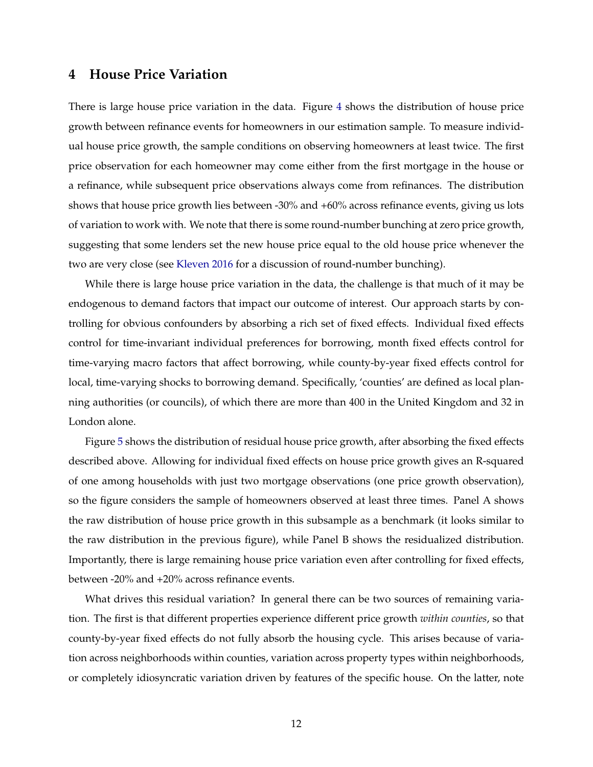## 4 House Price Variation

There is large house price variation in the data. Figure 4 shows the distribution of house price growth between refinance events for homeowners in our estimation sample. To measure individual house price growth, the sample conditions on observing homeowners at least twice. The first price observation for each homeowner may come either from the first mortgage in the house or a refinance, while subsequent price observations always come from refinances. The distribution shows that house price growth lies between -30% and +60% across refinance events, giving us lots of variation to work with. We note that there is some round-number bunching at zero price growth, suggesting that some lenders set the new house price equal to the old house price whenever the two are very close (see Kleven 2016 for a discussion of round-number bunching).

While there is large house price variation in the data, the challenge is that much of it may be endogenous to demand factors that impact our outcome of interest. Our approach starts by controlling for obvious confounders by absorbing a rich set of fixed effects. Individual fixed effects control for time-invariant individual preferences for borrowing, month fixed effects control for time-varying macro factors that affect borrowing, while county-by-year fixed effects control for local, time-varying shocks to borrowing demand. Specifically, 'counties' are defined as local planning authorities (or councils), of which there are more than 400 in the United Kingdom and 32 in London alone.

Figure 5 shows the distribution of residual house price growth, after absorbing the fixed effects described above. Allowing for individual fixed effects on house price growth gives an R-squared of one among households with just two mortgage observations (one price growth observation), so the figure considers the sample of homeowners observed at least three times. Panel A shows the raw distribution of house price growth in this subsample as a benchmark (it looks similar to the raw distribution in the previous figure), while Panel B shows the residualized distribution. Importantly, there is large remaining house price variation even after controlling for fixed effects, between -20% and +20% across refinance events.

What drives this residual variation? In general there can be two sources of remaining variation. The first is that different properties experience different price growth *within counties*, so that county-by-year fixed effects do not fully absorb the housing cycle. This arises because of variation across neighborhoods within counties, variation across property types within neighborhoods, or completely idiosyncratic variation driven by features of the specific house. On the latter, note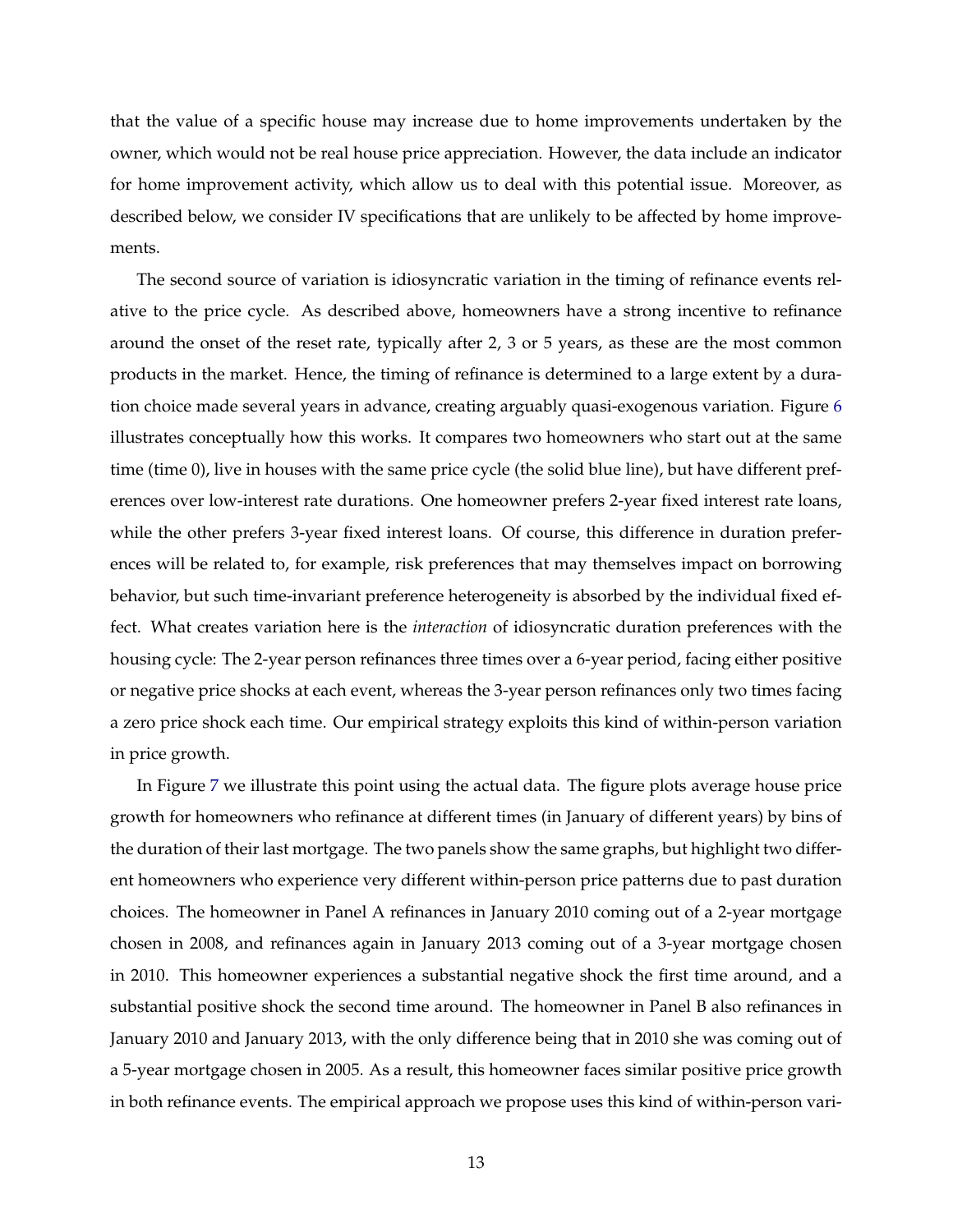that the value of a specific house may increase due to home improvements undertaken by the owner, which would not be real house price appreciation. However, the data include an indicator for home improvement activity, which allow us to deal with this potential issue. Moreover, as described below, we consider IV specifications that are unlikely to be affected by home improvements.

The second source of variation is idiosyncratic variation in the timing of refinance events relative to the price cycle. As described above, homeowners have a strong incentive to refinance around the onset of the reset rate, typically after 2, 3 or 5 years, as these are the most common products in the market. Hence, the timing of refinance is determined to a large extent by a duration choice made several years in advance, creating arguably quasi-exogenous variation. Figure 6 illustrates conceptually how this works. It compares two homeowners who start out at the same time (time 0), live in houses with the same price cycle (the solid blue line), but have different preferences over low-interest rate durations. One homeowner prefers 2-year fixed interest rate loans, while the other prefers 3-year fixed interest loans. Of course, this difference in duration preferences will be related to, for example, risk preferences that may themselves impact on borrowing behavior, but such time-invariant preference heterogeneity is absorbed by the individual fixed effect. What creates variation here is the *interaction* of idiosyncratic duration preferences with the housing cycle: The 2-year person refinances three times over a 6-year period, facing either positive or negative price shocks at each event, whereas the 3-year person refinances only two times facing a zero price shock each time. Our empirical strategy exploits this kind of within-person variation in price growth.

In Figure 7 we illustrate this point using the actual data. The figure plots average house price growth for homeowners who refinance at different times (in January of different years) by bins of the duration of their last mortgage. The two panels show the same graphs, but highlight two different homeowners who experience very different within-person price patterns due to past duration choices. The homeowner in Panel A refinances in January 2010 coming out of a 2-year mortgage chosen in 2008, and refinances again in January 2013 coming out of a 3-year mortgage chosen in 2010. This homeowner experiences a substantial negative shock the first time around, and a substantial positive shock the second time around. The homeowner in Panel B also refinances in January 2010 and January 2013, with the only difference being that in 2010 she was coming out of a 5-year mortgage chosen in 2005. As a result, this homeowner faces similar positive price growth in both refinance events. The empirical approach we propose uses this kind of within-person vari-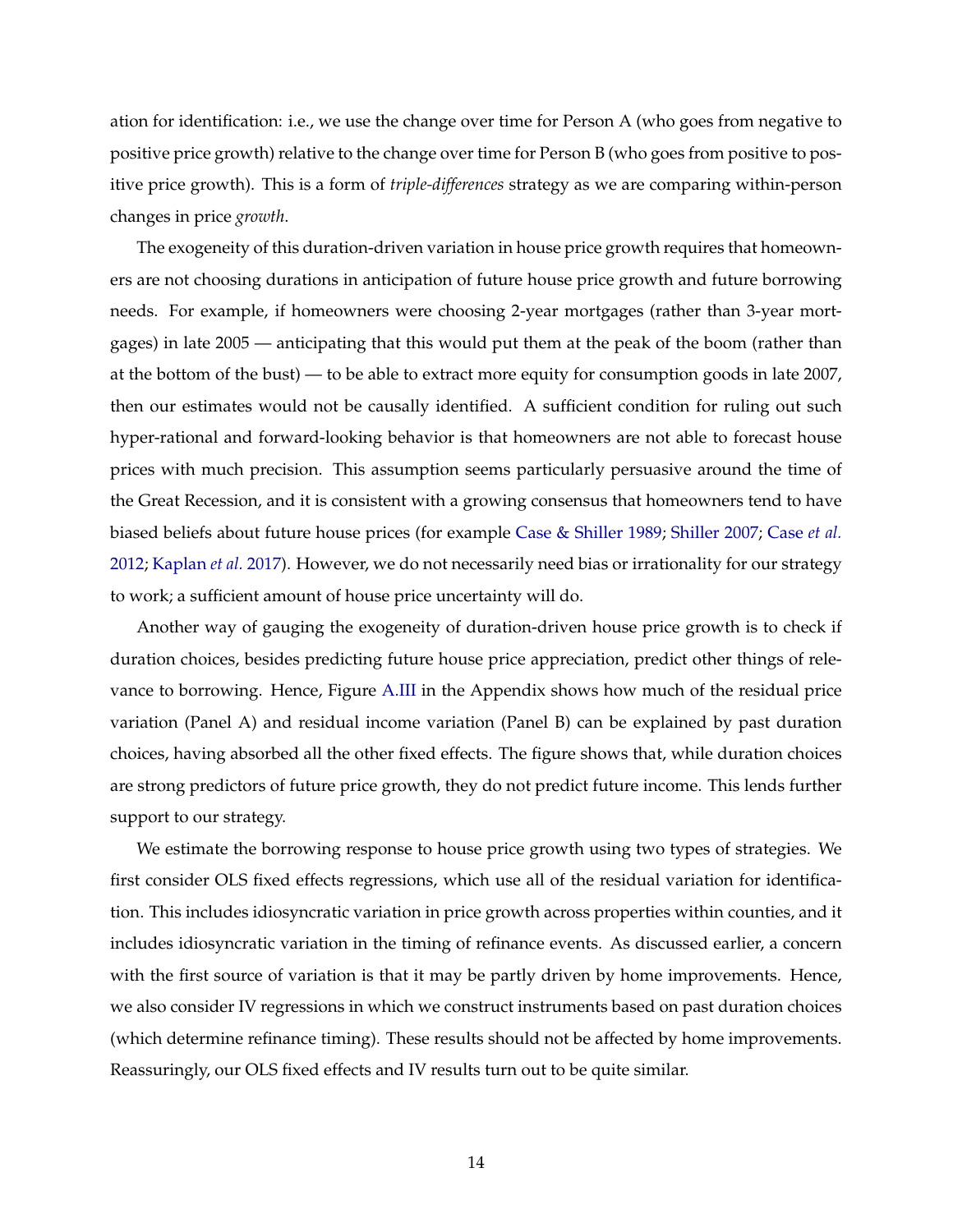ation for identification: i.e., we use the change over time for Person A (who goes from negative to positive price growth) relative to the change over time for Person B (who goes from positive to positive price growth). This is a form of *triple-differences* strategy as we are comparing within-person changes in price *growth*.

The exogeneity of this duration-driven variation in house price growth requires that homeowners are not choosing durations in anticipation of future house price growth and future borrowing needs. For example, if homeowners were choosing 2-year mortgages (rather than 3-year mortgages) in late 2005 — anticipating that this would put them at the peak of the boom (rather than at the bottom of the bust) — to be able to extract more equity for consumption goods in late 2007, then our estimates would not be causally identified. A sufficient condition for ruling out such hyper-rational and forward-looking behavior is that homeowners are not able to forecast house prices with much precision. This assumption seems particularly persuasive around the time of the Great Recession, and it is consistent with a growing consensus that homeowners tend to have biased beliefs about future house prices (for example Case & Shiller 1989; Shiller 2007; Case *et al.* 2012; Kaplan *et al.* 2017). However, we do not necessarily need bias or irrationality for our strategy to work; a sufficient amount of house price uncertainty will do.

Another way of gauging the exogeneity of duration-driven house price growth is to check if duration choices, besides predicting future house price appreciation, predict other things of relevance to borrowing. Hence, Figure A.III in the Appendix shows how much of the residual price variation (Panel A) and residual income variation (Panel B) can be explained by past duration choices, having absorbed all the other fixed effects. The figure shows that, while duration choices are strong predictors of future price growth, they do not predict future income. This lends further support to our strategy.

We estimate the borrowing response to house price growth using two types of strategies. We first consider OLS fixed effects regressions, which use all of the residual variation for identification. This includes idiosyncratic variation in price growth across properties within counties, and it includes idiosyncratic variation in the timing of refinance events. As discussed earlier, a concern with the first source of variation is that it may be partly driven by home improvements. Hence, we also consider IV regressions in which we construct instruments based on past duration choices (which determine refinance timing). These results should not be affected by home improvements. Reassuringly, our OLS fixed effects and IV results turn out to be quite similar.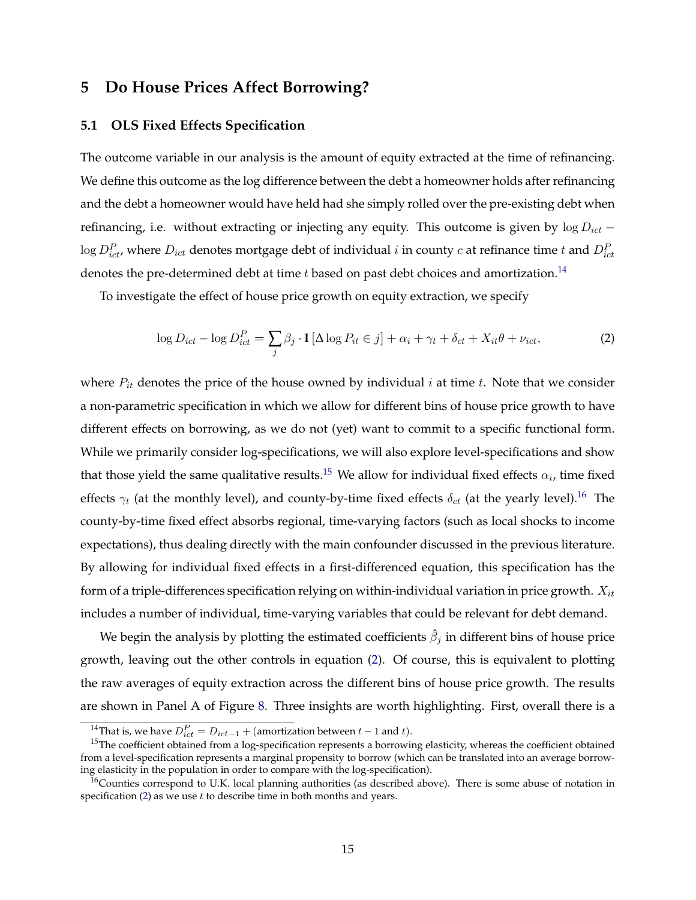# 5 Do House Prices Affect Borrowing?

## 5.1 OLS Fixed Effects Specification

The outcome variable in our analysis is the amount of equity extracted at the time of refinancing. We define this outcome as the log difference between the debt a homeowner holds after refinancing and the debt a homeowner would have held had she simply rolled over the pre-existing debt when refinancing, i.e. without extracting or injecting any equity. This outcome is given by $\log D_{ict} - \log D^P_{ict}$, where $D_{ict}$ denotes mortgage debt of individual $i$ in county $c$ at refinance time $t$ and $D^P_{ict}$ denotes the pre-determined debt at time $t$ based on past debt choices and amortization.[14]

To investigate the effect of house price growth on equity extraction, we specify

$$\log D_{ict} - \log D^P_{ict} = \sum_j \beta_j \cdot \mathbf{I}\left[\Delta \log P_{it} \in j\right] + \alpha_i + \gamma_t + \delta_{ct} + X_{it}\theta + \nu_{ict}, \tag{2}$$

where $P_{it}$ denotes the price of the house owned by individual $i$ at time $t$. Note that we consider a non-parametric specification in which we allow for different bins of house price growth to have different effects on borrowing, as we do not (yet) want to commit to a specific functional form. While we primarily consider log-specifications, we will also explore level-specifications and show that those yield the same qualitative results.[15] We allow for individual fixed effects $\alpha_i$, time fixed effects $\gamma_t$ (at the monthly level), and county-by-time fixed effects $\delta_{ct}$ (at the yearly level).[16] The county-by-time fixed effect absorbs regional, time-varying factors (such as local shocks to income expectations), thus dealing directly with the main confounder discussed in the previous literature. By allowing for individual fixed effects in a first-differenced equation, this specification has the form of a triple-differences specification relying on within-individual variation in price growth. $X_{it}$ includes a number of individual, time-varying variables that could be relevant for debt demand.

We begin the analysis by plotting the estimated coefficients $\hat{\beta}_j$ in different bins of house price growth, leaving out the other controls in equation (2). Of course, this is equivalent to plotting the raw averages of equity extraction across the different bins of house price growth. The results are shown in Panel A of Figure 8. Three insights are worth highlighting. First, overall there is a

[14] That is, we have $D^P_{ict} = D_{ict-1} + (\text{amortization between } t-1 \text{ and } t)$.

[15] The coefficient obtained from a log-specification represents a borrowing elasticity, whereas the coefficient obtained from a level-specification represents a marginal propensity to borrow (which can be translated into an average borrowing elasticity in the population in order to compare with the log-specification).

[16] Counties correspond to U.K. local planning authorities (as described above). There is some abuse of notation in specification (2) as we use $t$ to describe time in both months and years.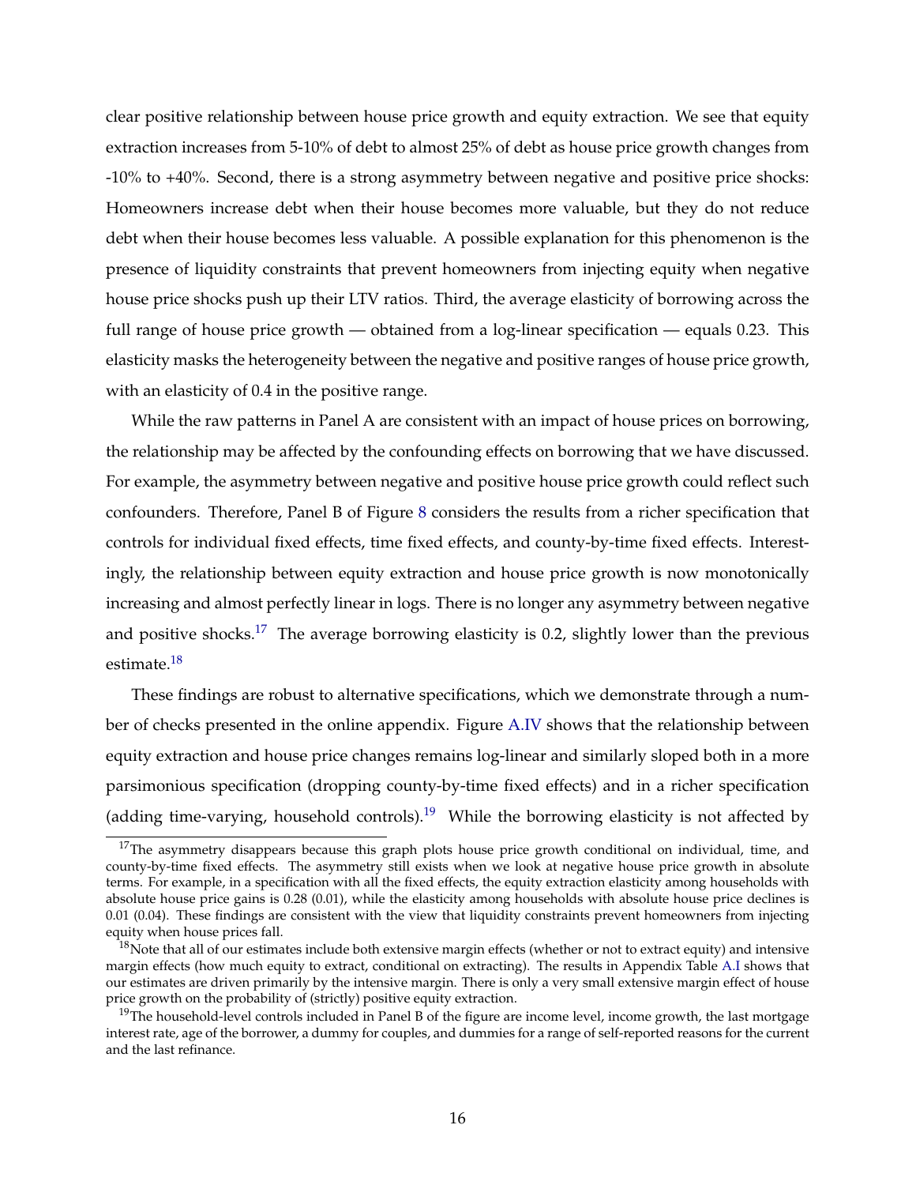clear positive relationship between house price growth and equity extraction. We see that equity extraction increases from 5-10% of debt to almost 25% of debt as house price growth changes from -10% to +40%. Second, there is a strong asymmetry between negative and positive price shocks: Homeowners increase debt when their house becomes more valuable, but they do not reduce debt when their house becomes less valuable. A possible explanation for this phenomenon is the presence of liquidity constraints that prevent homeowners from injecting equity when negative house price shocks push up their LTV ratios. Third, the average elasticity of borrowing across the full range of house price growth — obtained from a log-linear specification — equals 0.23. This elasticity masks the heterogeneity between the negative and positive ranges of house price growth, with an elasticity of 0.4 in the positive range.

While the raw patterns in Panel A are consistent with an impact of house prices on borrowing, the relationship may be affected by the confounding effects on borrowing that we have discussed. For example, the asymmetry between negative and positive house price growth could reflect such confounders. Therefore, Panel B of Figure 8 considers the results from a richer specification that controls for individual fixed effects, time fixed effects, and county-by-time fixed effects. Interestingly, the relationship between equity extraction and house price growth is now monotonically increasing and almost perfectly linear in logs. There is no longer any asymmetry between negative and positive shocks.[17] The average borrowing elasticity is 0.2, slightly lower than the previous estimate.[18]

These findings are robust to alternative specifications, which we demonstrate through a number of checks presented in the online appendix. Figure A.IV shows that the relationship between equity extraction and house price changes remains log-linear and similarly sloped both in a more parsimonious specification (dropping county-by-time fixed effects) and in a richer specification (adding time-varying, household controls).[19] While the borrowing elasticity is not affected by

---

[17] The asymmetry disappears because this graph plots house price growth conditional on individual, time, and county-by-time fixed effects. The asymmetry still exists when we look at negative house price growth in absolute terms. For example, in a specification with all the fixed effects, the equity extraction elasticity among households with absolute house price gains is 0.28 (0.01), while the elasticity among households with absolute house price declines is 0.01 (0.04). These findings are consistent with the view that liquidity constraints prevent homeowners from injecting equity when house prices fall.

[18] Note that all of our estimates include both extensive margin effects (whether or not to extract equity) and intensive margin effects (how much equity to extract, conditional on extracting). The results in Appendix Table A.I shows that our estimates are driven primarily by the intensive margin. There is only a very small extensive margin effect of house price growth on the probability of (strictly) positive equity extraction.

[19] The household-level controls included in Panel B of the figure are income level, income growth, the last mortgage interest rate, age of the borrower, a dummy for couples, and dummies for a range of self-reported reasons for the current and the last refinance.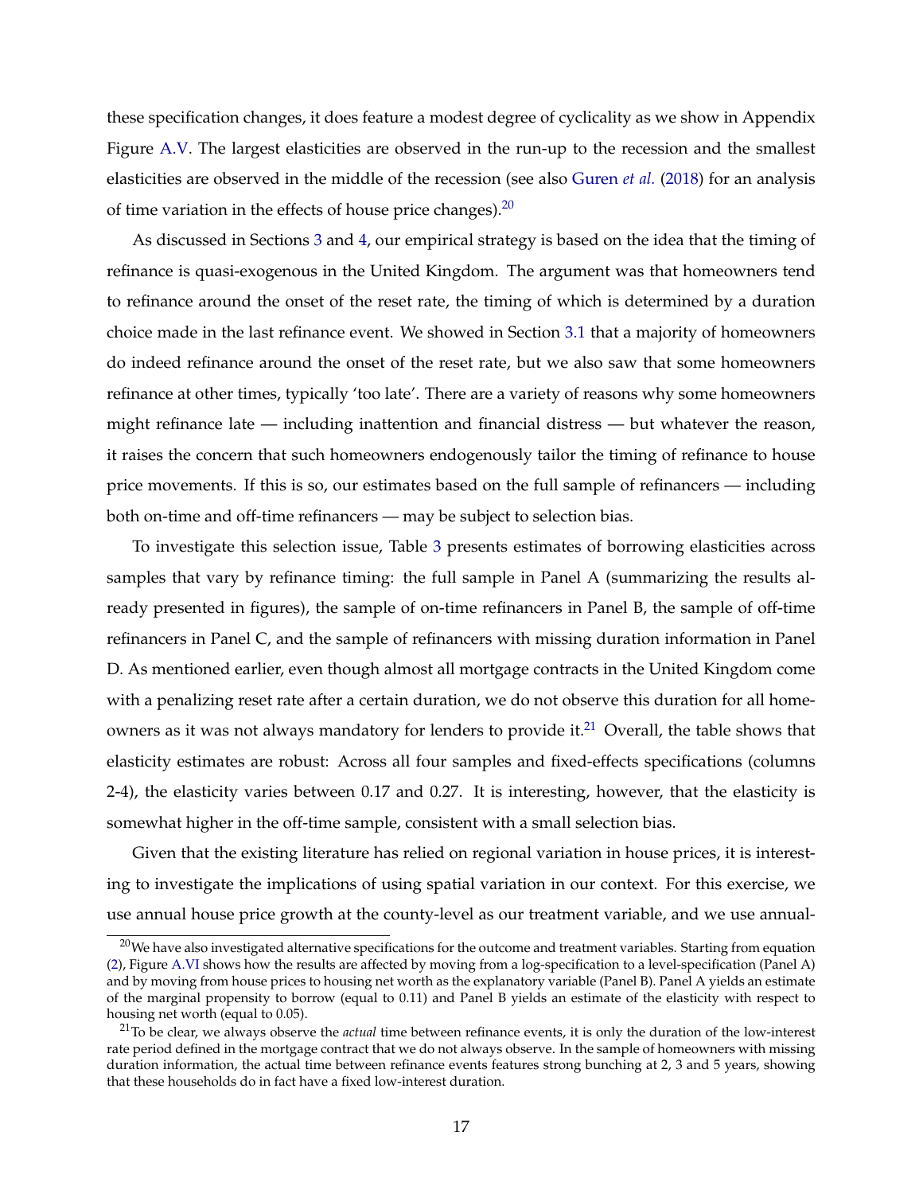these specification changes, it does feature a modest degree of cyclicality as we show in Appendix Figure A.V. The largest elasticities are observed in the run-up to the recession and the smallest elasticities are observed in the middle of the recession (see also Guren *et al.* (2018) for an analysis of time variation in the effects of house price changes).[20]

As discussed in Sections 3 and 4, our empirical strategy is based on the idea that the timing of refinance is quasi-exogenous in the United Kingdom. The argument was that homeowners tend to refinance around the onset of the reset rate, the timing of which is determined by a duration choice made in the last refinance event. We showed in Section 3.1 that a majority of homeowners do indeed refinance around the onset of the reset rate, but we also saw that some homeowners refinance at other times, typically 'too late'. There are a variety of reasons why some homeowners might refinance late — including inattention and financial distress — but whatever the reason, it raises the concern that such homeowners endogenously tailor the timing of refinance to house price movements. If this is so, our estimates based on the full sample of refinancers — including both on-time and off-time refinancers — may be subject to selection bias.

To investigate this selection issue, Table 3 presents estimates of borrowing elasticities across samples that vary by refinance timing: the full sample in Panel A (summarizing the results already presented in figures), the sample of on-time refinancers in Panel B, the sample of off-time refinancers in Panel C, and the sample of refinancers with missing duration information in Panel D. As mentioned earlier, even though almost all mortgage contracts in the United Kingdom come with a penalizing reset rate after a certain duration, we do not observe this duration for all homeowners as it was not always mandatory for lenders to provide it.[21] Overall, the table shows that elasticity estimates are robust: Across all four samples and fixed-effects specifications (columns 2-4), the elasticity varies between 0.17 and 0.27. It is interesting, however, that the elasticity is somewhat higher in the off-time sample, consistent with a small selection bias.

Given that the existing literature has relied on regional variation in house prices, it is interesting to investigate the implications of using spatial variation in our context. For this exercise, we use annual house price growth at the county-level as our treatment variable, and we use annual-

[20] We have also investigated alternative specifications for the outcome and treatment variables. Starting from equation (2), Figure A.VI shows how the results are affected by moving from a log-specification to a level-specification (Panel A) and by moving from house prices to housing net worth as the explanatory variable (Panel B). Panel A yields an estimate of the marginal propensity to borrow (equal to 0.11) and Panel B yields an estimate of the elasticity with respect to housing net worth (equal to 0.05).

[21] To be clear, we always observe the *actual* time between refinance events, it is only the duration of the low-interest rate period defined in the mortgage contract that we do not always observe. In the sample of homeowners with missing duration information, the actual time between refinance events features strong bunching at 2, 3 and 5 years, showing that these households do in fact have a fixed low-interest duration.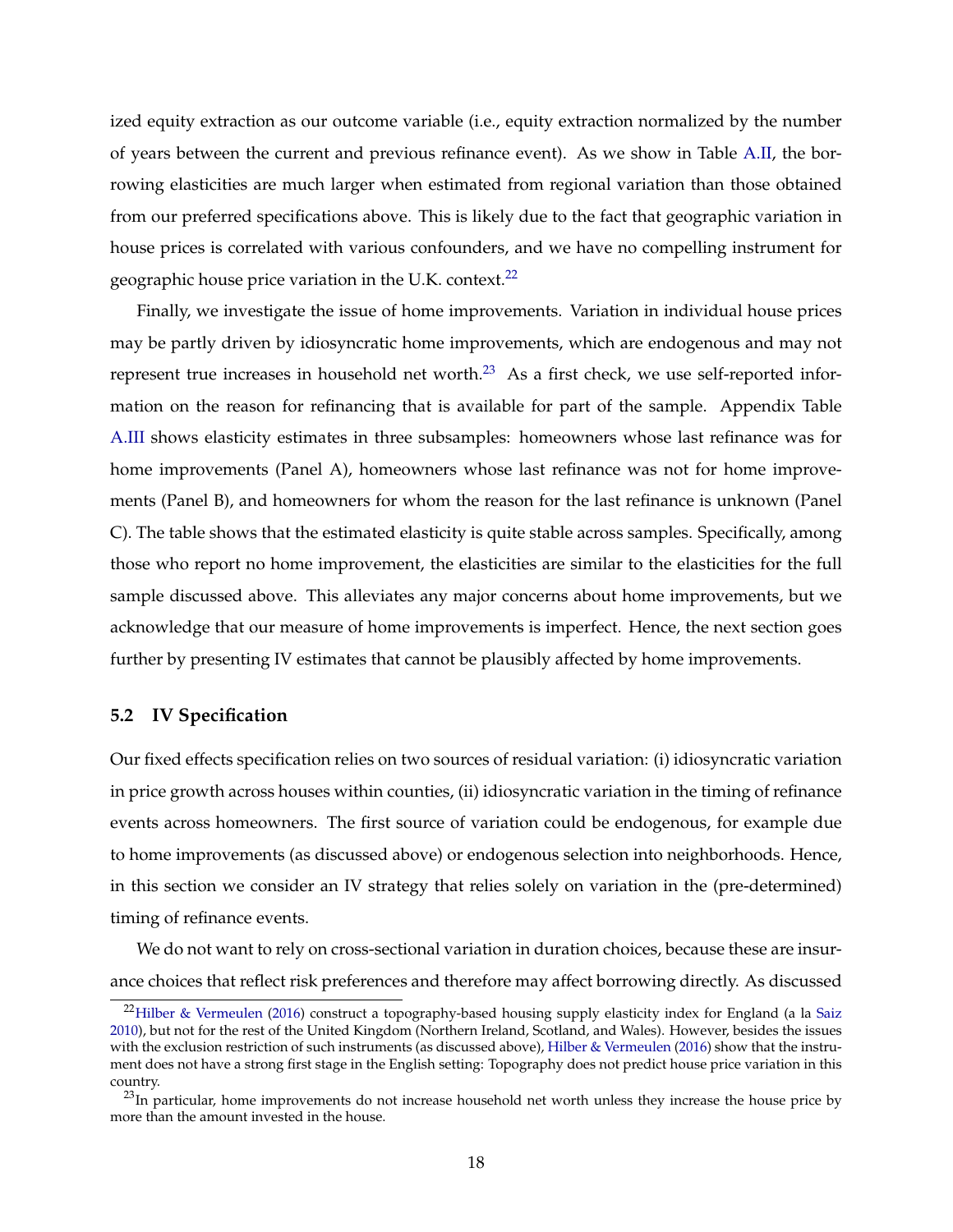ized equity extraction as our outcome variable (i.e., equity extraction normalized by the number of years between the current and previous refinance event). As we show in Table A.II, the borrowing elasticities are much larger when estimated from regional variation than those obtained from our preferred specifications above. This is likely due to the fact that geographic variation in house prices is correlated with various confounders, and we have no compelling instrument for geographic house price variation in the U.K. context.[22]

Finally, we investigate the issue of home improvements. Variation in individual house prices may be partly driven by idiosyncratic home improvements, which are endogenous and may not represent true increases in household net worth.[23] As a first check, we use self-reported information on the reason for refinancing that is available for part of the sample. Appendix Table A.III shows elasticity estimates in three subsamples: homeowners whose last refinance was for home improvements (Panel A), homeowners whose last refinance was not for home improvements (Panel B), and homeowners for whom the reason for the last refinance is unknown (Panel C). The table shows that the estimated elasticity is quite stable across samples. Specifically, among those who report no home improvement, the elasticities are similar to the elasticities for the full sample discussed above. This alleviates any major concerns about home improvements, but we acknowledge that our measure of home improvements is imperfect. Hence, the next section goes further by presenting IV estimates that cannot be plausibly affected by home improvements.

### 5.2 IV Specification

Our fixed effects specification relies on two sources of residual variation: (i) idiosyncratic variation in price growth across houses within counties, (ii) idiosyncratic variation in the timing of refinance events across homeowners. The first source of variation could be endogenous, for example due to home improvements (as discussed above) or endogenous selection into neighborhoods. Hence, in this section we consider an IV strategy that relies solely on variation in the (pre-determined) timing of refinance events.

We do not want to rely on cross-sectional variation in duration choices, because these are insurance choices that reflect risk preferences and therefore may affect borrowing directly. As discussed

[22] Hilber & Vermeulen (2016) construct a topography-based housing supply elasticity index for England (a la Saiz 2010), but not for the rest of the United Kingdom (Northern Ireland, Scotland, and Wales). However, besides the issues with the exclusion restriction of such instruments (as discussed above), Hilber & Vermeulen (2016) show that the instrument does not have a strong first stage in the English setting: Topography does not predict house price variation in this country.

[23] In particular, home improvements do not increase household net worth unless they increase the house price by more than the amount invested in the house.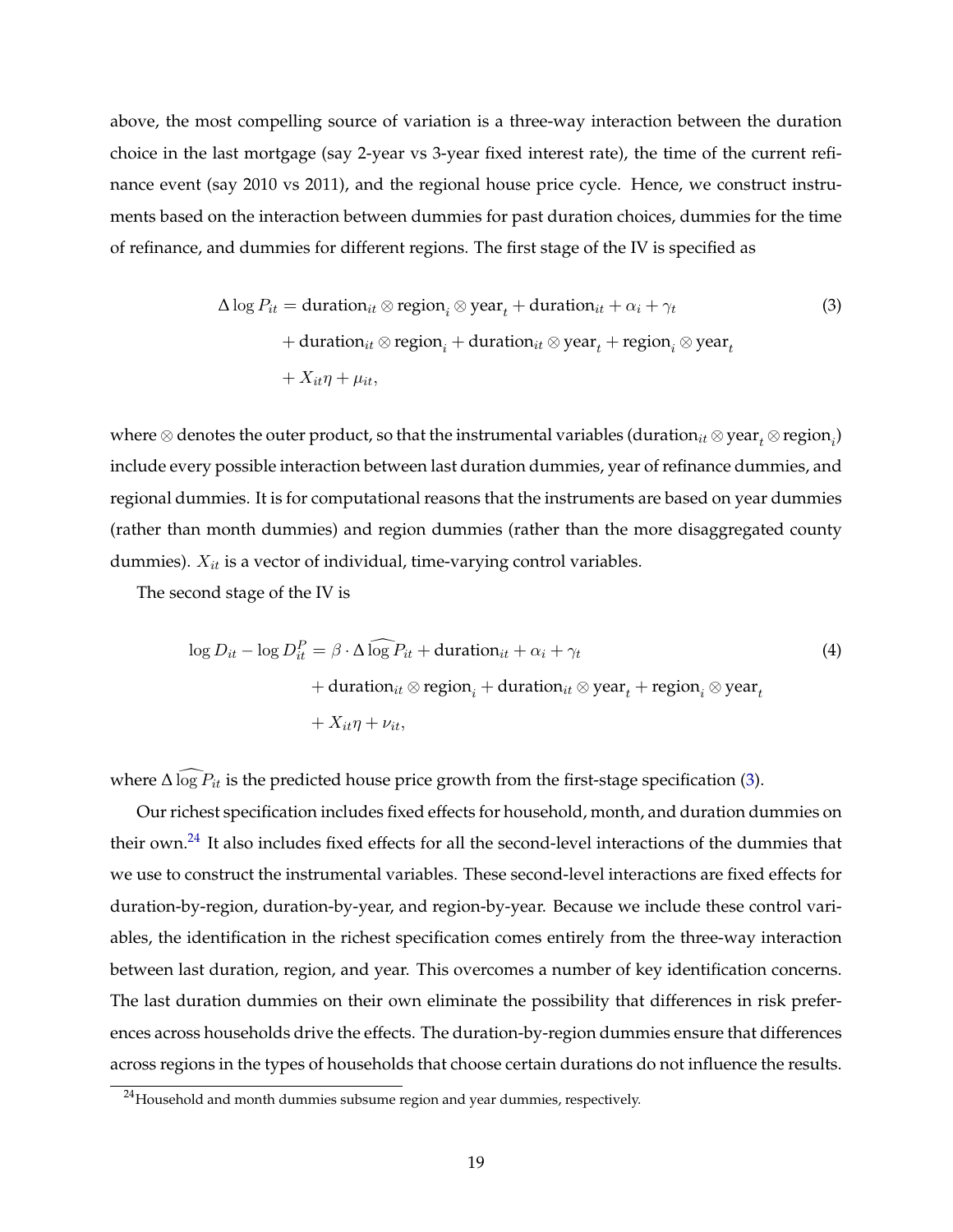above, the most compelling source of variation is a three-way interaction between the duration choice in the last mortgage (say 2-year vs 3-year fixed interest rate), the time of the current refinance event (say 2010 vs 2011), and the regional house price cycle. Hence, we construct instruments based on the interaction between dummies for past duration choices, dummies for the time of refinance, and dummies for different regions. The first stage of the IV is specified as

$$
\begin{aligned}
\Delta \log P_{it} &= \text{duration}_{it} \otimes \text{region}_i \otimes \text{year}_t + \text{duration}_{it} + \alpha_i + \gamma_t \\
&\quad + \text{duration}_{it} \otimes \text{region}_i + \text{duration}_{it} \otimes \text{year}_t + \text{region}_i \otimes \text{year}_t \\
&\quad + X_{it}\eta + \mu_{it},
\end{aligned} \tag{3}
$$

where $\otimes$ denotes the outer product, so that the instrumental variables ($\text{duration}_{it} \otimes \text{year}_t \otimes \text{region}_i$) include every possible interaction between last duration dummies, year of refinance dummies, and regional dummies. It is for computational reasons that the instruments are based on year dummies (rather than month dummies) and region dummies (rather than the more disaggregated county dummies). $X_{it}$ is a vector of individual, time-varying control variables.

The second stage of the IV is

$$
\begin{aligned}
\log D_{it} - \log D_{it}^P &= \beta \cdot \Delta \widehat{\log} P_{it} + \text{duration}_{it} + \alpha_i + \gamma_t \\
&\quad + \text{duration}_{it} \otimes \text{region}_i + \text{duration}_{it} \otimes \text{year}_t + \text{region}_i \otimes \text{year}_t \\
&\quad + X_{it}\eta + \nu_{it},
\end{aligned} \tag{4}
$$

where $\Delta \widehat{\log} P_{it}$ is the predicted house price growth from the first-stage specification (3).

Our richest specification includes fixed effects for household, month, and duration dummies on their own.[24] It also includes fixed effects for all the second-level interactions of the dummies that we use to construct the instrumental variables. These second-level interactions are fixed effects for duration-by-region, duration-by-year, and region-by-year. Because we include these control variables, the identification in the richest specification comes entirely from the three-way interaction between last duration, region, and year. This overcomes a number of key identification concerns. The last duration dummies on their own eliminate the possibility that differences in risk preferences across households drive the effects. The duration-by-region dummies ensure that differences across regions in the types of households that choose certain durations do not influence the results.

[24] Household and month dummies subsume region and year dummies, respectively.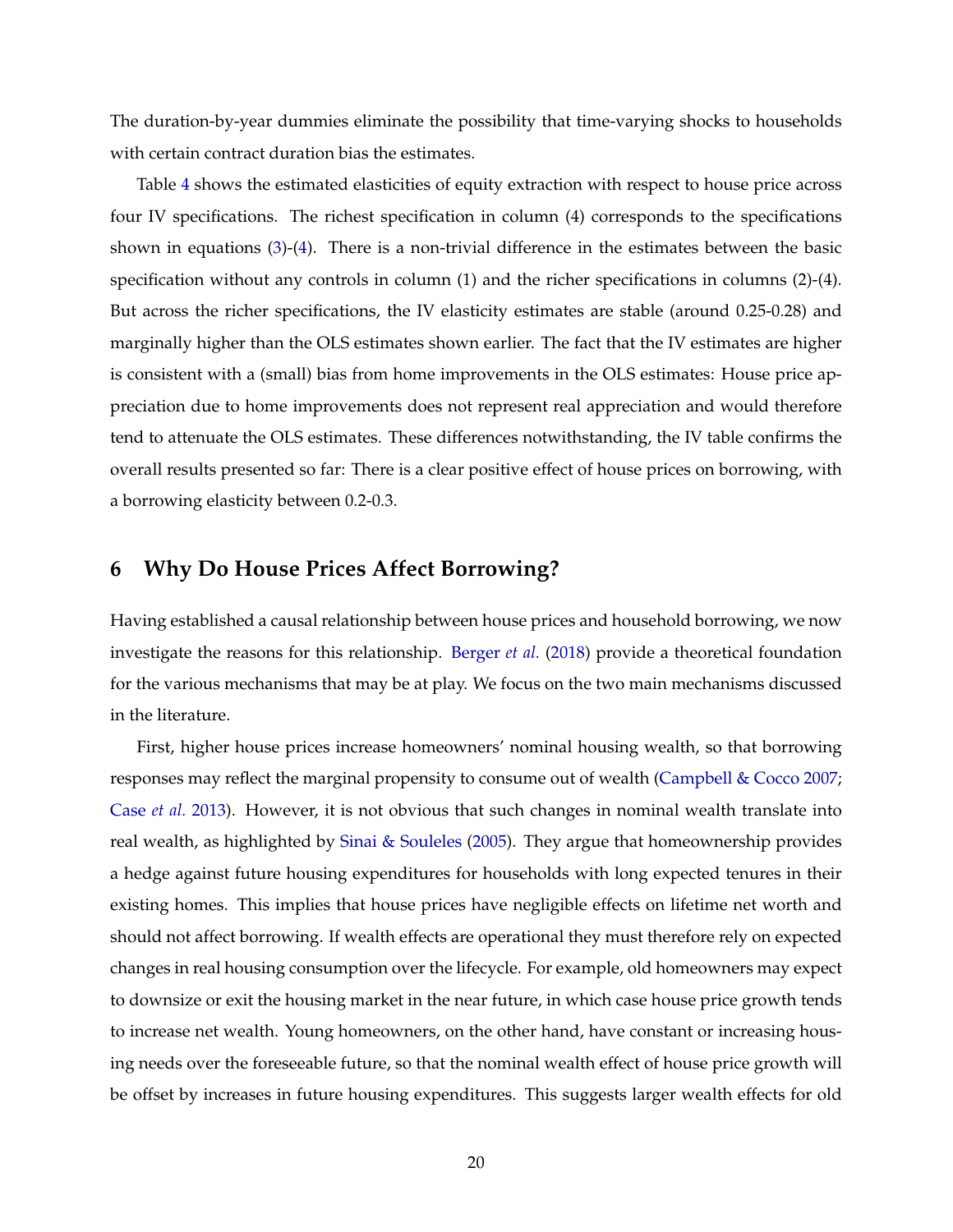The duration-by-year dummies eliminate the possibility that time-varying shocks to households with certain contract duration bias the estimates.

Table 4 shows the estimated elasticities of equity extraction with respect to house price across four IV specifications. The richest specification in column (4) corresponds to the specifications shown in equations (3)-(4). There is a non-trivial difference in the estimates between the basic specification without any controls in column (1) and the richer specifications in columns (2)-(4). But across the richer specifications, the IV elasticity estimates are stable (around 0.25-0.28) and marginally higher than the OLS estimates shown earlier. The fact that the IV estimates are higher is consistent with a (small) bias from home improvements in the OLS estimates: House price appreciation due to home improvements does not represent real appreciation and would therefore tend to attenuate the OLS estimates. These differences notwithstanding, the IV table confirms the overall results presented so far: There is a clear positive effect of house prices on borrowing, with a borrowing elasticity between 0.2-0.3.

## 6 Why Do House Prices Affect Borrowing?

Having established a causal relationship between house prices and household borrowing, we now investigate the reasons for this relationship. Berger *et al.* (2018) provide a theoretical foundation for the various mechanisms that may be at play. We focus on the two main mechanisms discussed in the literature.

First, higher house prices increase homeowners' nominal housing wealth, so that borrowing responses may reflect the marginal propensity to consume out of wealth (Campbell & Cocco 2007; Case *et al.* 2013). However, it is not obvious that such changes in nominal wealth translate into real wealth, as highlighted by Sinai & Souleles (2005). They argue that homeownership provides a hedge against future housing expenditures for households with long expected tenures in their existing homes. This implies that house prices have negligible effects on lifetime net worth and should not affect borrowing. If wealth effects are operational they must therefore rely on expected changes in real housing consumption over the lifecycle. For example, old homeowners may expect to downsize or exit the housing market in the near future, in which case house price growth tends to increase net wealth. Young homeowners, on the other hand, have constant or increasing housing needs over the foreseeable future, so that the nominal wealth effect of house price growth will be offset by increases in future housing expenditures. This suggests larger wealth effects for old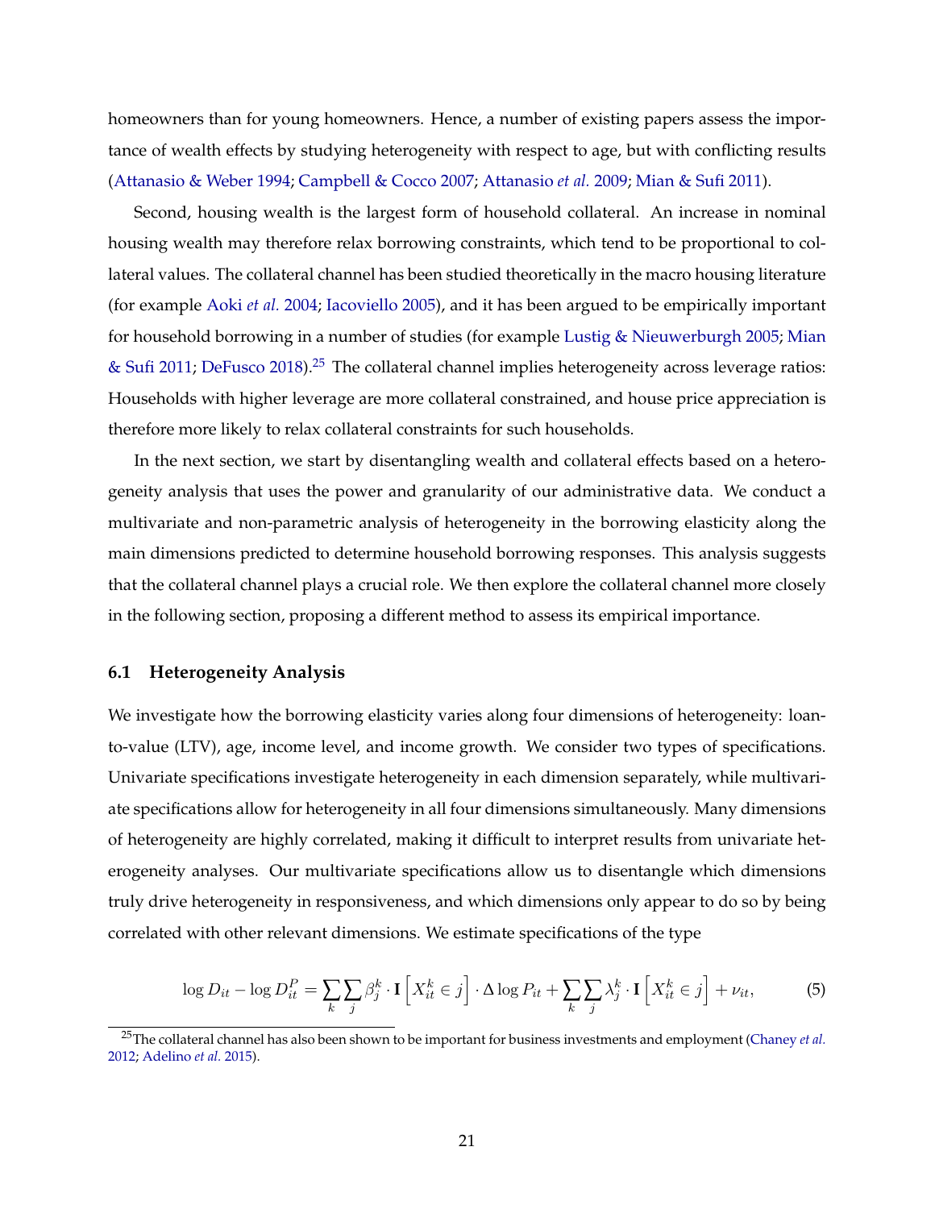homeowners than for young homeowners. Hence, a number of existing papers assess the importance of wealth effects by studying heterogeneity with respect to age, but with conflicting results (Attanasio & Weber 1994; Campbell & Cocco 2007; Attanasio *et al.* 2009; Mian & Sufi 2011).

Second, housing wealth is the largest form of household collateral. An increase in nominal housing wealth may therefore relax borrowing constraints, which tend to be proportional to collateral values. The collateral channel has been studied theoretically in the macro housing literature (for example Aoki *et al.* 2004; Iacoviello 2005), and it has been argued to be empirically important for household borrowing in a number of studies (for example Lustig & Nieuwerburgh 2005; Mian & Sufi 2011; DeFusco 2018).[25] The collateral channel implies heterogeneity across leverage ratios: Households with higher leverage are more collateral constrained, and house price appreciation is therefore more likely to relax collateral constraints for such households.

In the next section, we start by disentangling wealth and collateral effects based on a heterogeneity analysis that uses the power and granularity of our administrative data. We conduct a multivariate and non-parametric analysis of heterogeneity in the borrowing elasticity along the main dimensions predicted to determine household borrowing responses. This analysis suggests that the collateral channel plays a crucial role. We then explore the collateral channel more closely in the following section, proposing a different method to assess its empirical importance.

## 6.1 Heterogeneity Analysis

We investigate how the borrowing elasticity varies along four dimensions of heterogeneity: loan-to-value (LTV), age, income level, and income growth. We consider two types of specifications. Univariate specifications investigate heterogeneity in each dimension separately, while multivariate specifications allow for heterogeneity in all four dimensions simultaneously. Many dimensions of heterogeneity are highly correlated, making it difficult to interpret results from univariate heterogeneity analyses. Our multivariate specifications allow us to disentangle which dimensions truly drive heterogeneity in responsiveness, and which dimensions only appear to do so by being correlated with other relevant dimensions. We estimate specifications of the type

$$\log D_{it} - \log D_{it}^{P} = \sum_{k} \sum_{j} \beta_{j}^{k} \cdot \mathbf{I}\left[X_{it}^{k} \in j\right] \cdot \Delta \log P_{it} + \sum_{k} \sum_{j} \lambda_{j}^{k} \cdot \mathbf{I}\left[X_{it}^{k} \in j\right] + \nu_{it}, \tag{5}$$

[25] The collateral channel has also been shown to be important for business investments and employment (Chaney *et al.* 2012; Adelino *et al.* 2015).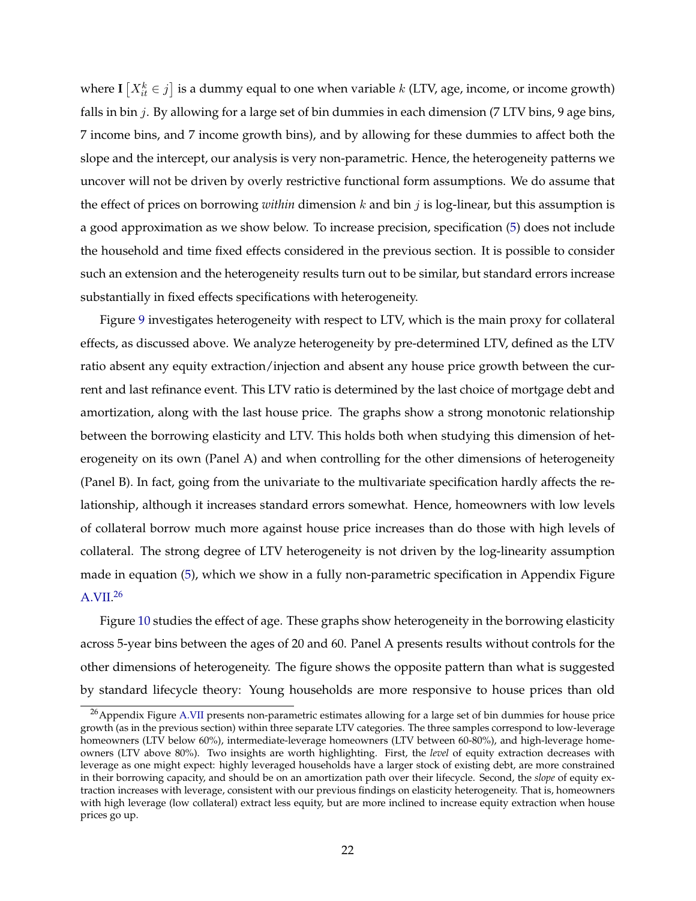where $\mathbf{I}\left[X_{it}^{k} \in j\right]$ is a dummy equal to one when variable $k$ (LTV, age, income, or income growth) falls in bin $j$. By allowing for a large set of bin dummies in each dimension (7 LTV bins, 9 age bins, 7 income bins, and 7 income growth bins), and by allowing for these dummies to affect both the slope and the intercept, our analysis is very non-parametric. Hence, the heterogeneity patterns we uncover will not be driven by overly restrictive functional form assumptions. We do assume that the effect of prices on borrowing *within* dimension $k$ and bin $j$ is log-linear, but this assumption is a good approximation as we show below. To increase precision, specification (5) does not include the household and time fixed effects considered in the previous section. It is possible to consider such an extension and the heterogeneity results turn out to be similar, but standard errors increase substantially in fixed effects specifications with heterogeneity.

Figure 9 investigates heterogeneity with respect to LTV, which is the main proxy for collateral effects, as discussed above. We analyze heterogeneity by pre-determined LTV, defined as the LTV ratio absent any equity extraction/injection and absent any house price growth between the current and last refinance event. This LTV ratio is determined by the last choice of mortgage debt and amortization, along with the last house price. The graphs show a strong monotonic relationship between the borrowing elasticity and LTV. This holds both when studying this dimension of heterogeneity on its own (Panel A) and when controlling for the other dimensions of heterogeneity (Panel B). In fact, going from the univariate to the multivariate specification hardly affects the relationship, although it increases standard errors somewhat. Hence, homeowners with low levels of collateral borrow much more against house price increases than do those with high levels of collateral. The strong degree of LTV heterogeneity is not driven by the log-linearity assumption made in equation (5), which we show in a fully non-parametric specification in Appendix Figure A.VII.[26]

Figure 10 studies the effect of age. These graphs show heterogeneity in the borrowing elasticity across 5-year bins between the ages of 20 and 60. Panel A presents results without controls for the other dimensions of heterogeneity. The figure shows the opposite pattern than what is suggested by standard lifecycle theory: Young households are more responsive to house prices than old

[26] Appendix Figure A.VII presents non-parametric estimates allowing for a large set of bin dummies for house price growth (as in the previous section) within three separate LTV categories. The three samples correspond to low-leverage homeowners (LTV below 60%), intermediate-leverage homeowners (LTV between 60-80%), and high-leverage homeowners (LTV above 80%). Two insights are worth highlighting. First, the *level* of equity extraction decreases with leverage as one might expect: highly leveraged households have a larger stock of existing debt, are more constrained in their borrowing capacity, and should be on an amortization path over their lifecycle. Second, the *slope* of equity extraction increases with leverage, consistent with our previous findings on elasticity heterogeneity. That is, homeowners with high leverage (low collateral) extract less equity, but are more inclined to increase equity extraction when house prices go up.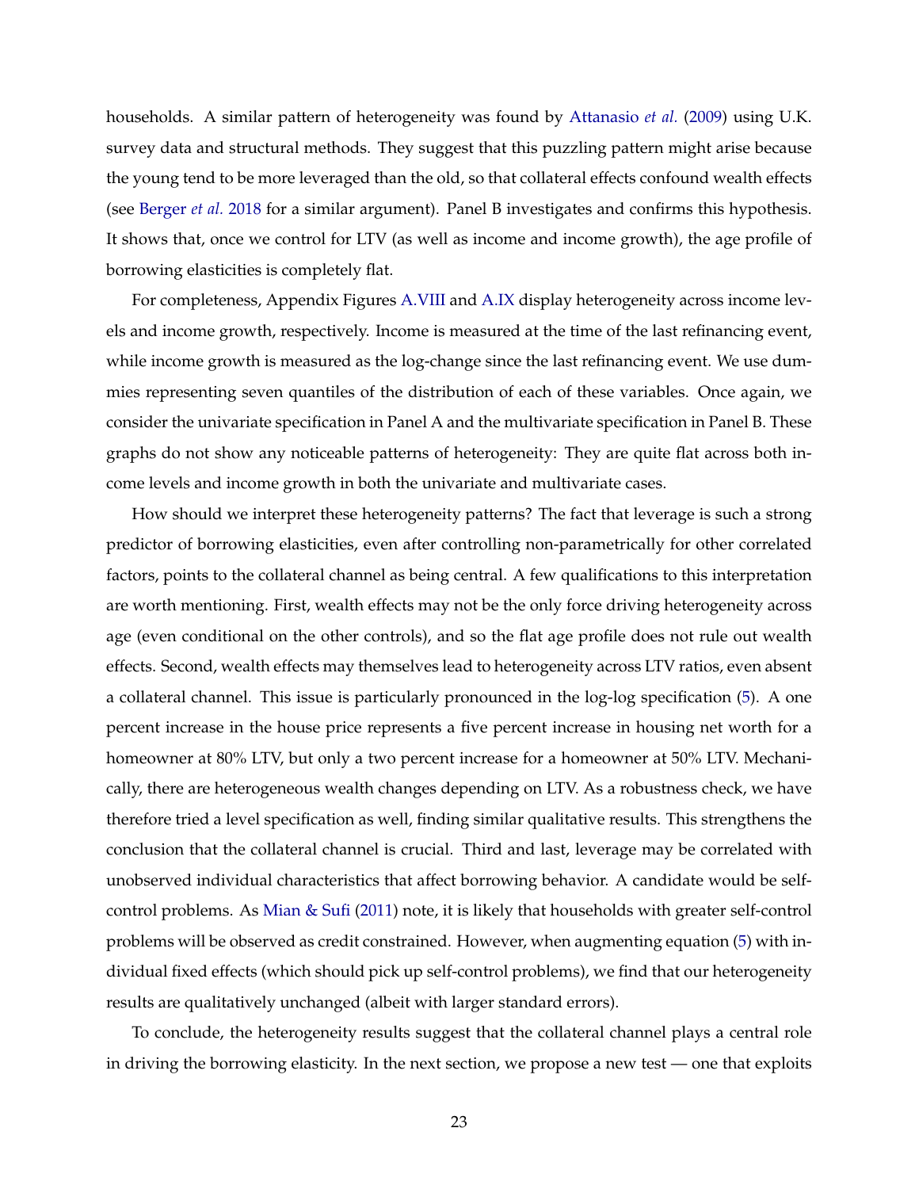households. A similar pattern of heterogeneity was found by Attanasio *et al.* (2009) using U.K. survey data and structural methods. They suggest that this puzzling pattern might arise because the young tend to be more leveraged than the old, so that collateral effects confound wealth effects (see Berger *et al.* 2018 for a similar argument). Panel B investigates and confirms this hypothesis. It shows that, once we control for LTV (as well as income and income growth), the age profile of borrowing elasticities is completely flat.

For completeness, Appendix Figures A.VIII and A.IX display heterogeneity across income levels and income growth, respectively. Income is measured at the time of the last refinancing event, while income growth is measured as the log-change since the last refinancing event. We use dummies representing seven quantiles of the distribution of each of these variables. Once again, we consider the univariate specification in Panel A and the multivariate specification in Panel B. These graphs do not show any noticeable patterns of heterogeneity: They are quite flat across both income levels and income growth in both the univariate and multivariate cases.

How should we interpret these heterogeneity patterns? The fact that leverage is such a strong predictor of borrowing elasticities, even after controlling non-parametrically for other correlated factors, points to the collateral channel as being central. A few qualifications to this interpretation are worth mentioning. First, wealth effects may not be the only force driving heterogeneity across age (even conditional on the other controls), and so the flat age profile does not rule out wealth effects. Second, wealth effects may themselves lead to heterogeneity across LTV ratios, even absent a collateral channel. This issue is particularly pronounced in the log-log specification (5). A one percent increase in the house price represents a five percent increase in housing net worth for a homeowner at 80% LTV, but only a two percent increase for a homeowner at 50% LTV. Mechanically, there are heterogeneous wealth changes depending on LTV. As a robustness check, we have therefore tried a level specification as well, finding similar qualitative results. This strengthens the conclusion that the collateral channel is crucial. Third and last, leverage may be correlated with unobserved individual characteristics that affect borrowing behavior. A candidate would be self-control problems. As Mian & Sufi (2011) note, it is likely that households with greater self-control problems will be observed as credit constrained. However, when augmenting equation (5) with individual fixed effects (which should pick up self-control problems), we find that our heterogeneity results are qualitatively unchanged (albeit with larger standard errors).

To conclude, the heterogeneity results suggest that the collateral channel plays a central role in driving the borrowing elasticity. In the next section, we propose a new test — one that exploits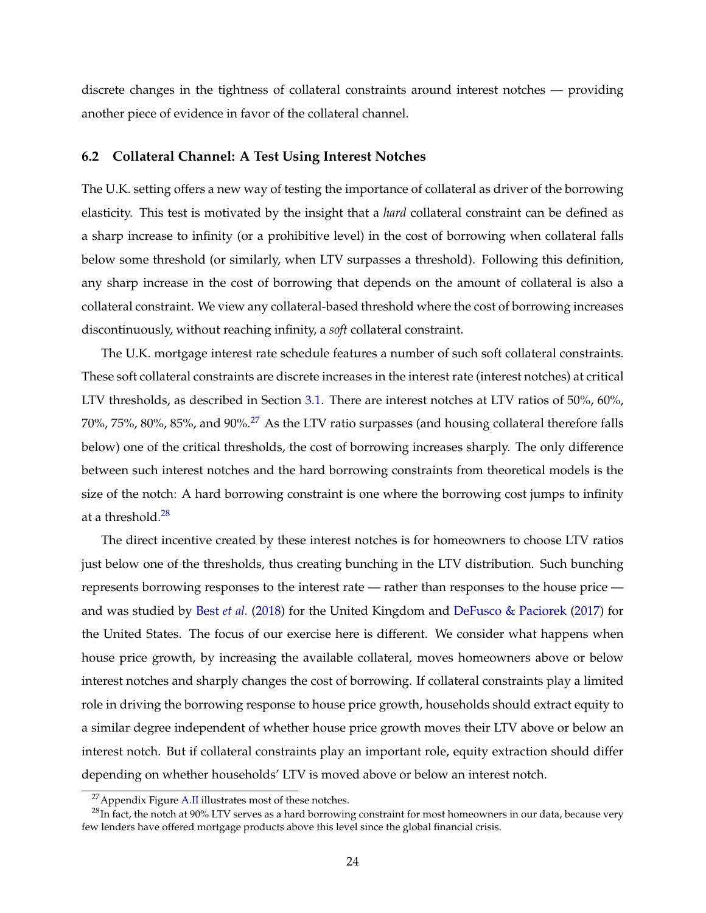discrete changes in the tightness of collateral constraints around interest notches — providing another piece of evidence in favor of the collateral channel.

### 6.2 Collateral Channel: A Test Using Interest Notches

The U.K. setting offers a new way of testing the importance of collateral as driver of the borrowing elasticity. This test is motivated by the insight that a *hard* collateral constraint can be defined as a sharp increase to infinity (or a prohibitive level) in the cost of borrowing when collateral falls below some threshold (or similarly, when LTV surpasses a threshold). Following this definition, any sharp increase in the cost of borrowing that depends on the amount of collateral is also a collateral constraint. We view any collateral-based threshold where the cost of borrowing increases discontinuously, without reaching infinity, a *soft* collateral constraint.

The U.K. mortgage interest rate schedule features a number of such soft collateral constraints. These soft collateral constraints are discrete increases in the interest rate (interest notches) at critical LTV thresholds, as described in Section 3.1. There are interest notches at LTV ratios of 50%, 60%, 70%, 75%, 80%, 85%, and 90%.[27] As the LTV ratio surpasses (and housing collateral therefore falls below) one of the critical thresholds, the cost of borrowing increases sharply. The only difference between such interest notches and the hard borrowing constraints from theoretical models is the size of the notch: A hard borrowing constraint is one where the borrowing cost jumps to infinity at a threshold.[28]

The direct incentive created by these interest notches is for homeowners to choose LTV ratios just below one of the thresholds, thus creating bunching in the LTV distribution. Such bunching represents borrowing responses to the interest rate — rather than responses to the house price — and was studied by Best *et al.* (2018) for the United Kingdom and DeFusco & Paciorek (2017) for the United States. The focus of our exercise here is different. We consider what happens when house price growth, by increasing the available collateral, moves homeowners above or below interest notches and sharply changes the cost of borrowing. If collateral constraints play a limited role in driving the borrowing response to house price growth, households should extract equity to a similar degree independent of whether house price growth moves their LTV above or below an interest notch. But if collateral constraints play an important role, equity extraction should differ depending on whether households' LTV is moved above or below an interest notch.

[27] Appendix Figure A.II illustrates most of these notches.

[28] In fact, the notch at 90% LTV serves as a hard borrowing constraint for most homeowners in our data, because very few lenders have offered mortgage products above this level since the global financial crisis.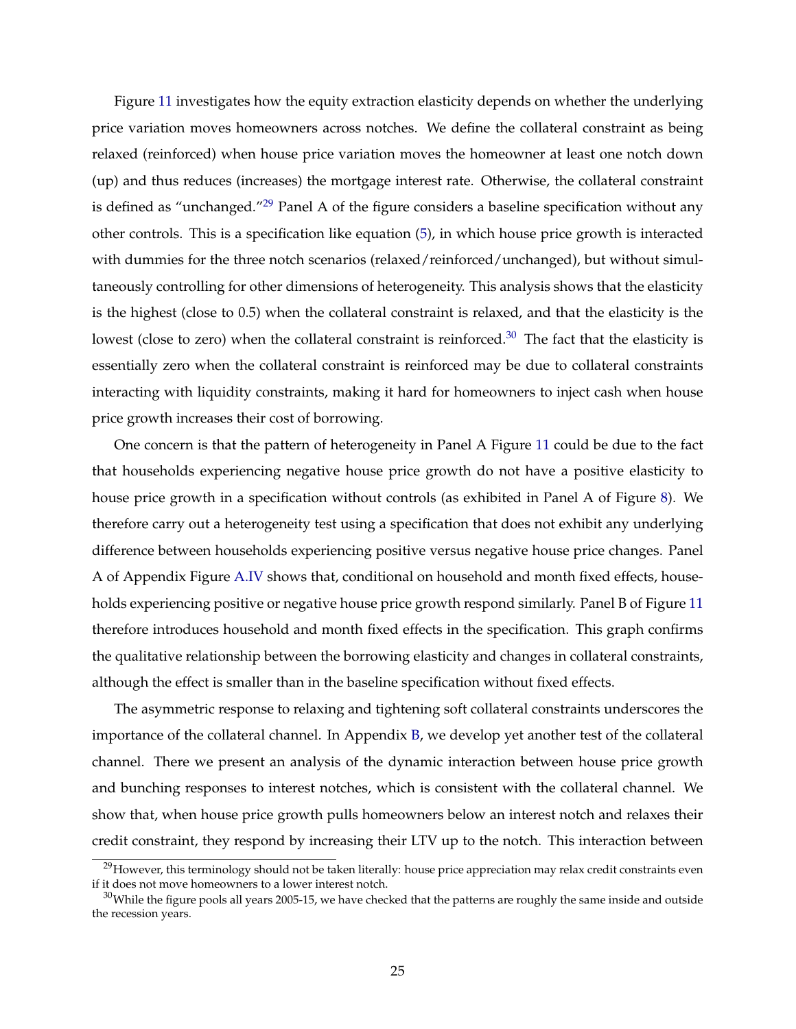Figure 11 investigates how the equity extraction elasticity depends on whether the underlying price variation moves homeowners across notches. We define the collateral constraint as being relaxed (reinforced) when house price variation moves the homeowner at least one notch down (up) and thus reduces (increases) the mortgage interest rate. Otherwise, the collateral constraint is defined as "unchanged."[29] Panel A of the figure considers a baseline specification without any other controls. This is a specification like equation (5), in which house price growth is interacted with dummies for the three notch scenarios (relaxed/reinforced/unchanged), but without simultaneously controlling for other dimensions of heterogeneity. This analysis shows that the elasticity is the highest (close to 0.5) when the collateral constraint is relaxed, and that the elasticity is the lowest (close to zero) when the collateral constraint is reinforced.[30] The fact that the elasticity is essentially zero when the collateral constraint is reinforced may be due to collateral constraints interacting with liquidity constraints, making it hard for homeowners to inject cash when house price growth increases their cost of borrowing.

One concern is that the pattern of heterogeneity in Panel A Figure 11 could be due to the fact that households experiencing negative house price growth do not have a positive elasticity to house price growth in a specification without controls (as exhibited in Panel A of Figure 8). We therefore carry out a heterogeneity test using a specification that does not exhibit any underlying difference between households experiencing positive versus negative house price changes. Panel A of Appendix Figure A.IV shows that, conditional on household and month fixed effects, households experiencing positive or negative house price growth respond similarly. Panel B of Figure 11 therefore introduces household and month fixed effects in the specification. This graph confirms the qualitative relationship between the borrowing elasticity and changes in collateral constraints, although the effect is smaller than in the baseline specification without fixed effects.

The asymmetric response to relaxing and tightening soft collateral constraints underscores the importance of the collateral channel. In Appendix B, we develop yet another test of the collateral channel. There we present an analysis of the dynamic interaction between house price growth and bunching responses to interest notches, which is consistent with the collateral channel. We show that, when house price growth pulls homeowners below an interest notch and relaxes their credit constraint, they respond by increasing their LTV up to the notch. This interaction between

[29] However, this terminology should not be taken literally: house price appreciation may relax credit constraints even if it does not move homeowners to a lower interest notch.

[30] While the figure pools all years 2005-15, we have checked that the patterns are roughly the same inside and outside the recession years.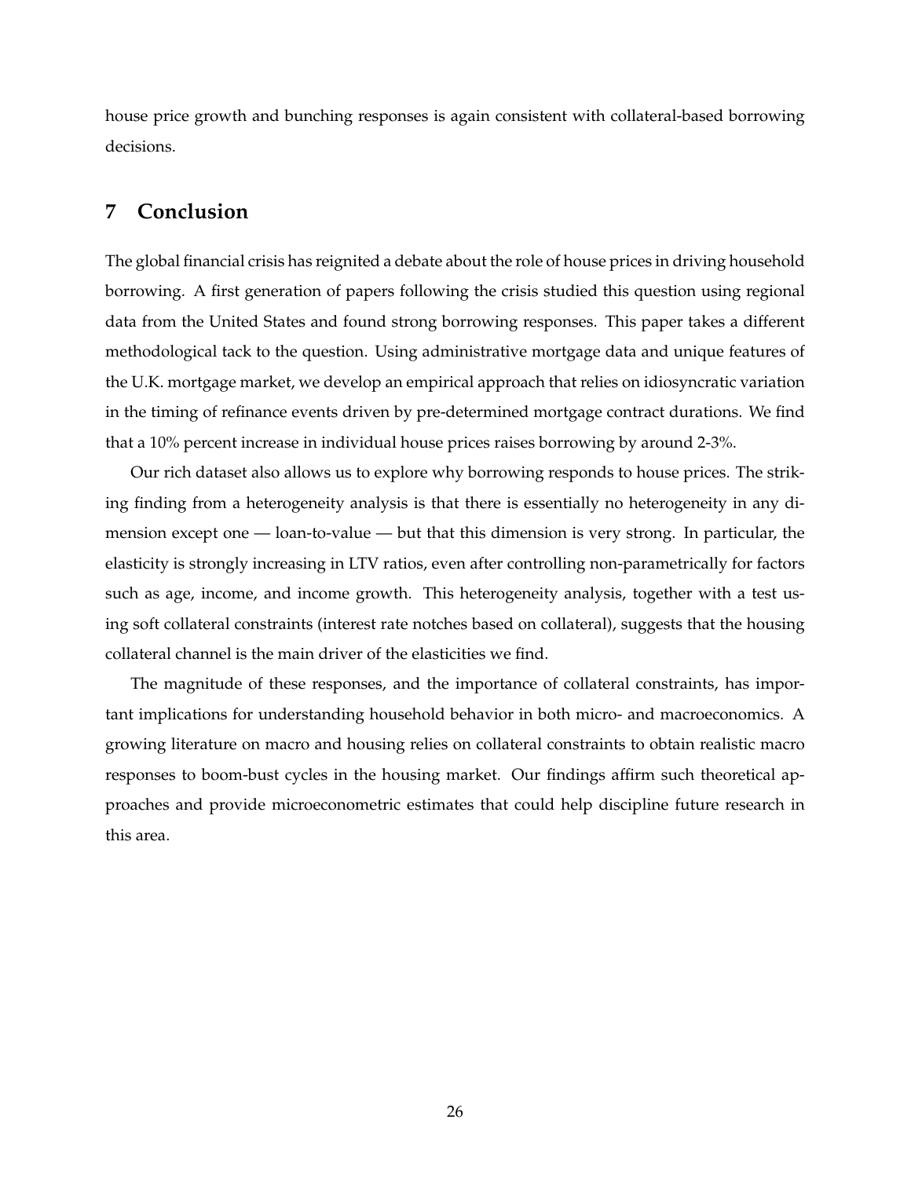house price growth and bunching responses is again consistent with collateral-based borrowing decisions.

## 7 Conclusion

The global financial crisis has reignited a debate about the role of house prices in driving household borrowing. A first generation of papers following the crisis studied this question using regional data from the United States and found strong borrowing responses. This paper takes a different methodological tack to the question. Using administrative mortgage data and unique features of the U.K. mortgage market, we develop an empirical approach that relies on idiosyncratic variation in the timing of refinance events driven by pre-determined mortgage contract durations. We find that a 10% percent increase in individual house prices raises borrowing by around 2-3%.

Our rich dataset also allows us to explore why borrowing responds to house prices. The striking finding from a heterogeneity analysis is that there is essentially no heterogeneity in any dimension except one — loan-to-value — but that this dimension is very strong. In particular, the elasticity is strongly increasing in LTV ratios, even after controlling non-parametrically for factors such as age, income, and income growth. This heterogeneity analysis, together with a test using soft collateral constraints (interest rate notches based on collateral), suggests that the housing collateral channel is the main driver of the elasticities we find.

The magnitude of these responses, and the importance of collateral constraints, has important implications for understanding household behavior in both micro- and macroeconomics. A growing literature on macro and housing relies on collateral constraints to obtain realistic macro responses to boom-bust cycles in the housing market. Our findings affirm such theoretical approaches and provide microeconometric estimates that could help discipline future research in this area.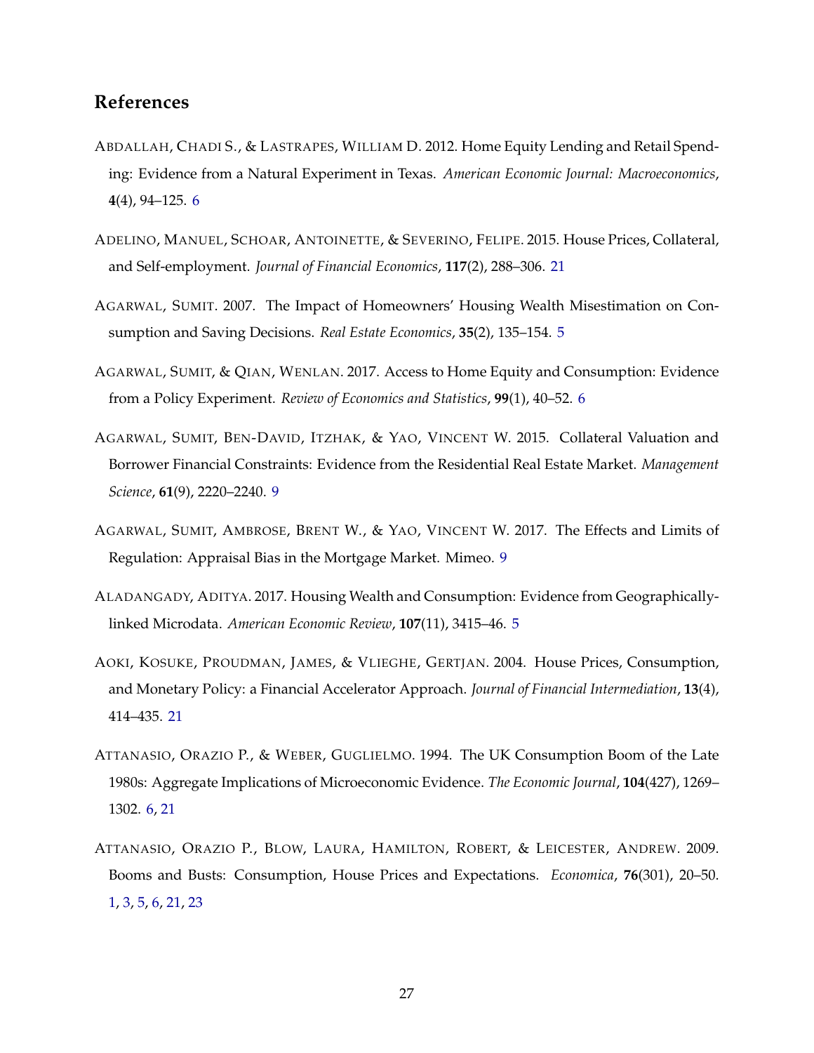## References

Abdallah, Chadi S., & Lastrapes, William D. 2012. Home Equity Lending and Retail Spending: Evidence from a Natural Experiment in Texas. *American Economic Journal: Macroeconomics*, **4**(4), 94–125. 6

Adelino, Manuel, Schoar, Antoinette, & Severino, Felipe. 2015. House Prices, Collateral, and Self-employment. *Journal of Financial Economics*, **117**(2), 288–306. 21

Agarwal, Sumit. 2007. The Impact of Homeowners' Housing Wealth Misestimation on Consumption and Saving Decisions. *Real Estate Economics*, **35**(2), 135–154. 5

Agarwal, Sumit, & Qian, Wenlan. 2017. Access to Home Equity and Consumption: Evidence from a Policy Experiment. *Review of Economics and Statistics*, **99**(1), 40–52. 6

Agarwal, Sumit, Ben-David, Itzhak, & Yao, Vincent W. 2015. Collateral Valuation and Borrower Financial Constraints: Evidence from the Residential Real Estate Market. *Management Science*, **61**(9), 2220–2240. 9

Agarwal, Sumit, Ambrose, Brent W., & Yao, Vincent W. 2017. The Effects and Limits of Regulation: Appraisal Bias in the Mortgage Market. Mimeo. 9

Aladangady, Aditya. 2017. Housing Wealth and Consumption: Evidence from Geographically-linked Microdata. *American Economic Review*, **107**(11), 3415–46. 5

Aoki, Kosuke, Proudman, James, & Vlieghe, Gertjan. 2004. House Prices, Consumption, and Monetary Policy: a Financial Accelerator Approach. *Journal of Financial Intermediation*, **13**(4), 414–435. 21

Attanasio, Orazio P., & Weber, Guglielmo. 1994. The UK Consumption Boom of the Late 1980s: Aggregate Implications of Microeconomic Evidence. *The Economic Journal*, **104**(427), 1269–1302. 6, 21

Attanasio, Orazio P., Blow, Laura, Hamilton, Robert, & Leicester, Andrew. 2009. Booms and Busts: Consumption, House Prices and Expectations. *Economica*, **76**(301), 20–50. 1, 3, 5, 6, 21, 23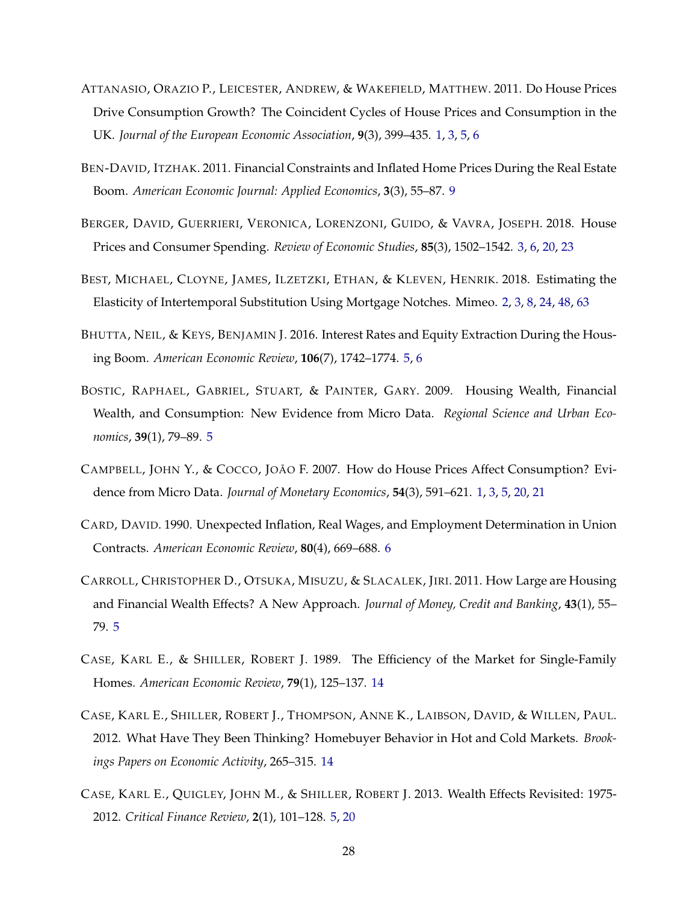Attanasio, Orazio P., Leicester, Andrew, & Wakefield, Matthew. 2011. Do House Prices Drive Consumption Growth? The Coincident Cycles of House Prices and Consumption in the UK. *Journal of the European Economic Association*, **9**(3), 399–435. 1, 3, 5, 6

Ben-David, Itzhak. 2011. Financial Constraints and Inflated Home Prices During the Real Estate Boom. *American Economic Journal: Applied Economics*, **3**(3), 55–87. 9

Berger, David, Guerrieri, Veronica, Lorenzoni, Guido, & Vavra, Joseph. 2018. House Prices and Consumer Spending. *Review of Economic Studies*, **85**(3), 1502–1542. 3, 6, 20, 23

Best, Michael, Cloyne, James, Ilzetzki, Ethan, & Kleven, Henrik. 2018. Estimating the Elasticity of Intertemporal Substitution Using Mortgage Notches. Mimeo. 2, 3, 8, 24, 48, 63

Bhutta, Neil, & Keys, Benjamin J. 2016. Interest Rates and Equity Extraction During the Housing Boom. *American Economic Review*, **106**(7), 1742–1774. 5, 6

Bostic, Raphael, Gabriel, Stuart, & Painter, Gary. 2009. Housing Wealth, Financial Wealth, and Consumption: New Evidence from Micro Data. *Regional Science and Urban Economics*, **39**(1), 79–89. 5

Campbell, John Y., & Cocco, João F. 2007. How do House Prices Affect Consumption? Evidence from Micro Data. *Journal of Monetary Economics*, **54**(3), 591–621. 1, 3, 5, 20, 21

Card, David. 1990. Unexpected Inflation, Real Wages, and Employment Determination in Union Contracts. *American Economic Review*, **80**(4), 669–688. 6

Carroll, Christopher D., Otsuka, Misuzu, & Slacalek, Jiri. 2011. How Large are Housing and Financial Wealth Effects? A New Approach. *Journal of Money, Credit and Banking*, **43**(1), 55–79. 5

Case, Karl E., & Shiller, Robert J. 1989. The Efficiency of the Market for Single-Family Homes. *American Economic Review*, **79**(1), 125–137. 14

Case, Karl E., Shiller, Robert J., Thompson, Anne K., Laibson, David, & Willen, Paul. 2012. What Have They Been Thinking? Homebuyer Behavior in Hot and Cold Markets. *Brookings Papers on Economic Activity*, 265–315. 14

Case, Karl E., Quigley, John M., & Shiller, Robert J. 2013. Wealth Effects Revisited: 1975-2012. *Critical Finance Review*, **2**(1), 101–128. 5, 20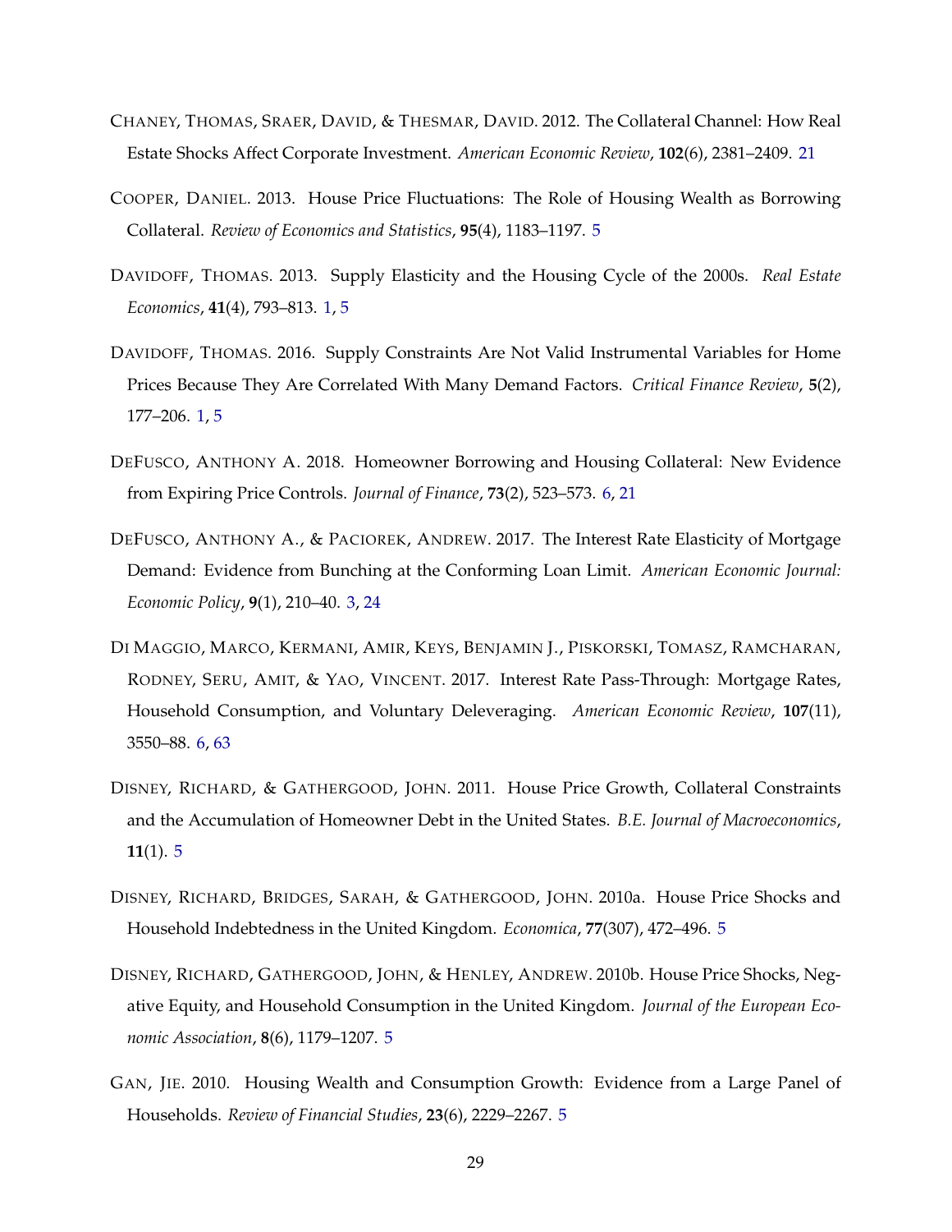CHANEY, THOMAS, SRAER, DAVID, & THESMAR, DAVID. 2012. The Collateral Channel: How Real Estate Shocks Affect Corporate Investment. *American Economic Review*, **102**(6), 2381–2409. 21

COOPER, DANIEL. 2013. House Price Fluctuations: The Role of Housing Wealth as Borrowing Collateral. *Review of Economics and Statistics*, **95**(4), 1183–1197. 5

DAVIDOFF, THOMAS. 2013. Supply Elasticity and the Housing Cycle of the 2000s. *Real Estate Economics*, **41**(4), 793–813. 1, 5

DAVIDOFF, THOMAS. 2016. Supply Constraints Are Not Valid Instrumental Variables for Home Prices Because They Are Correlated With Many Demand Factors. *Critical Finance Review*, **5**(2), 177–206. 1, 5

DEFUSCO, ANTHONY A. 2018. Homeowner Borrowing and Housing Collateral: New Evidence from Expiring Price Controls. *Journal of Finance*, **73**(2), 523–573. 6, 21

DEFUSCO, ANTHONY A., & PACIOREK, ANDREW. 2017. The Interest Rate Elasticity of Mortgage Demand: Evidence from Bunching at the Conforming Loan Limit. *American Economic Journal: Economic Policy*, **9**(1), 210–40. 3, 24

DI MAGGIO, MARCO, KERMANI, AMIR, KEYS, BENJAMIN J., PISKORSKI, TOMASZ, RAMCHARAN, RODNEY, SERU, AMIT, & YAO, VINCENT. 2017. Interest Rate Pass-Through: Mortgage Rates, Household Consumption, and Voluntary Deleveraging. *American Economic Review*, **107**(11), 3550–88. 6, 63

DISNEY, RICHARD, & GATHERGOOD, JOHN. 2011. House Price Growth, Collateral Constraints and the Accumulation of Homeowner Debt in the United States. *B.E. Journal of Macroeconomics*, **11**(1). 5

DISNEY, RICHARD, BRIDGES, SARAH, & GATHERGOOD, JOHN. 2010a. House Price Shocks and Household Indebtedness in the United Kingdom. *Economica*, **77**(307), 472–496. 5

DISNEY, RICHARD, GATHERGOOD, JOHN, & HENLEY, ANDREW. 2010b. House Price Shocks, Negative Equity, and Household Consumption in the United Kingdom. *Journal of the European Economic Association*, **8**(6), 1179–1207. 5

GAN, JIE. 2010. Housing Wealth and Consumption Growth: Evidence from a Large Panel of Households. *Review of Financial Studies*, **23**(6), 2229–2267. 5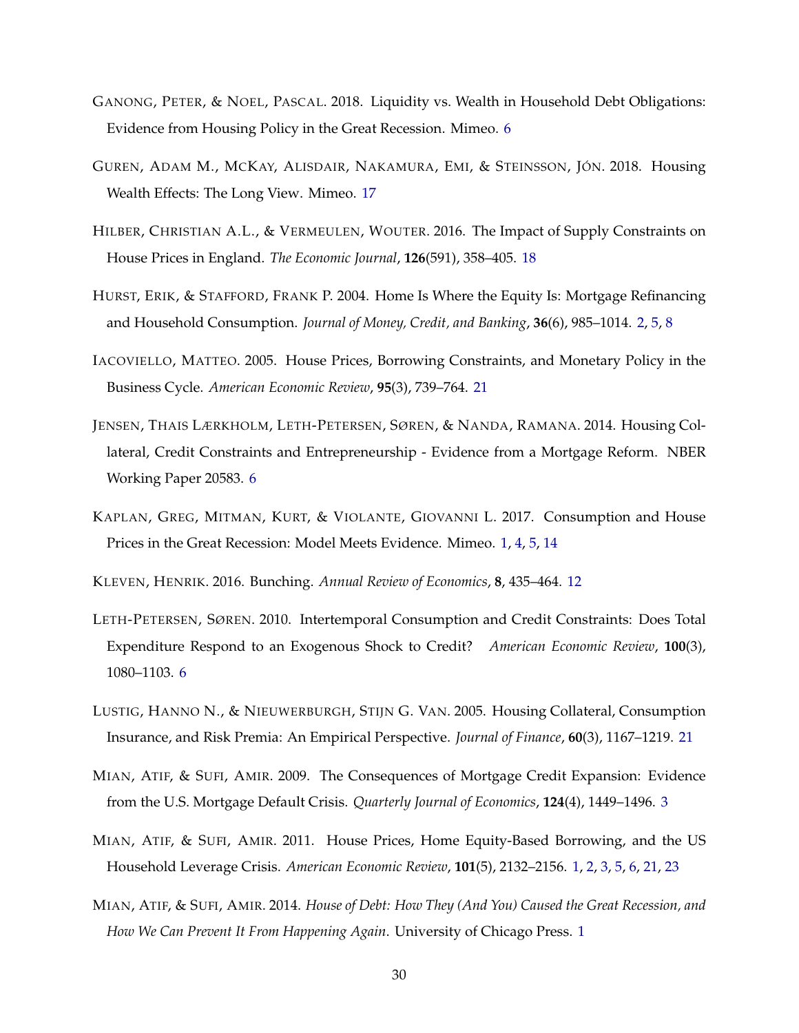Ganong, Peter, & Noel, Pascal. 2018. Liquidity vs. Wealth in Household Debt Obligations: Evidence from Housing Policy in the Great Recession. Mimeo. 6

Guren, Adam M., McKay, Alisdair, Nakamura, Emi, & Steinsson, Jón. 2018. Housing Wealth Effects: The Long View. Mimeo. 17

Hilber, Christian A.L., & Vermeulen, Wouter. 2016. The Impact of Supply Constraints on House Prices in England. *The Economic Journal*, **126**(591), 358–405. 18

Hurst, Erik, & Stafford, Frank P. 2004. Home Is Where the Equity Is: Mortgage Refinancing and Household Consumption. *Journal of Money, Credit, and Banking*, **36**(6), 985–1014. 2, 5, 8

Iacoviello, Matteo. 2005. House Prices, Borrowing Constraints, and Monetary Policy in the Business Cycle. *American Economic Review*, **95**(3), 739–764. 21

Jensen, Thais Lærkholm, Leth-Petersen, Søren, & Nanda, Ramana. 2014. Housing Collateral, Credit Constraints and Entrepreneurship - Evidence from a Mortgage Reform. NBER Working Paper 20583. 6

Kaplan, Greg, Mitman, Kurt, & Violante, Giovanni L. 2017. Consumption and House Prices in the Great Recession: Model Meets Evidence. Mimeo. 1, 4, 5, 14

Kleven, Henrik. 2016. Bunching. *Annual Review of Economics*, **8**, 435–464. 12

Leth-Petersen, Søren. 2010. Intertemporal Consumption and Credit Constraints: Does Total Expenditure Respond to an Exogenous Shock to Credit? *American Economic Review*, **100**(3), 1080–1103. 6

Lustig, Hanno N., & Nieuwerburgh, Stijn G. Van. 2005. Housing Collateral, Consumption Insurance, and Risk Premia: An Empirical Perspective. *Journal of Finance*, **60**(3), 1167–1219. 21

Mian, Atif, & Sufi, Amir. 2009. The Consequences of Mortgage Credit Expansion: Evidence from the U.S. Mortgage Default Crisis. *Quarterly Journal of Economics*, **124**(4), 1449–1496. 3

Mian, Atif, & Sufi, Amir. 2011. House Prices, Home Equity-Based Borrowing, and the US Household Leverage Crisis. *American Economic Review*, **101**(5), 2132–2156. 1, 2, 3, 5, 6, 21, 23

Mian, Atif, & Sufi, Amir. 2014. *House of Debt: How They (And You) Caused the Great Recession, and How We Can Prevent It From Happening Again*. University of Chicago Press. 1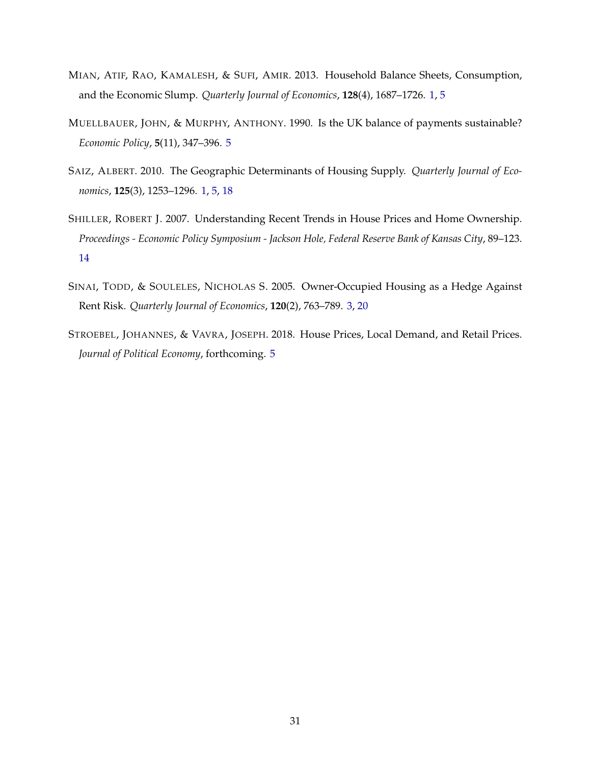MIAN, ATIF, RAO, KAMALESH, & SUFI, AMIR. 2013. Household Balance Sheets, Consumption, and the Economic Slump. *Quarterly Journal of Economics*, **128**(4), 1687–1726. 1, 5

MUELLBAUER, JOHN, & MURPHY, ANTHONY. 1990. Is the UK balance of payments sustainable? *Economic Policy*, **5**(11), 347–396. 5

SAIZ, ALBERT. 2010. The Geographic Determinants of Housing Supply. *Quarterly Journal of Economics*, **125**(3), 1253–1296. 1, 5, 18

SHILLER, ROBERT J. 2007. Understanding Recent Trends in House Prices and Home Ownership. *Proceedings - Economic Policy Symposium - Jackson Hole, Federal Reserve Bank of Kansas City*, 89–123. 14

SINAI, TODD, & SOULELES, NICHOLAS S. 2005. Owner-Occupied Housing as a Hedge Against Rent Risk. *Quarterly Journal of Economics*, **120**(2), 763–789. 3, 20

STROEBEL, JOHANNES, & VAVRA, JOSEPH. 2018. House Prices, Local Demand, and Retail Prices. *Journal of Political Economy*, forthcoming. 5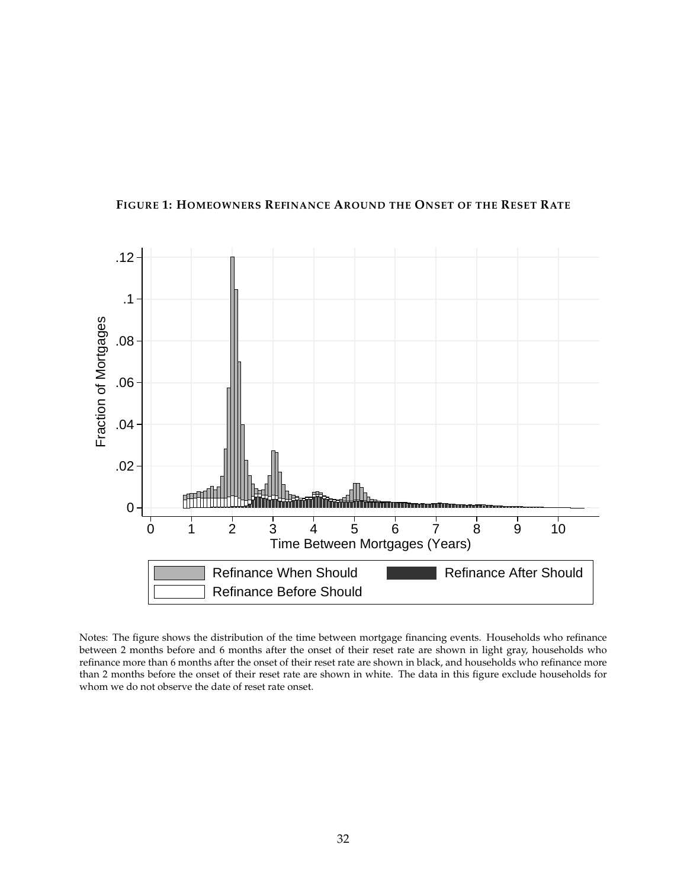**FIGURE 1: HOMEOWNERS REFINANCE AROUND THE ONSET OF THE RESET RATE**

Notes: The figure shows the distribution of the time between mortgage financing events. Households who refinance between 2 months before and 6 months after the onset of their reset rate are shown in light gray, households who refinance more than 6 months after the onset of their reset rate are shown in black, and households who refinance more than 2 months before the onset of their reset rate are shown in white. The data in this figure exclude households for whom we do not observe the date of reset rate onset.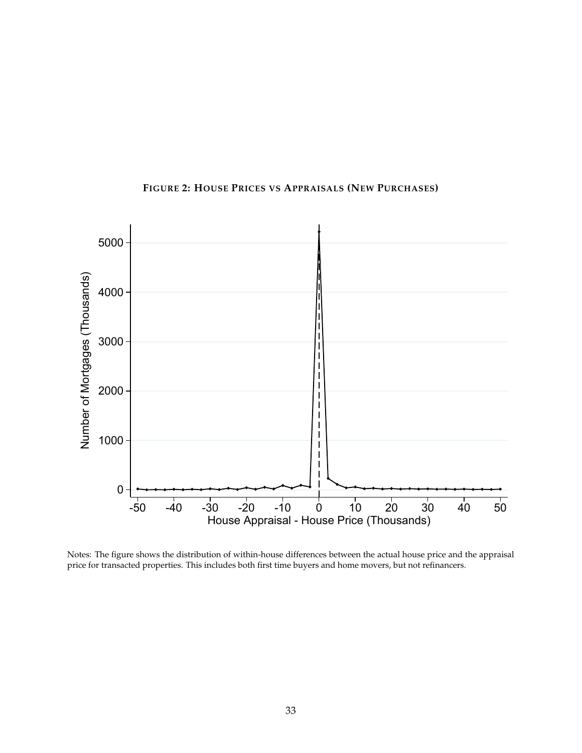**FIGURE 2: HOUSE PRICES VS APPRAISALS (NEW PURCHASES)**

Notes: The figure shows the distribution of within-house differences between the actual house price and the appraisal price for transacted properties. This includes both first time buyers and home movers, but not refinancers.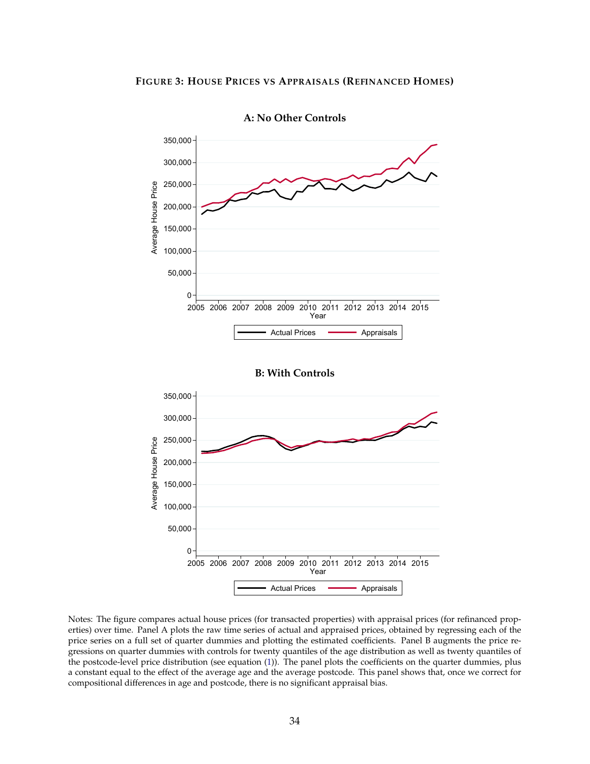**Figure 3: House Prices vs Appraisals (Refinanced Homes)**

**A: No Other Controls**

**B: With Controls**

Notes: The figure compares actual house prices (for transacted properties) with appraisal prices (for refinanced properties) over time. Panel A plots the raw time series of actual and appraised prices, obtained by regressing each of the price series on a full set of quarter dummies and plotting the estimated coefficients. Panel B augments the price regressions on quarter dummies with controls for twenty quantiles of the age distribution as well as twenty quantiles of the postcode-level price distribution (see equation (1)). The panel plots the coefficients on the quarter dummies, plus a constant equal to the effect of the average age and the average postcode. This panel shows that, once we correct for compositional differences in age and postcode, there is no significant appraisal bias.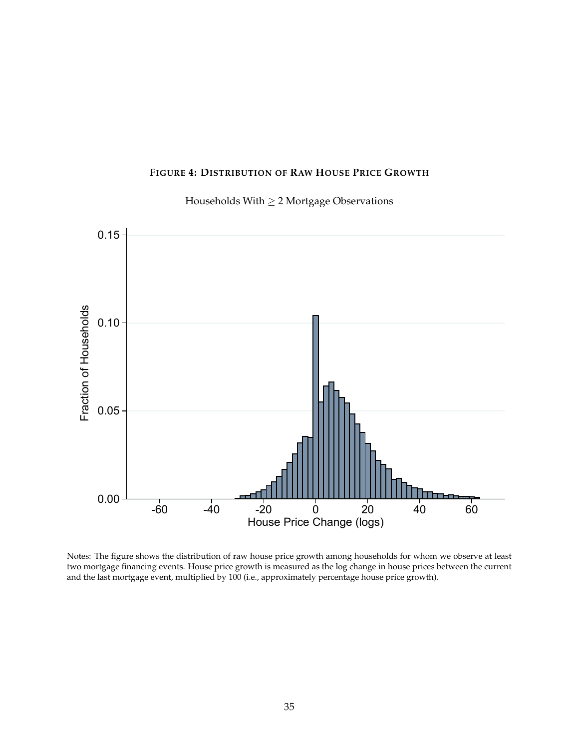**FIGURE 4: DISTRIBUTION OF RAW HOUSE PRICE GROWTH**

Households With $\geq 2$ Mortgage Observations

Notes: The figure shows the distribution of raw house price growth among households for whom we observe at least two mortgage financing events. House price growth is measured as the log change in house prices between the current and the last mortgage event, multiplied by 100 (i.e., approximately percentage house price growth).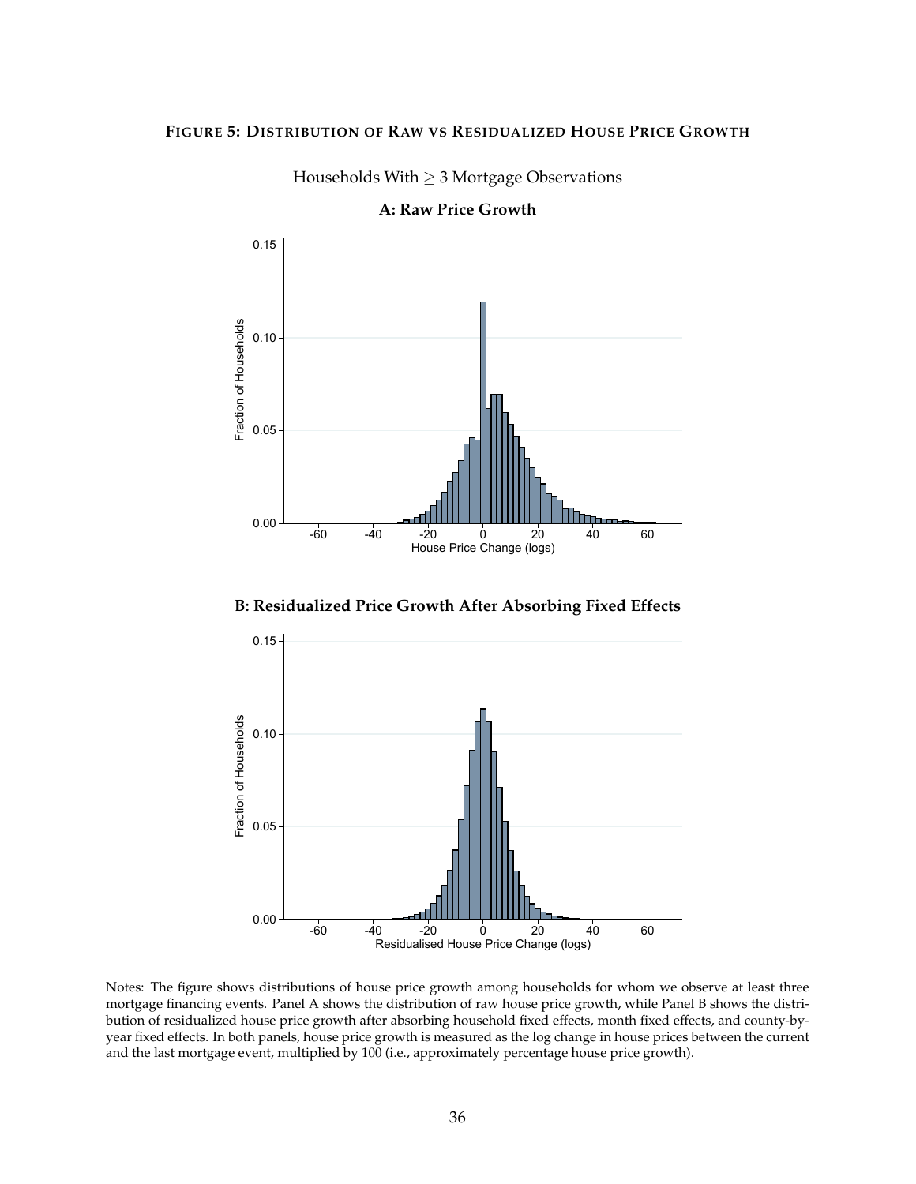**FIGURE 5: DISTRIBUTION OF RAW VS RESIDUALIZED HOUSE PRICE GROWTH**

Households With $\geq 3$ Mortgage Observations

**A: Raw Price Growth**

**B: Residualized Price Growth After Absorbing Fixed Effects**

Notes: The figure shows distributions of house price growth among households for whom we observe at least three mortgage financing events. Panel A shows the distribution of raw house price growth, while Panel B shows the distribution of residualized house price growth after absorbing household fixed effects, month fixed effects, and county-by-year fixed effects. In both panels, house price growth is measured as the log change in house prices between the current and the last mortgage event, multiplied by 100 (i.e., approximately percentage house price growth).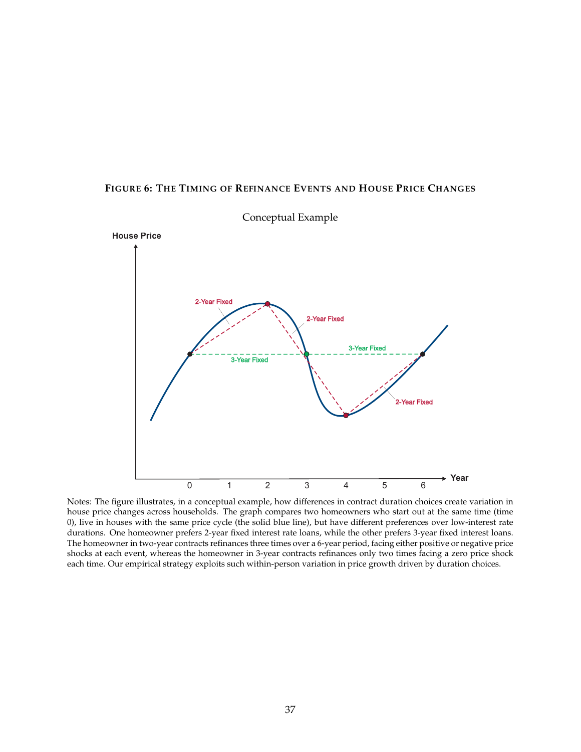**FIGURE 6: THE TIMING OF REFINANCE EVENTS AND HOUSE PRICE CHANGES**

Conceptual Example

Notes: The figure illustrates, in a conceptual example, how differences in contract duration choices create variation in house price changes across households. The graph compares two homeowners who start out at the same time (time 0), live in houses with the same price cycle (the solid blue line), but have different preferences over low-interest rate durations. One homeowner prefers 2-year fixed interest rate loans, while the other prefers 3-year fixed interest loans. The homeowner in two-year contracts refinances three times over a 6-year period, facing either positive or negative price shocks at each event, whereas the homeowner in 3-year contracts refinances only two times facing a zero price shock each time. Our empirical strategy exploits such within-person variation in price growth driven by duration choices.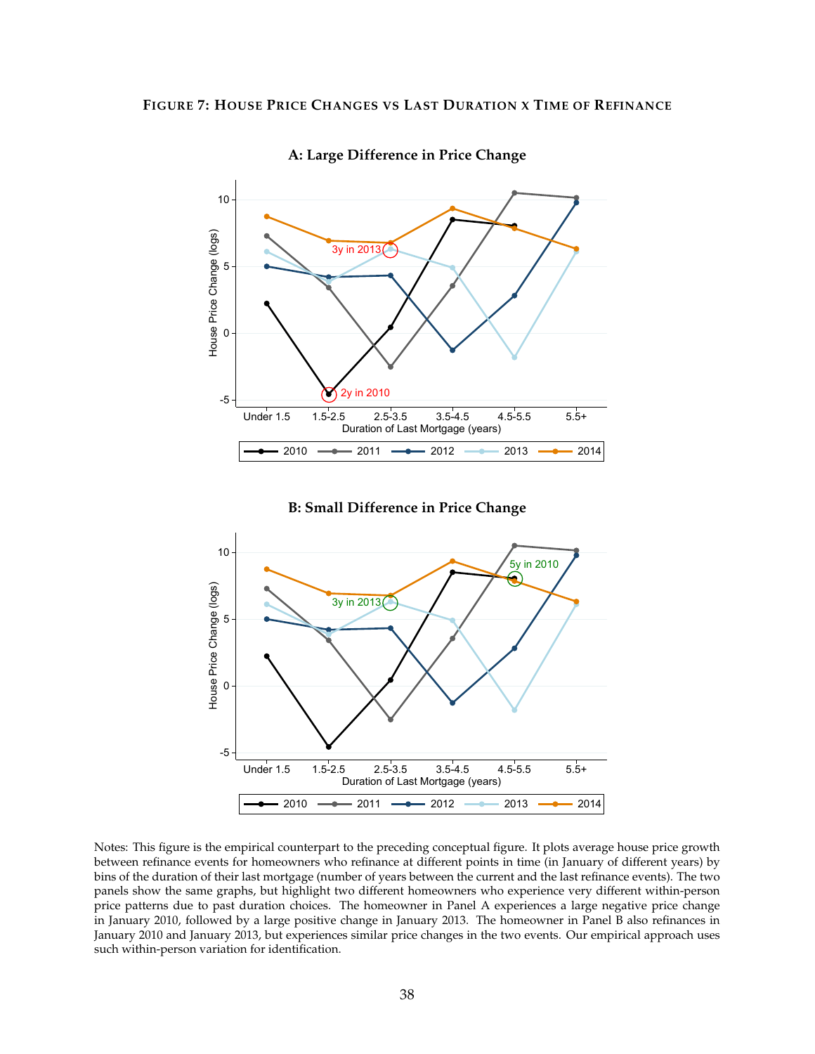**Figure 7: House Price Changes vs Last Duration x Time of Refinance**

**A: Large Difference in Price Change**

**B: Small Difference in Price Change**

Notes: This figure is the empirical counterpart to the preceding conceptual figure. It plots average house price growth between refinance events for homeowners who refinance at different points in time (in January of different years) by bins of the duration of their last mortgage (number of years between the current and the last refinance events). The two panels show the same graphs, but highlight two different homeowners who experience very different within-person price patterns due to past duration choices. The homeowner in Panel A experiences a large negative price change in January 2010, followed by a large positive change in January 2013. The homeowner in Panel B also refinances in January 2010 and January 2013, but experiences similar price changes in the two events. Our empirical approach uses such within-person variation for identification.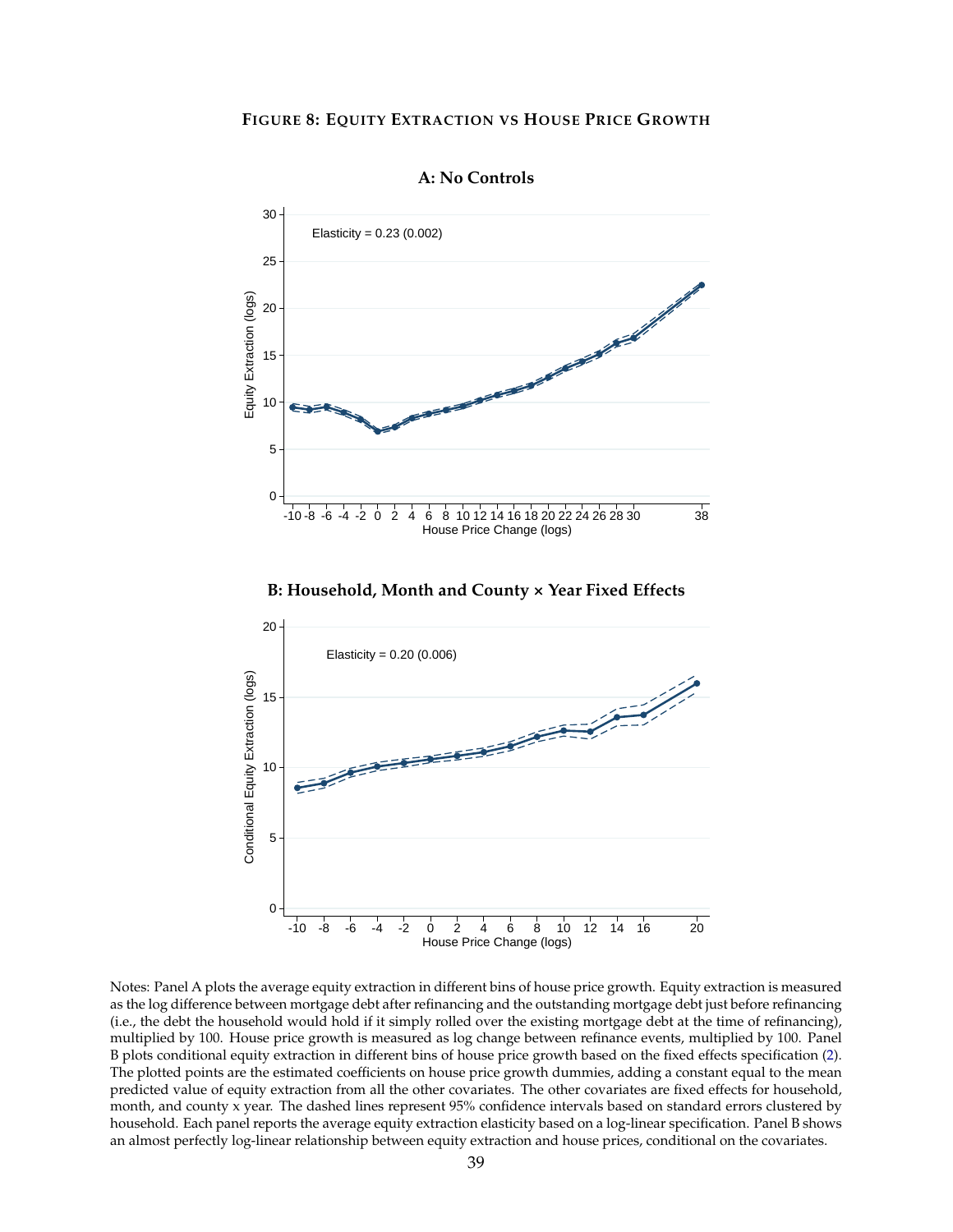**Figure 8: Equity Extraction vs House Price Growth**

**A: No Controls**

**B: Household, Month and County × Year Fixed Effects**

Notes: Panel A plots the average equity extraction in different bins of house price growth. Equity extraction is measured as the log difference between mortgage debt after refinancing and the outstanding mortgage debt just before refinancing (i.e., the debt the household would hold if it simply rolled over the existing mortgage debt at the time of refinancing), multiplied by 100. House price growth is measured as log change between refinance events, multiplied by 100. Panel B plots conditional equity extraction in different bins of house price growth based on the fixed effects specification (2). The plotted points are the estimated coefficients on house price growth dummies, adding a constant equal to the mean predicted value of equity extraction from all the other covariates. The other covariates are fixed effects for household, month, and county x year. The dashed lines represent 95% confidence intervals based on standard errors clustered by household. Each panel reports the average equity extraction elasticity based on a log-linear specification. Panel B shows an almost perfectly log-linear relationship between equity extraction and house prices, conditional on the covariates.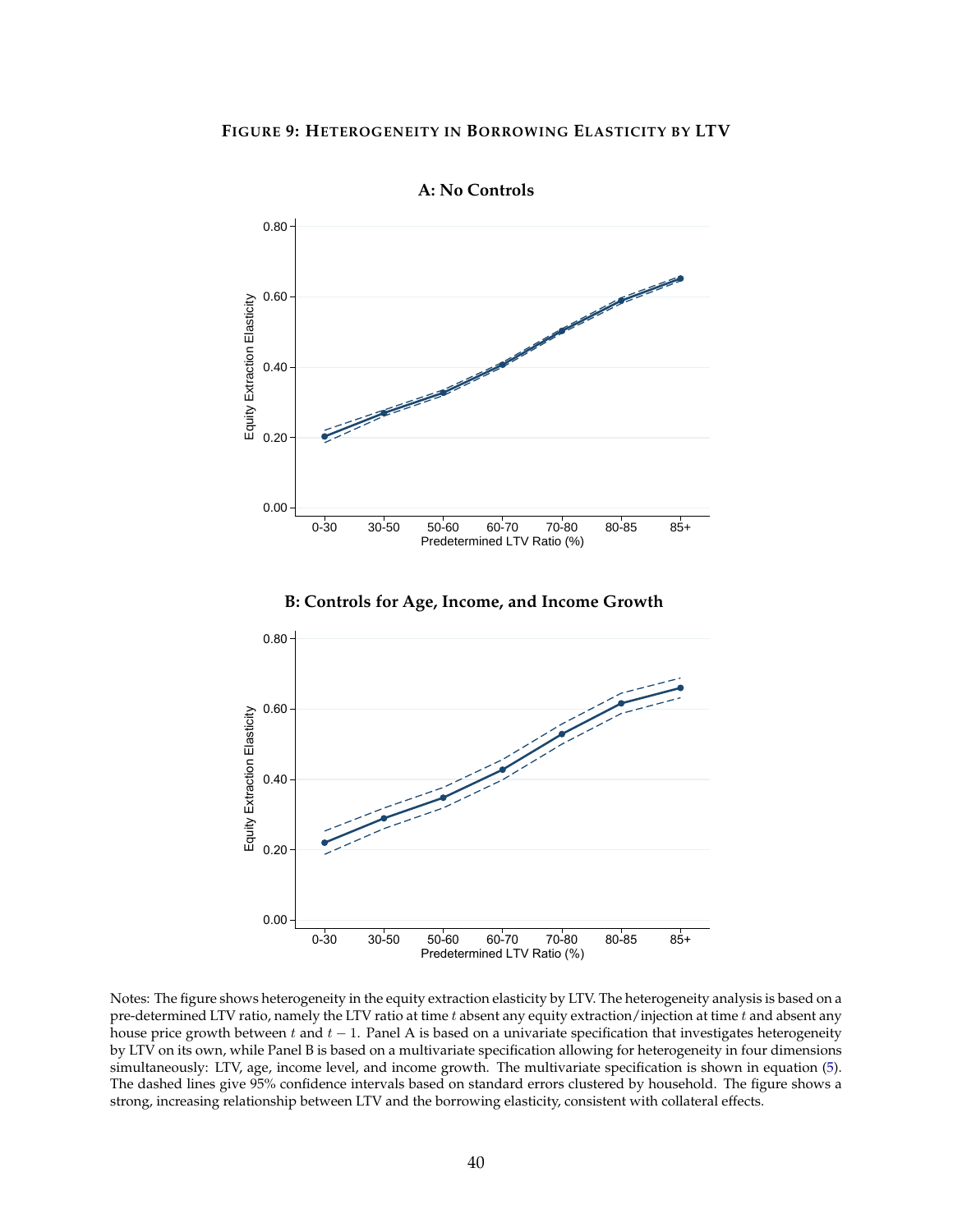# Figure 9: Heterogeneity in Borrowing Elasticity by LTV

**A: No Controls**

**B: Controls for Age, Income, and Income Growth**

Notes: The figure shows heterogeneity in the equity extraction elasticity by LTV. The heterogeneity analysis is based on a pre-determined LTV ratio, namely the LTV ratio at time $t$ absent any equity extraction/injection at time $t$ and absent any house price growth between $t$ and $t-1$. Panel A is based on a univariate specification that investigates heterogeneity by LTV on its own, while Panel B is based on a multivariate specification allowing for heterogeneity in four dimensions simultaneously: LTV, age, income level, and income growth. The multivariate specification is shown in equation (5). The dashed lines give 95% confidence intervals based on standard errors clustered by household. The figure shows a strong, increasing relationship between LTV and the borrowing elasticity, consistent with collateral effects.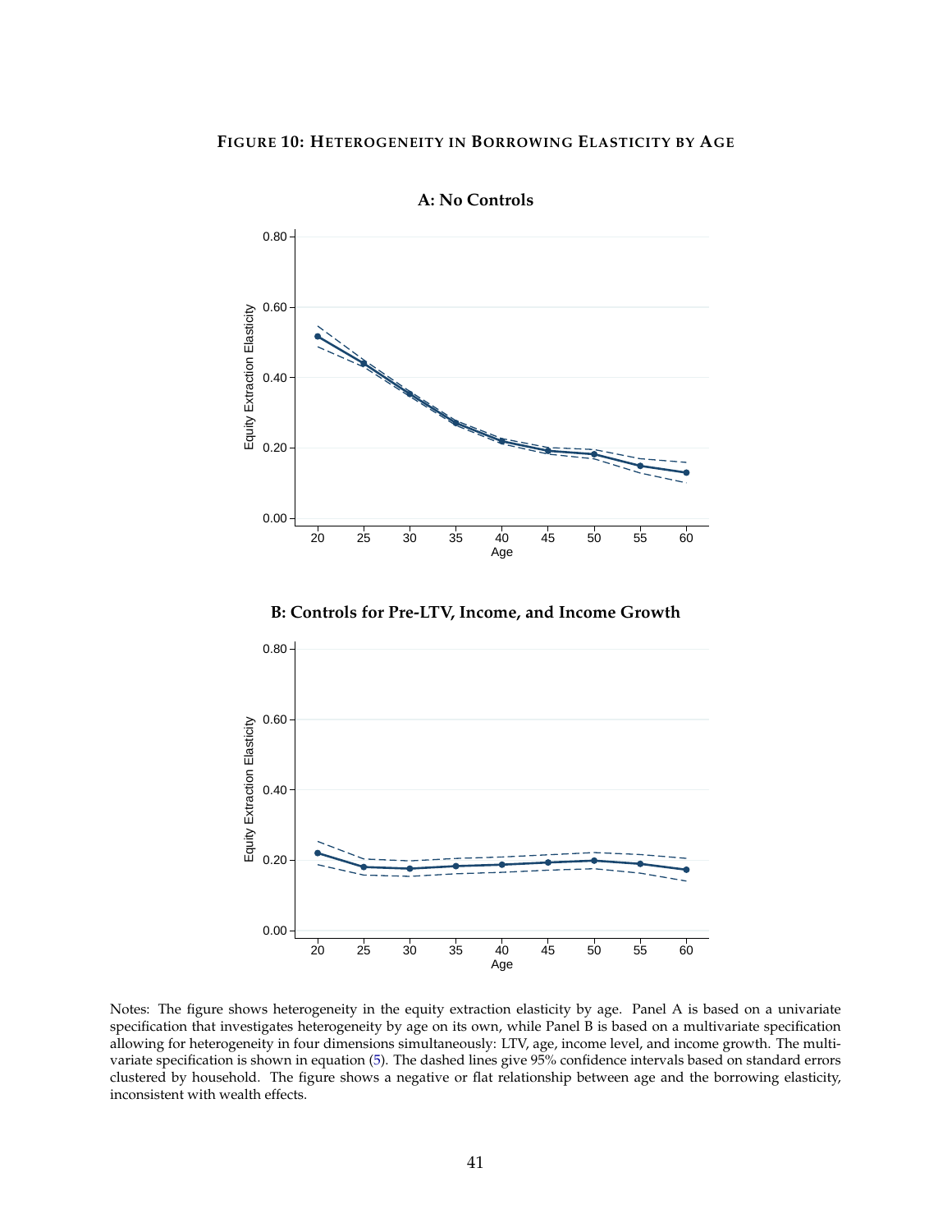**FIGURE 10: HETEROGENEITY IN BORROWING ELASTICITY BY AGE**

**A: No Controls**

**B: Controls for Pre-LTV, Income, and Income Growth**

Notes: The figure shows heterogeneity in the equity extraction elasticity by age. Panel A is based on a univariate specification that investigates heterogeneity by age on its own, while Panel B is based on a multivariate specification allowing for heterogeneity in four dimensions simultaneously: LTV, age, income level, and income growth. The multivariate specification is shown in equation (5). The dashed lines give 95% confidence intervals based on standard errors clustered by household. The figure shows a negative or flat relationship between age and the borrowing elasticity, inconsistent with wealth effects.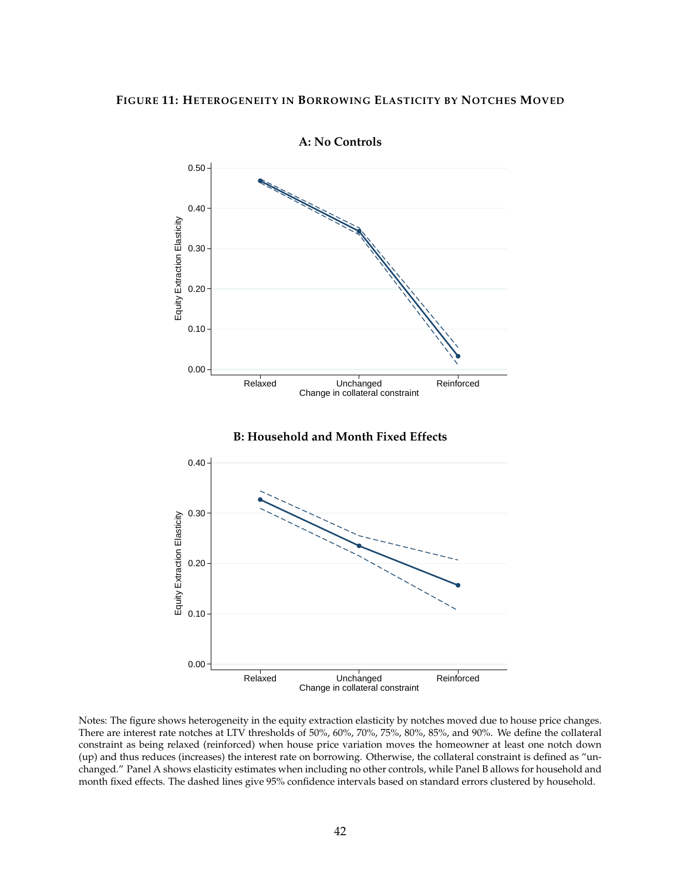**FIGURE 11: HETEROGENEITY IN BORROWING ELASTICITY BY NOTCHES MOVED**

**A: No Controls**

**B: Household and Month Fixed Effects**

Notes: The figure shows heterogeneity in the equity extraction elasticity by notches moved due to house price changes. There are interest rate notches at LTV thresholds of 50%, 60%, 70%, 75%, 80%, 85%, and 90%. We define the collateral constraint as being relaxed (reinforced) when house price variation moves the homeowner at least one notch down (up) and thus reduces (increases) the interest rate on borrowing. Otherwise, the collateral constraint is defined as "unchanged." Panel A shows elasticity estimates when including no other controls, while Panel B allows for household and month fixed effects. The dashed lines give 95% confidence intervals based on standard errors clustered by household.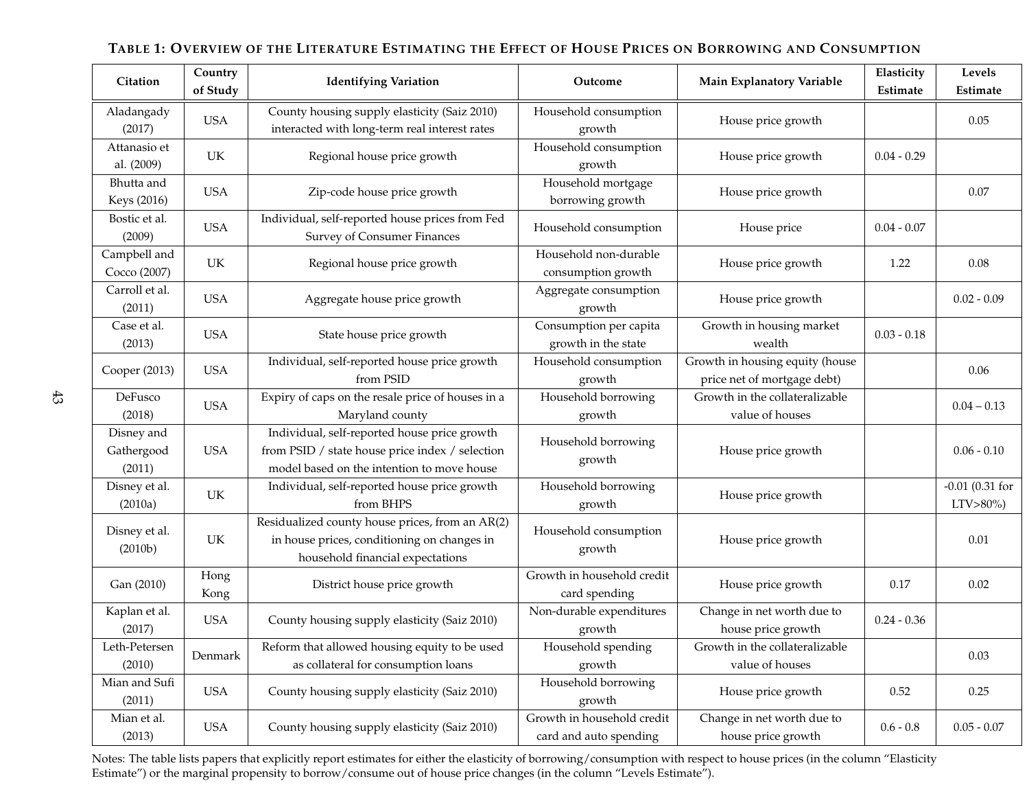**Table 1: Overview of the Literature Estimating the Effect of House Prices on Borrowing and Consumption**

| Citation | Country of Study | Identifying Variation | Outcome | Main Explanatory Variable | Elasticity Estimate | Levels Estimate |
|---|---|---|---|---|---|---|
| Aladangady (2017) | USA | County housing supply elasticity (Saiz 2010) interacted with long-term real interest rates | Household consumption growth | House price growth | | 0.05 |
| Attanasio et al. (2009) | UK | Regional house price growth | Household consumption growth | House price growth | 0.04 - 0.29 | |
| Bhutta and Keys (2016) | USA | Zip-code house price growth | Household mortgage borrowing growth | House price growth | | 0.07 |
| Bostic et al. (2009) | USA | Individual, self-reported house prices from Fed Survey of Consumer Finances | Household consumption | House price | 0.04 - 0.07 | |
| Campbell and Cocco (2007) | UK | Regional house price growth | Household non-durable consumption growth | House price growth | 1.22 | 0.08 |
| Carroll et al. (2011) | USA | Aggregate house price growth | Aggregate consumption growth | House price growth | | 0.02 - 0.09 |
| Case et al. (2013) | USA | State house price growth | Consumption per capita growth in the state | Growth in housing market wealth | 0.03 - 0.18 | |
| Cooper (2013) | USA | Individual, self-reported house price growth from PSID | Household consumption growth | Growth in housing equity (house price net of mortgage debt) | | 0.06 |
| DeFusco (2018) | USA | Expiry of caps on the resale price of houses in a Maryland county | Household borrowing growth | Growth in the collateralizable value of houses | | 0.04 – 0.13 |
| Disney and Gathergood (2011) | USA | Individual, self-reported house price growth from PSID / state house price index / selection model based on the intention to move house | Household borrowing growth | House price growth | | 0.06 - 0.10 |
| Disney et al. (2010a) | UK | Individual, self-reported house price growth from BHPS | Household borrowing growth | House price growth | | -0.01 (0.31 for LTV>80%) |
| Disney et al. (2010b) | UK | Residualized county house prices, from an AR(2) in house prices, conditioning on changes in household financial expectations | Household consumption growth | House price growth | | 0.01 |
| Gan (2010) | Hong Kong | District house price growth | Growth in household credit card spending | House price growth | 0.17 | 0.02 |
| Kaplan et al. (2017) | USA | County housing supply elasticity (Saiz 2010) | Non-durable expenditures growth | Change in net worth due to house price growth | 0.24 - 0.36 | |
| Leth-Petersen (2010) | Denmark | Reform that allowed housing equity to be used as collateral for consumption loans | Household spending growth | Growth in the collateralizable value of houses | | 0.03 |
| Mian and Sufi (2011) | USA | County housing supply elasticity (Saiz 2010) | Household borrowing growth | House price growth | 0.52 | 0.25 |
| Mian et al. (2013) | USA | County housing supply elasticity (Saiz 2010) | Growth in household credit card and auto spending | Change in net worth due to house price growth | 0.6 - 0.8 | 0.05 - 0.07 |

Notes: The table lists papers that explicitly report estimates for either the elasticity of borrowing/consumption with respect to house prices (in the column "Elasticity Estimate") or the marginal propensity to borrow/consume out of house price changes (in the column "Levels Estimate").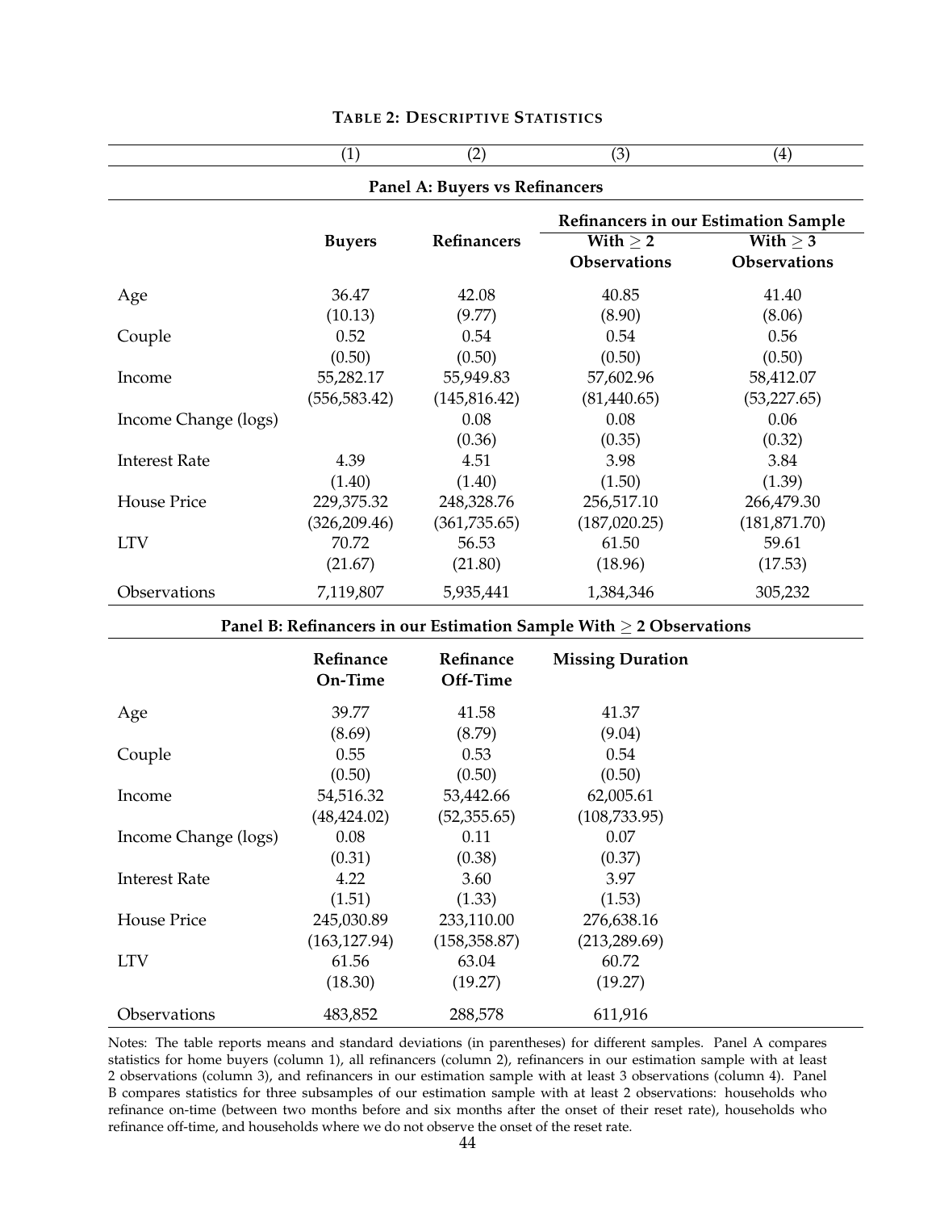**TABLE 2: DESCRIPTIVE STATISTICS**

| | (1) | (2) | (3) | (4) |
|---|---|---|---|---|
| **Panel A: Buyers vs Refinancers** | | | | |
| | | | **Refinancers in our Estimation Sample** | |
| | **Buyers** | **Refinancers** | **With $\geq 2$ Observations** | **With $\geq 3$ Observations** |
| Age | 36.47 | 42.08 | 40.85 | 41.40 |
| | (10.13) | (9.77) | (8.90) | (8.06) |
| Couple | 0.52 | 0.54 | 0.54 | 0.56 |
| | (0.50) | (0.50) | (0.50) | (0.50) |
| Income | 55,282.17 | 55,949.83 | 57,602.96 | 58,412.07 |
| | (556,583.42) | (145,816.42) | (81,440.65) | (53,227.65) |
| Income Change (logs) | | 0.08 | 0.08 | 0.06 |
| | | (0.36) | (0.35) | (0.32) |
| Interest Rate | 4.39 | 4.51 | 3.98 | 3.84 |
| | (1.40) | (1.40) | (1.50) | (1.39) |
| House Price | 229,375.32 | 248,328.76 | 256,517.10 | 266,479.30 |
| | (326,209.46) | (361,735.65) | (187,020.25) | (181,871.70) |
| LTV | 70.72 | 56.53 | 61.50 | 59.61 |
| | (21.67) | (21.80) | (18.96) | (17.53) |
| Observations | 7,119,807 | 5,935,441 | 1,384,346 | 305,232 |
| **Panel B: Refinancers in our Estimation Sample With $\geq 2$ Observations** | | | | |
| | **Refinance On-Time** | **Refinance Off-Time** | **Missing Duration** | |
| Age | 39.77 | 41.58 | 41.37 | |
| | (8.69) | (8.79) | (9.04) | |
| Couple | 0.55 | 0.53 | 0.54 | |
| | (0.50) | (0.50) | (0.50) | |
| Income | 54,516.32 | 53,442.66 | 62,005.61 | |
| | (48,424.02) | (52,355.65) | (108,733.95) | |
| Income Change (logs) | 0.08 | 0.11 | 0.07 | |
| | (0.31) | (0.38) | (0.37) | |
| Interest Rate | 4.22 | 3.60 | 3.97 | |
| | (1.51) | (1.33) | (1.53) | |
| House Price | 245,030.89 | 233,110.00 | 276,638.16 | |
| | (163,127.94) | (158,358.87) | (213,289.69) | |
| LTV | 61.56 | 63.04 | 60.72 | |
| | (18.30) | (19.27) | (19.27) | |
| Observations | 483,852 | 288,578 | 611,916 | |

Notes: The table reports means and standard deviations (in parentheses) for different samples. Panel A compares statistics for home buyers (column 1), all refinancers (column 2), refinancers in our estimation sample with at least 2 observations (column 3), and refinancers in our estimation sample with at least 3 observations (column 4). Panel B compares statistics for three subsamples of our estimation sample with at least 2 observations: households who refinance on-time (between two months before and six months after the onset of their reset rate), households who refinance off-time, and households where we do not observe the onset of the reset rate.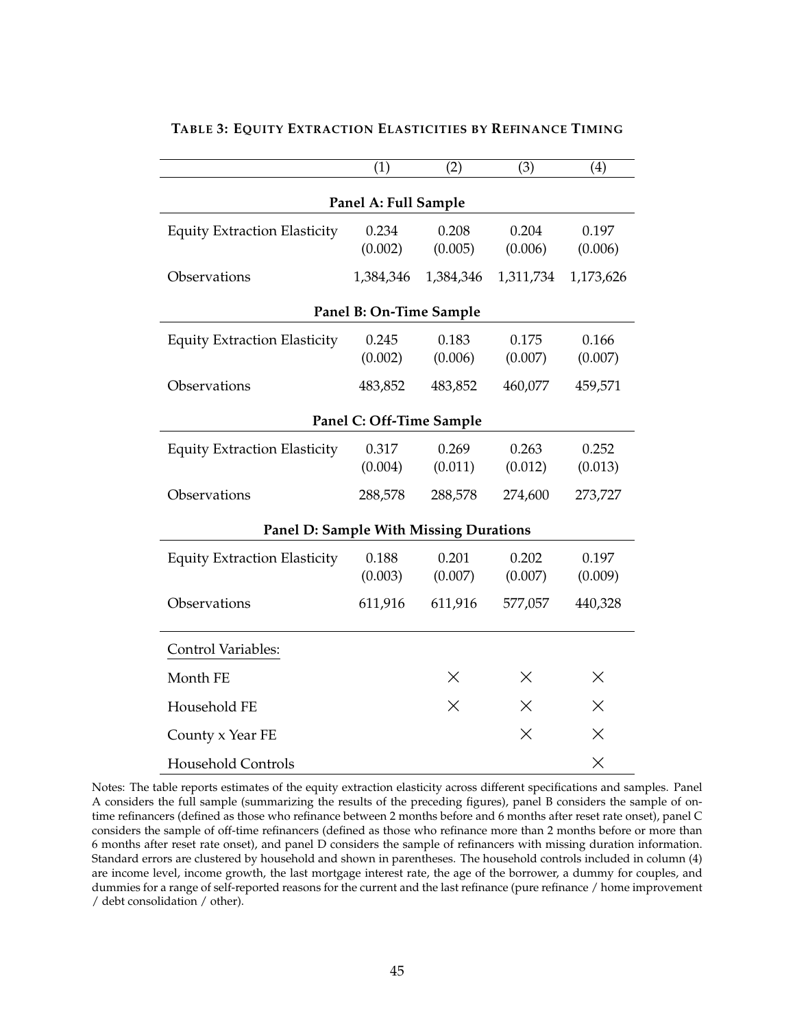**TABLE 3: EQUITY EXTRACTION ELASTICITIES BY REFINANCE TIMING**

| | (1) | (2) | (3) | (4) |
|---|---|---|---|---|
| **Panel A: Full Sample** | | | | |
| Equity Extraction Elasticity | 0.234 | 0.208 | 0.204 | 0.197 |
| | (0.002) | (0.005) | (0.006) | (0.006) |
| Observations | 1,384,346 | 1,384,346 | 1,311,734 | 1,173,626 |
| **Panel B: On-Time Sample** | | | | |
| Equity Extraction Elasticity | 0.245 | 0.183 | 0.175 | 0.166 |
| | (0.002) | (0.006) | (0.007) | (0.007) |
| Observations | 483,852 | 483,852 | 460,077 | 459,571 |
| **Panel C: Off-Time Sample** | | | | |
| Equity Extraction Elasticity | 0.317 | 0.269 | 0.263 | 0.252 |
| | (0.004) | (0.011) | (0.012) | (0.013) |
| Observations | 288,578 | 288,578 | 274,600 | 273,727 |
| **Panel D: Sample With Missing Durations** | | | | |
| Equity Extraction Elasticity | 0.188 | 0.201 | 0.202 | 0.197 |
| | (0.003) | (0.007) | (0.007) | (0.009) |
| Observations | 611,916 | 611,916 | 577,057 | 440,328 |
| Control Variables: | | | | |
| Month FE | | × | × | × |
| Household FE | | × | × | × |
| County x Year FE | | | × | × |
| Household Controls | | | | × |

Notes: The table reports estimates of the equity extraction elasticity across different specifications and samples. Panel A considers the full sample (summarizing the results of the preceding figures), panel B considers the sample of on-time refinancers (defined as those who refinance between 2 months before and 6 months after reset rate onset), panel C considers the sample of off-time refinancers (defined as those who refinance more than 2 months before or more than 6 months after reset rate onset), and panel D considers the sample of refinancers with missing duration information. Standard errors are clustered by household and shown in parentheses. The household controls included in column (4) are income level, income growth, the last mortgage interest rate, the age of the borrower, a dummy for couples, and dummies for a range of self-reported reasons for the current and the last refinance (pure refinance / home improvement / debt consolidation / other).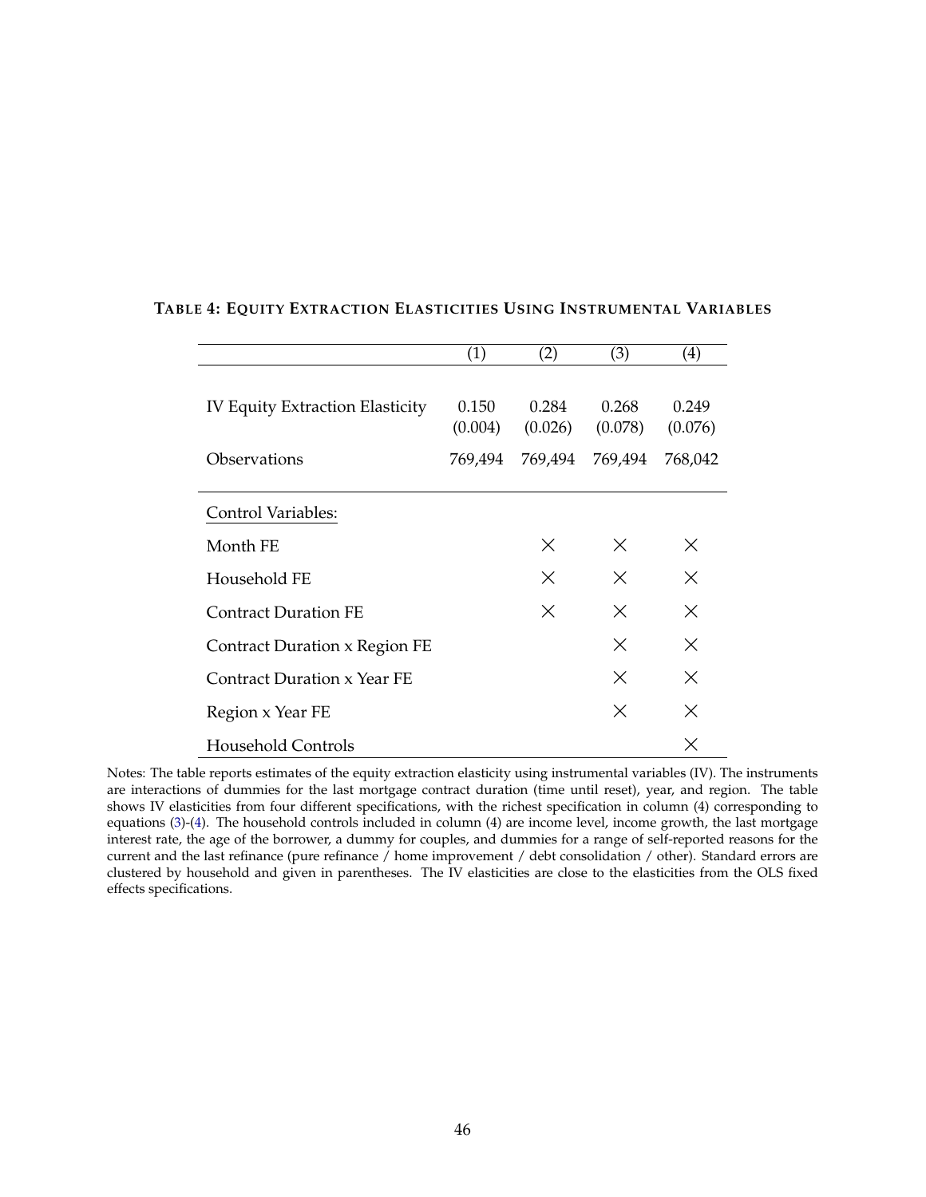**TABLE 4: EQUITY EXTRACTION ELASTICITIES USING INSTRUMENTAL VARIABLES**

| | (1) | (2) | (3) | (4) |
|---|---|---|---|---|
| IV Equity Extraction Elasticity | 0.150 | 0.284 | 0.268 | 0.249 |
| | (0.004) | (0.026) | (0.078) | (0.076) |
| Observations | 769,494 | 769,494 | 769,494 | 768,042 |
| Control Variables: | | | | |
| Month FE | | × | × | × |
| Household FE | | × | × | × |
| Contract Duration FE | | × | × | × |
| Contract Duration x Region FE | | | × | × |
| Contract Duration x Year FE | | | × | × |
| Region x Year FE | | | × | × |
| Household Controls | | | | × |

Notes: The table reports estimates of the equity extraction elasticity using instrumental variables (IV). The instruments are interactions of dummies for the last mortgage contract duration (time until reset), year, and region. The table shows IV elasticities from four different specifications, with the richest specification in column (4) corresponding to equations (3)-(4). The household controls included in column (4) are income level, income growth, the last mortgage interest rate, the age of the borrower, a dummy for couples, and dummies for a range of self-reported reasons for the current and the last refinance (pure refinance / home improvement / debt consolidation / other). Standard errors are clustered by household and given in parentheses. The IV elasticities are close to the elasticities from the OLS fixed effects specifications.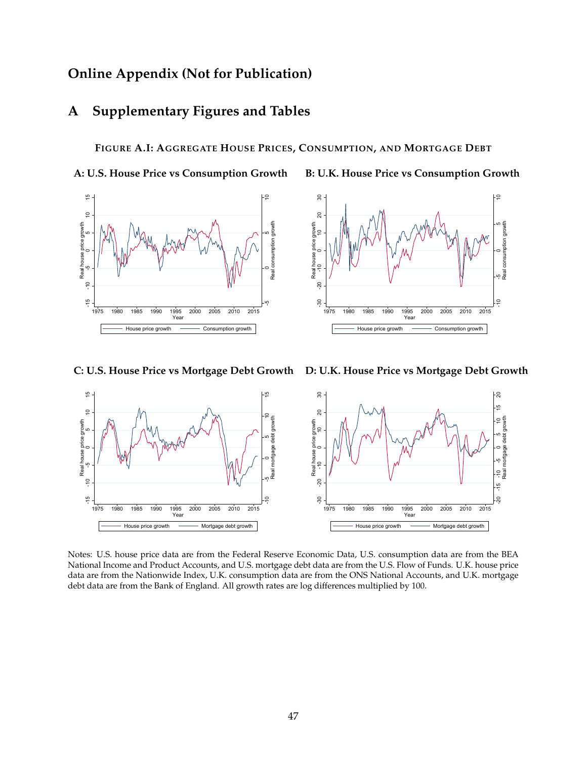# Online Appendix (Not for Publication)

## A Supplementary Figures and Tables

**FIGURE A.I: AGGREGATE HOUSE PRICES, CONSUMPTION, AND MORTGAGE DEBT**

**A: U.S. House Price vs Consumption Growth**

**B: U.K. House Price vs Consumption Growth**

**C: U.S. House Price vs Mortgage Debt Growth**

**D: U.K. House Price vs Mortgage Debt Growth**

Notes: U.S. house price data are from the Federal Reserve Economic Data, U.S. consumption data are from the BEA National Income and Product Accounts, and U.S. mortgage debt data are from the U.S. Flow of Funds. U.K. house price data are from the Nationwide Index, U.K. consumption data are from the ONS National Accounts, and U.K. mortgage debt data are from the Bank of England. All growth rates are log differences multiplied by 100.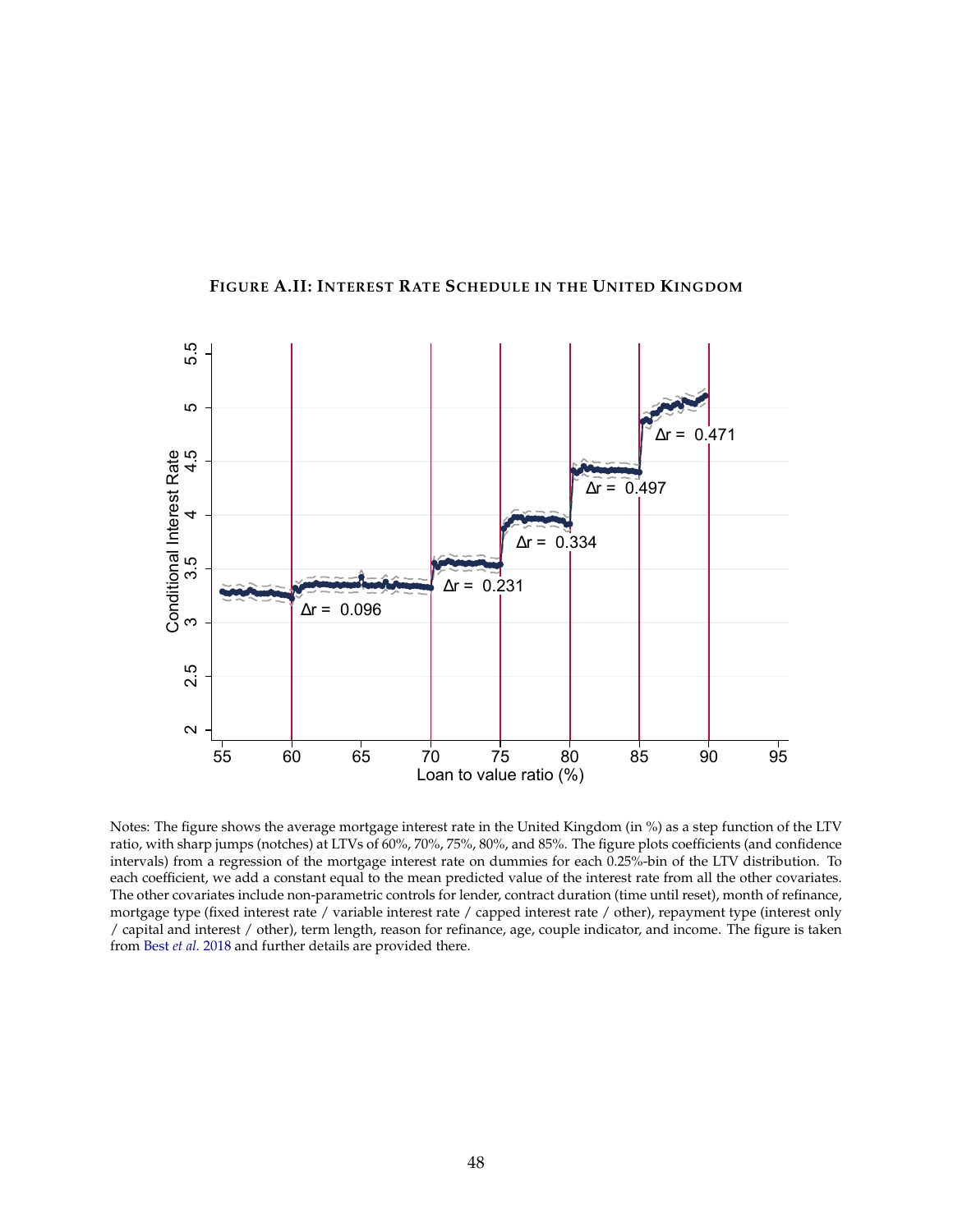**FIGURE A.II: INTEREST RATE SCHEDULE IN THE UNITED KINGDOM**

Notes: The figure shows the average mortgage interest rate in the United Kingdom (in %) as a step function of the LTV ratio, with sharp jumps (notches) at LTVs of 60%, 70%, 75%, 80%, and 85%. The figure plots coefficients (and confidence intervals) from a regression of the mortgage interest rate on dummies for each 0.25%-bin of the LTV distribution. To each coefficient, we add a constant equal to the mean predicted value of the interest rate from all the other covariates. The other covariates include non-parametric controls for lender, contract duration (time until reset), month of refinance, mortgage type (fixed interest rate / variable interest rate / capped interest rate / other), repayment type (interest only / capital and interest / other), term length, reason for refinance, age, couple indicator, and income. The figure is taken from Best *et al.* 2018 and further details are provided there.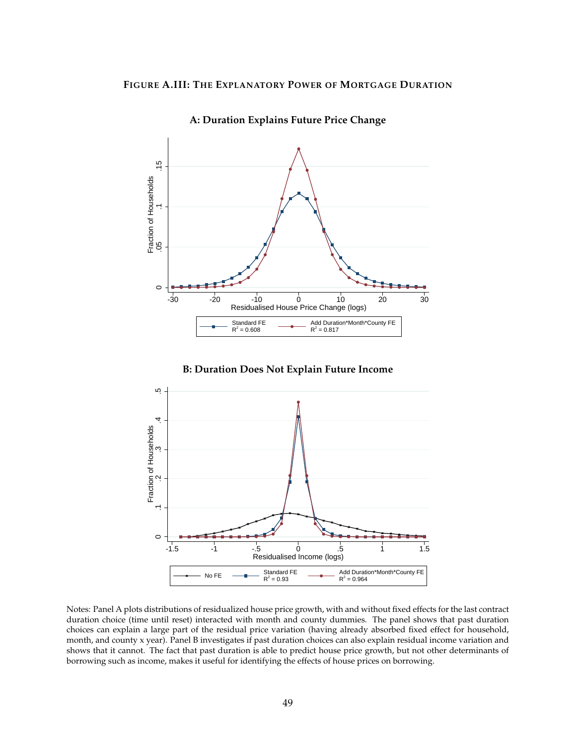**FIGURE A.III: THE EXPLANATORY POWER OF MORTGAGE DURATION**

**A: Duration Explains Future Price Change**

**B: Duration Does Not Explain Future Income**

Notes: Panel A plots distributions of residualized house price growth, with and without fixed effects for the last contract duration choice (time until reset) interacted with month and county dummies. The panel shows that past duration choices can explain a large part of the residual price variation (having already absorbed fixed effect for household, month, and county x year). Panel B investigates if past duration choices can also explain residual income variation and shows that it cannot. The fact that past duration is able to predict house price growth, but not other determinants of borrowing such as income, makes it useful for identifying the effects of house prices on borrowing.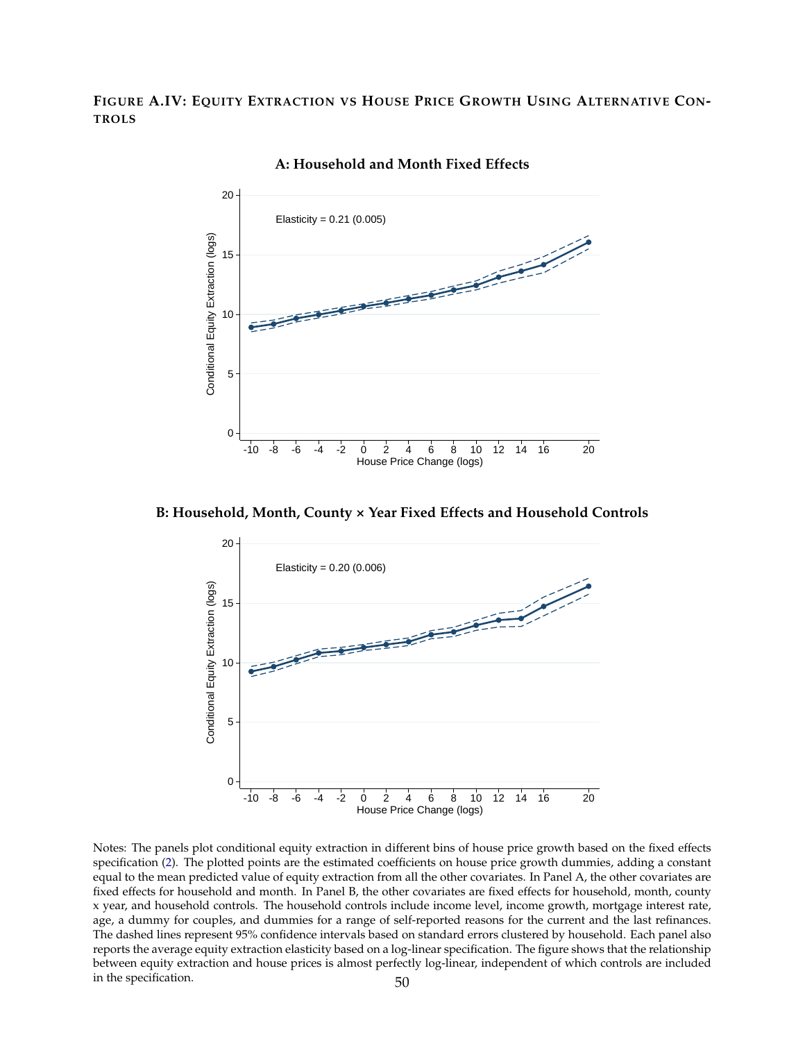**FIGURE A.IV: EQUITY EXTRACTION VS HOUSE PRICE GROWTH USING ALTERNATIVE CONTROLS**

**A: Household and Month Fixed Effects**

Elasticity = 0.21 (0.005)

**B: Household, Month, County × Year Fixed Effects and Household Controls**

Elasticity = 0.20 (0.006)

Notes: The panels plot conditional equity extraction in different bins of house price growth based on the fixed effects specification (2). The plotted points are the estimated coefficients on house price growth dummies, adding a constant equal to the mean predicted value of equity extraction from all the other covariates. In Panel A, the other covariates are fixed effects for household and month. In Panel B, the other covariates are fixed effects for household, month, county x year, and household controls. The household controls include income level, income growth, mortgage interest rate, age, a dummy for couples, and dummies for a range of self-reported reasons for the current and the last refinances. The dashed lines represent 95% confidence intervals based on standard errors clustered by household. Each panel also reports the average equity extraction elasticity based on a log-linear specification. The figure shows that the relationship between equity extraction and house prices is almost perfectly log-linear, independent of which controls are included in the specification.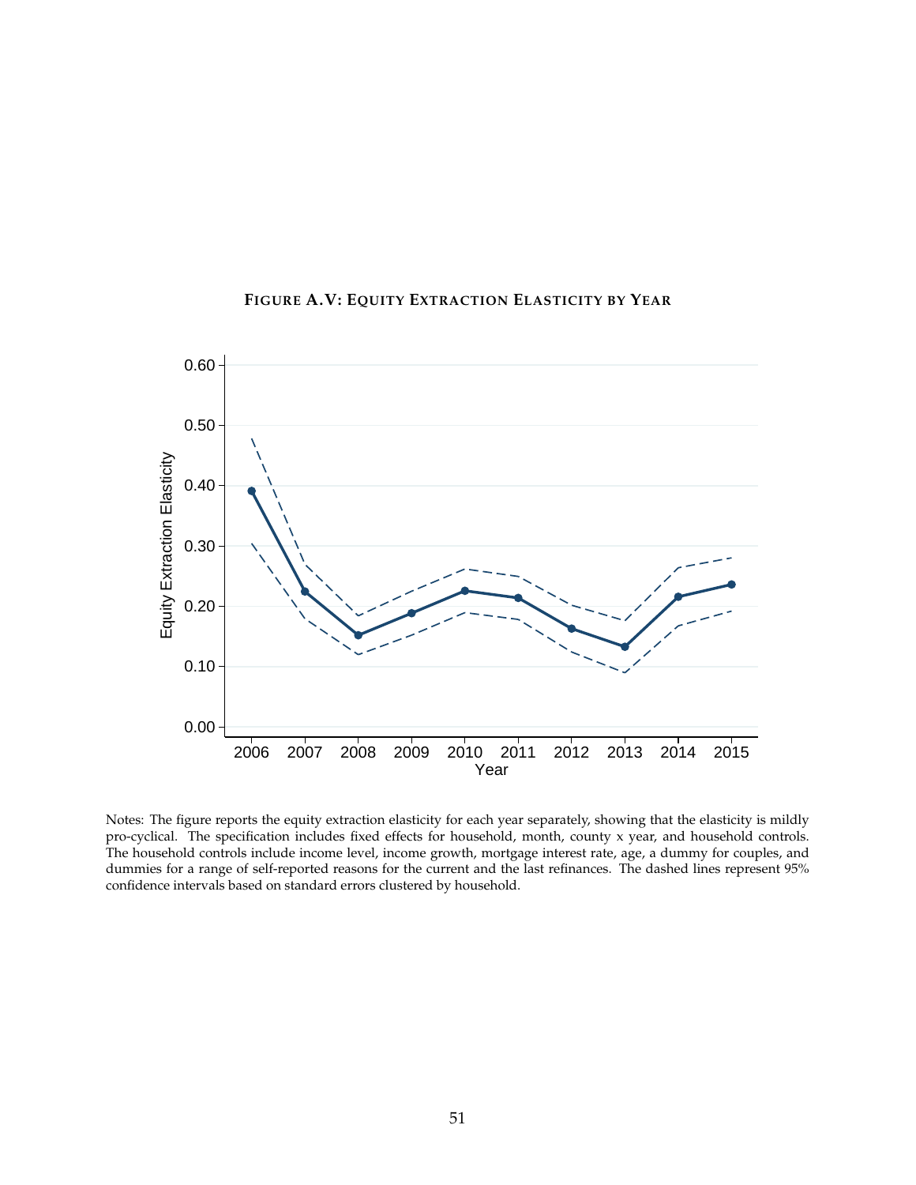**FIGURE A.V: EQUITY EXTRACTION ELASTICITY BY YEAR**

Notes: The figure reports the equity extraction elasticity for each year separately, showing that the elasticity is mildly pro-cyclical. The specification includes fixed effects for household, month, county x year, and household controls. The household controls include income level, income growth, mortgage interest rate, age, a dummy for couples, and dummies for a range of self-reported reasons for the current and the last refinances. The dashed lines represent 95% confidence intervals based on standard errors clustered by household.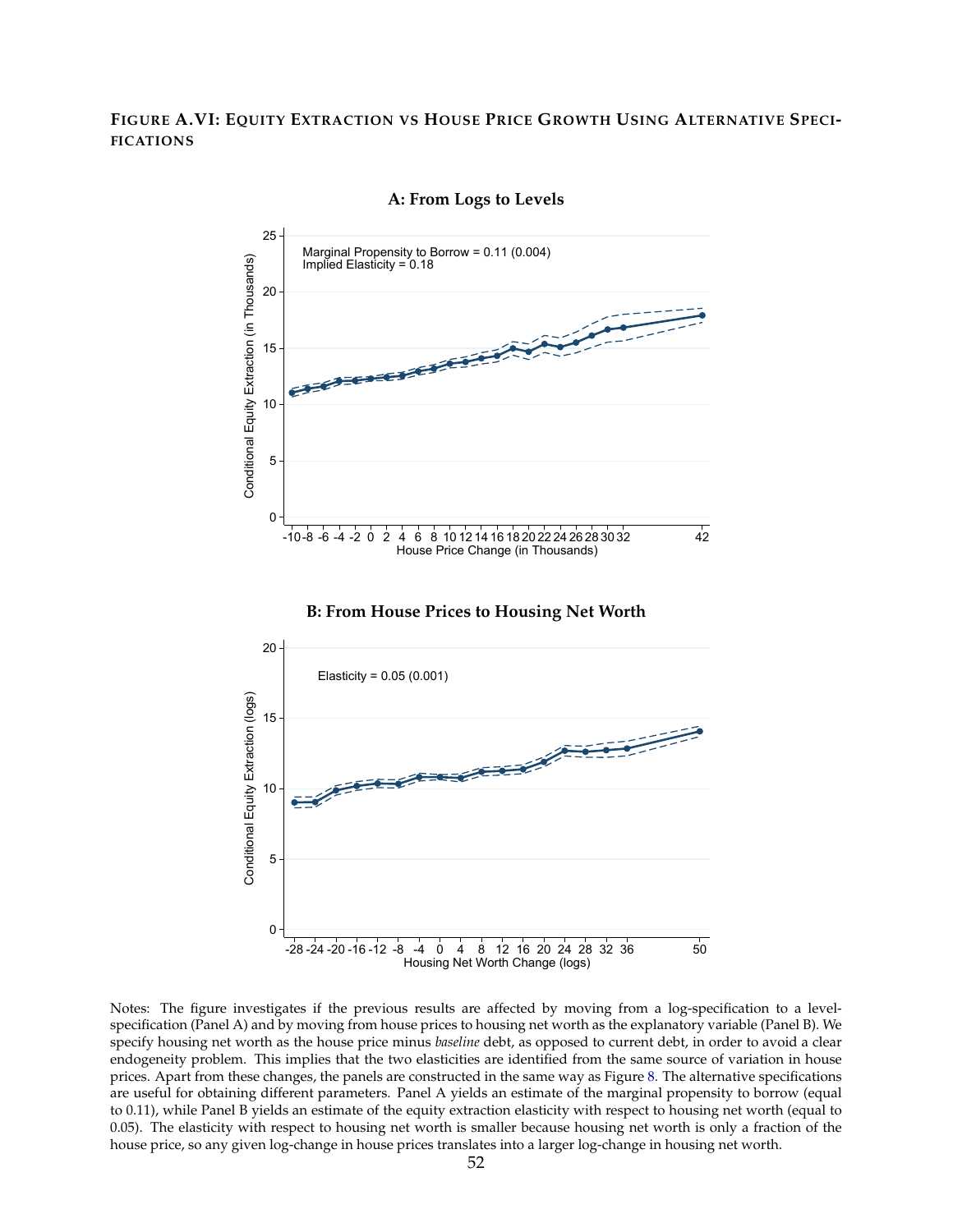**FIGURE A.VI: EQUITY EXTRACTION VS HOUSE PRICE GROWTH USING ALTERNATIVE SPECIFICATIONS**

**A: From Logs to Levels**

Marginal Propensity to Borrow = 0.11 (0.004)
Implied Elasticity = 0.18

Conditional Equity Extraction (in Thousands)

House Price Change (in Thousands)

**B: From House Prices to Housing Net Worth**

Elasticity = 0.05 (0.001)

Conditional Equity Extraction (logs)

Housing Net Worth Change (logs)

Notes: The figure investigates if the previous results are affected by moving from a log-specification to a level-specification (Panel A) and by moving from house prices to housing net worth as the explanatory variable (Panel B). We specify housing net worth as the house price minus *baseline* debt, as opposed to current debt, in order to avoid a clear endogeneity problem. This implies that the two elasticities are identified from the same source of variation in house prices. Apart from these changes, the panels are constructed in the same way as Figure 8. The alternative specifications are useful for obtaining different parameters. Panel A yields an estimate of the marginal propensity to borrow (equal to 0.11), while Panel B yields an estimate of the equity extraction elasticity with respect to housing net worth (equal to 0.05). The elasticity with respect to housing net worth is smaller because housing net worth is only a fraction of the house price, so any given log-change in house prices translates into a larger log-change in housing net worth.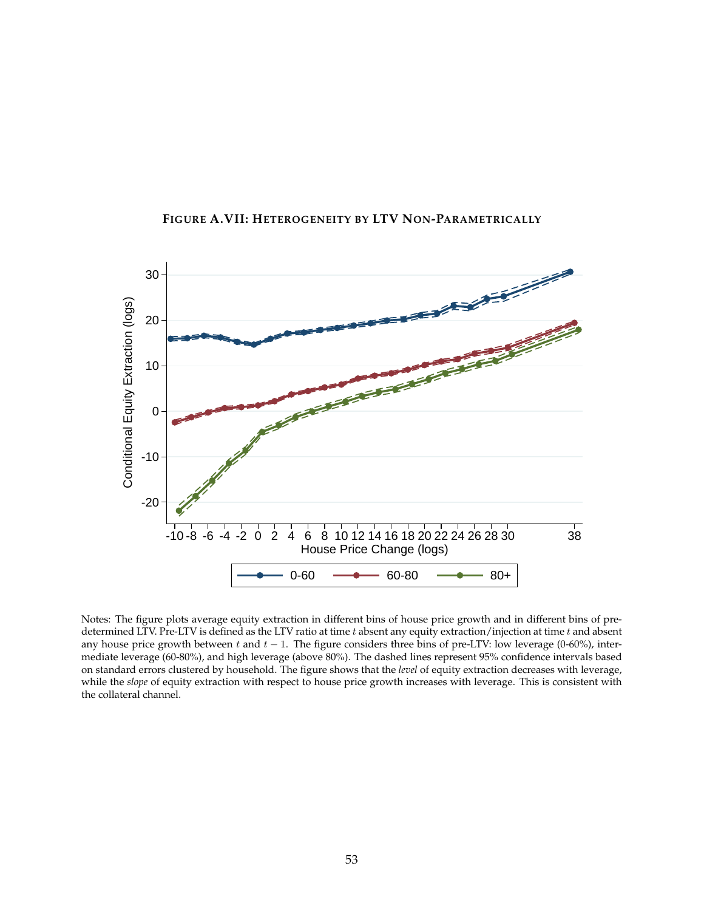**Figure A.VII: Heterogeneity by LTV Non-Parametrically**

Notes: The figure plots average equity extraction in different bins of house price growth and in different bins of predetermined LTV. Pre-LTV is defined as the LTV ratio at time $t$ absent any equity extraction/injection at time $t$ and absent any house price growth between $t$ and $t-1$. The figure considers three bins of pre-LTV: low leverage (0-60%), intermediate leverage (60-80%), and high leverage (above 80%). The dashed lines represent 95% confidence intervals based on standard errors clustered by household. The figure shows that the *level* of equity extraction decreases with leverage, while the *slope* of equity extraction with respect to house price growth increases with leverage. This is consistent with the collateral channel.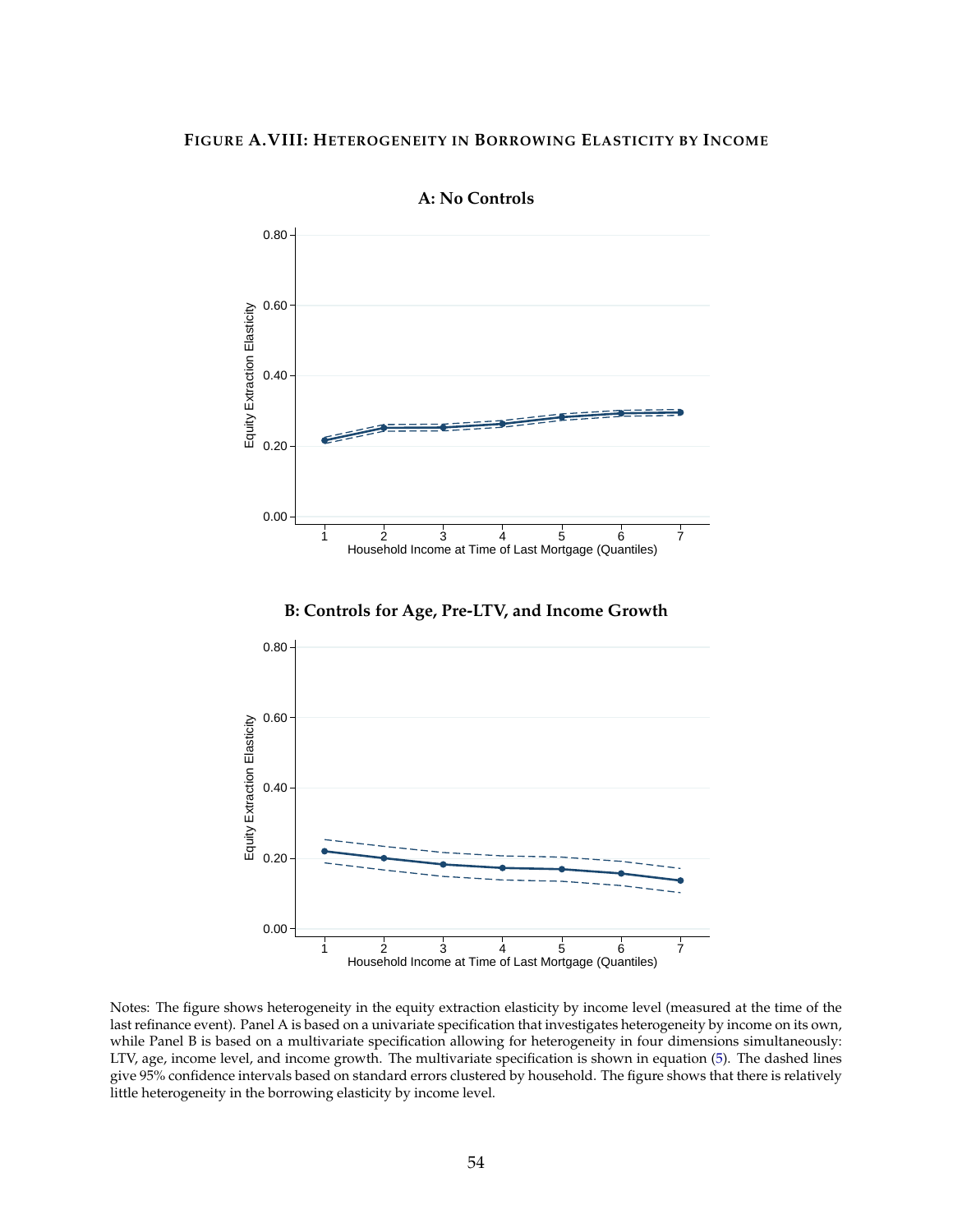**FIGURE A.VIII: HETEROGENEITY IN BORROWING ELASTICITY BY INCOME**

**A: No Controls**

**B: Controls for Age, Pre-LTV, and Income Growth**

Notes: The figure shows heterogeneity in the equity extraction elasticity by income level (measured at the time of the last refinance event). Panel A is based on a univariate specification that investigates heterogeneity by income on its own, while Panel B is based on a multivariate specification allowing for heterogeneity in four dimensions simultaneously: LTV, age, income level, and income growth. The multivariate specification is shown in equation (5). The dashed lines give 95% confidence intervals based on standard errors clustered by household. The figure shows that there is relatively little heterogeneity in the borrowing elasticity by income level.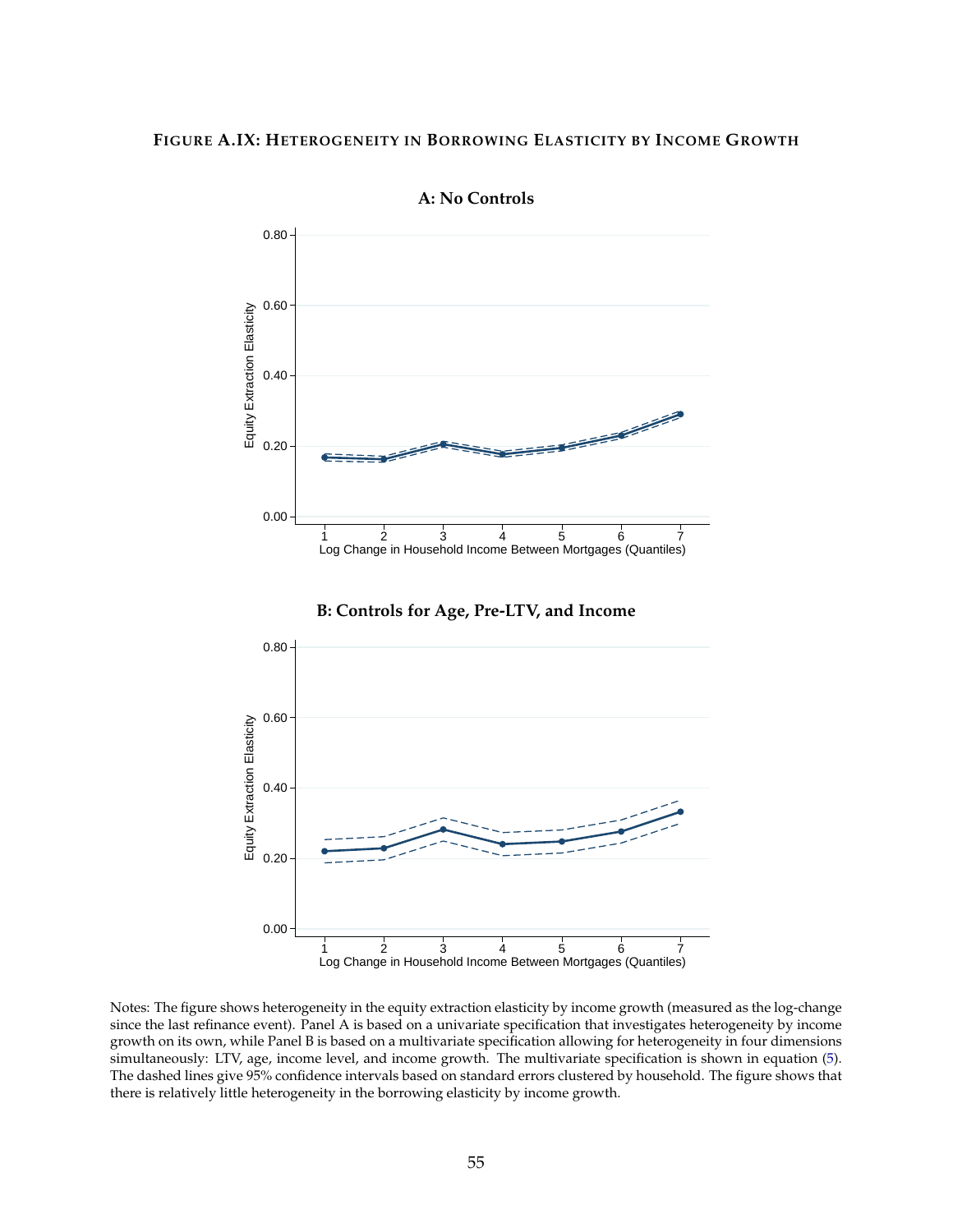**Figure A.IX: Heterogeneity in Borrowing Elasticity by Income Growth**

**A: No Controls**

**B: Controls for Age, Pre-LTV, and Income**

Notes: The figure shows heterogeneity in the equity extraction elasticity by income growth (measured as the log-change since the last refinance event). Panel A is based on a univariate specification that investigates heterogeneity by income growth on its own, while Panel B is based on a multivariate specification allowing for heterogeneity in four dimensions simultaneously: LTV, age, income level, and income growth. The multivariate specification is shown in equation (5). The dashed lines give 95% confidence intervals based on standard errors clustered by household. The figure shows that there is relatively little heterogeneity in the borrowing elasticity by income growth.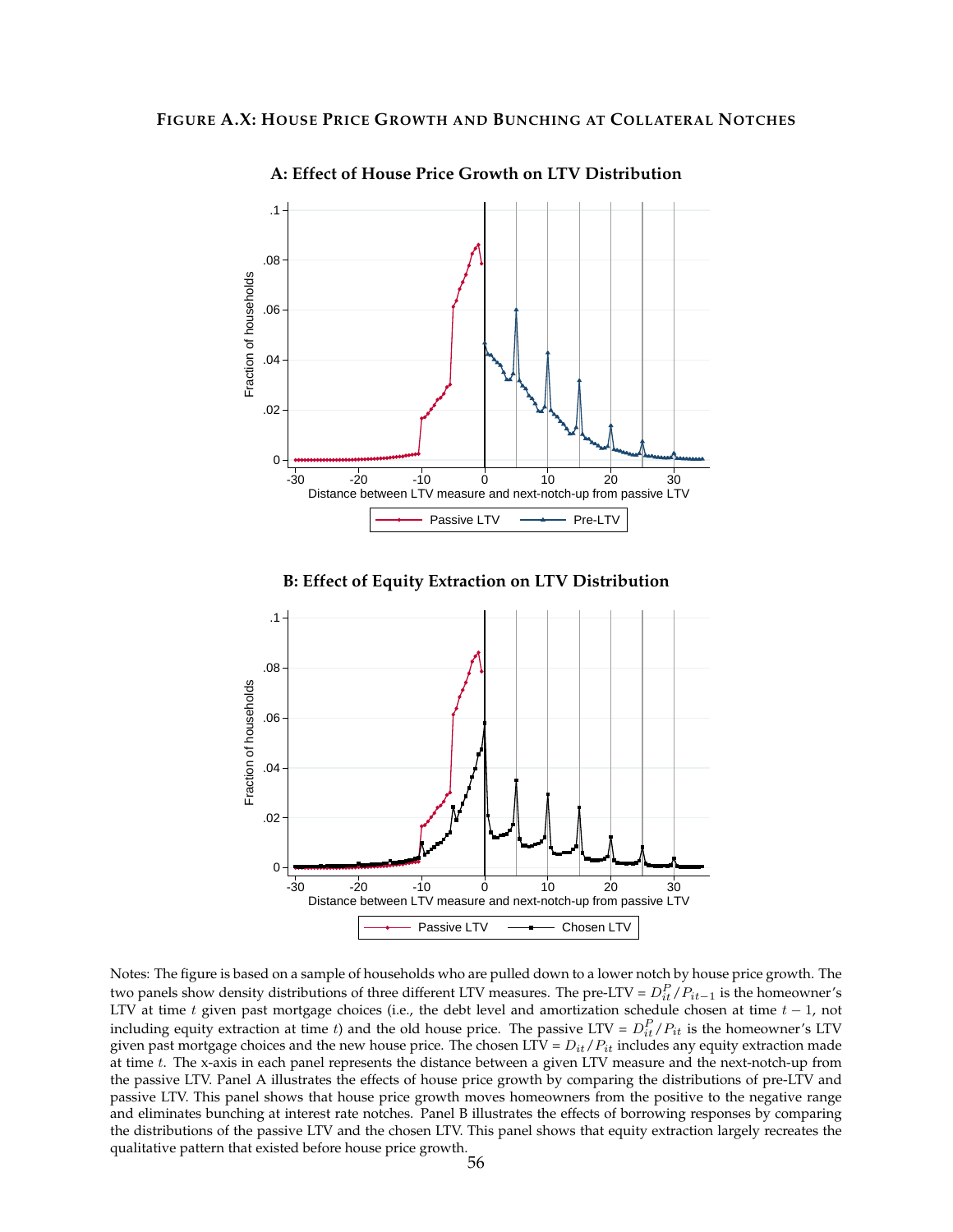**FIGURE A.X: HOUSE PRICE GROWTH AND BUNCHING AT COLLATERAL NOTCHES**

**A: Effect of House Price Growth on LTV Distribution**

**B: Effect of Equity Extraction on LTV Distribution**

Notes: The figure is based on a sample of households who are pulled down to a lower notch by house price growth. The two panels show density distributions of three different LTV measures. The pre-LTV = $D_{it}^{P}/P_{it-1}$ is the homeowner's LTV at time $t$ given past mortgage choices (i.e., the debt level and amortization schedule chosen at time $t-1$, not including equity extraction at time $t$) and the old house price. The passive LTV = $D_{it}^{P}/P_{it}$ is the homeowner's LTV given past mortgage choices and the new house price. The chosen LTV = $D_{it}/P_{it}$ includes any equity extraction made at time $t$. The x-axis in each panel represents the distance between a given LTV measure and the next-notch-up from the passive LTV. Panel A illustrates the effects of house price growth by comparing the distributions of pre-LTV and passive LTV. This panel shows that house price growth moves homeowners from the positive to the negative range and eliminates bunching at interest rate notches. Panel B illustrates the effects of borrowing responses by comparing the distributions of the passive LTV and the chosen LTV. This panel shows that equity extraction largely recreates the qualitative pattern that existed before house price growth.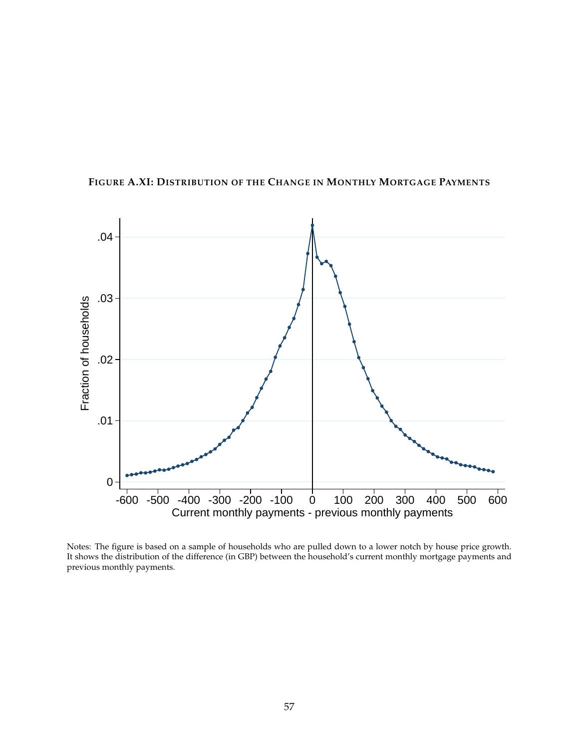**FIGURE A.XI: DISTRIBUTION OF THE CHANGE IN MONTHLY MORTGAGE PAYMENTS**

Notes: The figure is based on a sample of households who are pulled down to a lower notch by house price growth. It shows the distribution of the difference (in GBP) between the household's current monthly mortgage payments and previous monthly payments.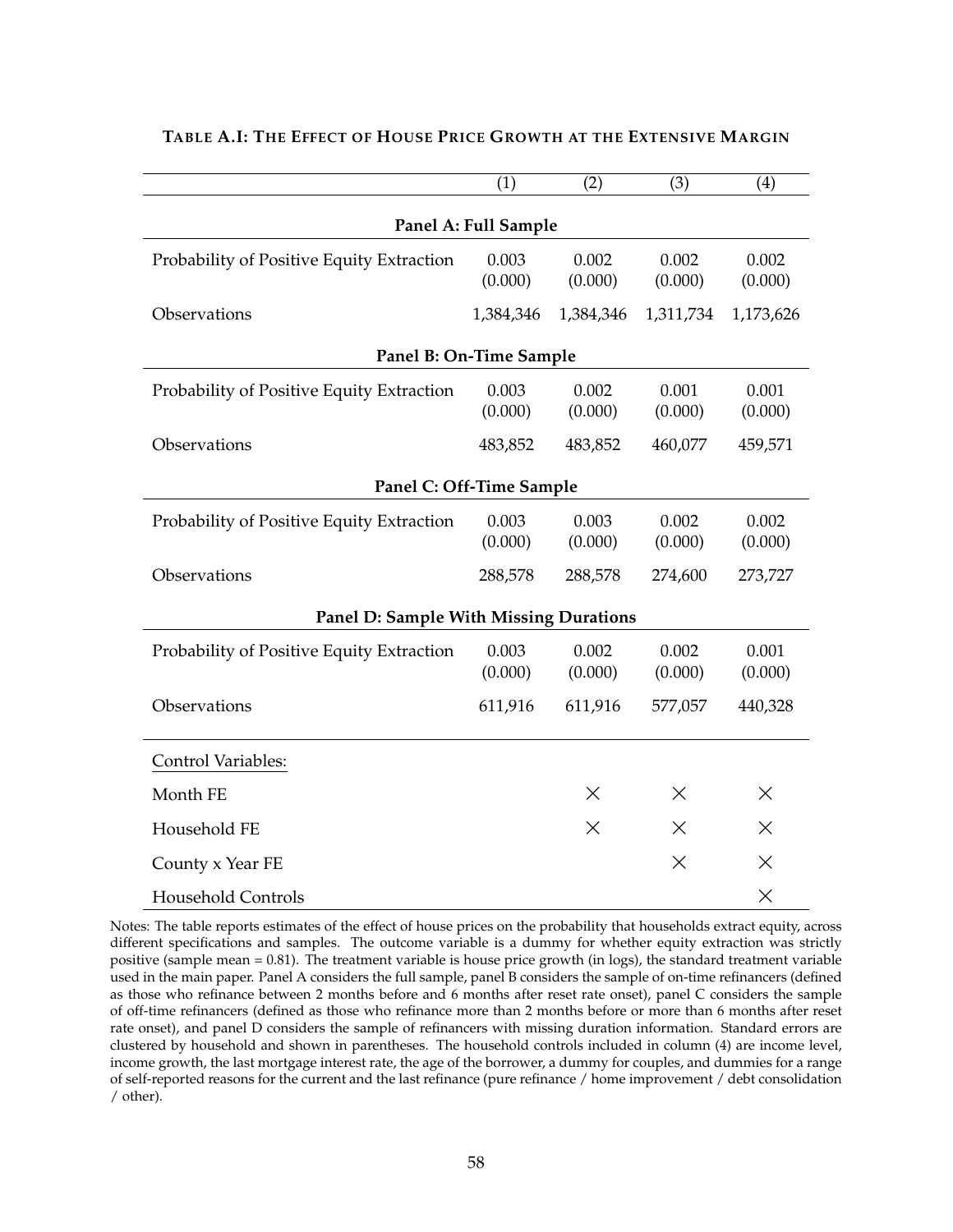**TABLE A.I: THE EFFECT OF HOUSE PRICE GROWTH AT THE EXTENSIVE MARGIN**

| | (1) | (2) | (3) | (4) |
|---|---|---|---|---|
| **Panel A: Full Sample** | | | | |
| Probability of Positive Equity Extraction | 0.003 | 0.002 | 0.002 | 0.002 |
| | (0.000) | (0.000) | (0.000) | (0.000) |
| Observations | 1,384,346 | 1,384,346 | 1,311,734 | 1,173,626 |
| **Panel B: On-Time Sample** | | | | |
| Probability of Positive Equity Extraction | 0.003 | 0.002 | 0.001 | 0.001 |
| | (0.000) | (0.000) | (0.000) | (0.000) |
| Observations | 483,852 | 483,852 | 460,077 | 459,571 |
| **Panel C: Off-Time Sample** | | | | |
| Probability of Positive Equity Extraction | 0.003 | 0.003 | 0.002 | 0.002 |
| | (0.000) | (0.000) | (0.000) | (0.000) |
| Observations | 288,578 | 288,578 | 274,600 | 273,727 |
| **Panel D: Sample With Missing Durations** | | | | |
| Probability of Positive Equity Extraction | 0.003 | 0.002 | 0.002 | 0.001 |
| | (0.000) | (0.000) | (0.000) | (0.000) |
| Observations | 611,916 | 611,916 | 577,057 | 440,328 |
| Control Variables: | | | | |
| Month FE | | × | × | × |
| Household FE | | × | × | × |
| County x Year FE | | | × | × |
| Household Controls | | | | × |

Notes: The table reports estimates of the effect of house prices on the probability that households extract equity, across different specifications and samples. The outcome variable is a dummy for whether equity extraction was strictly positive (sample mean = 0.81). The treatment variable is house price growth (in logs), the standard treatment variable used in the main paper. Panel A considers the full sample, panel B considers the sample of on-time refinancers (defined as those who refinance between 2 months before and 6 months after reset rate onset), panel C considers the sample of off-time refinancers (defined as those who refinance more than 2 months before or more than 6 months after reset rate onset), and panel D considers the sample of refinancers with missing duration information. Standard errors are clustered by household and shown in parentheses. The household controls included in column (4) are income level, income growth, the last mortgage interest rate, the age of the borrower, a dummy for couples, and dummies for a range of self-reported reasons for the current and the last refinance (pure refinance / home improvement / debt consolidation / other).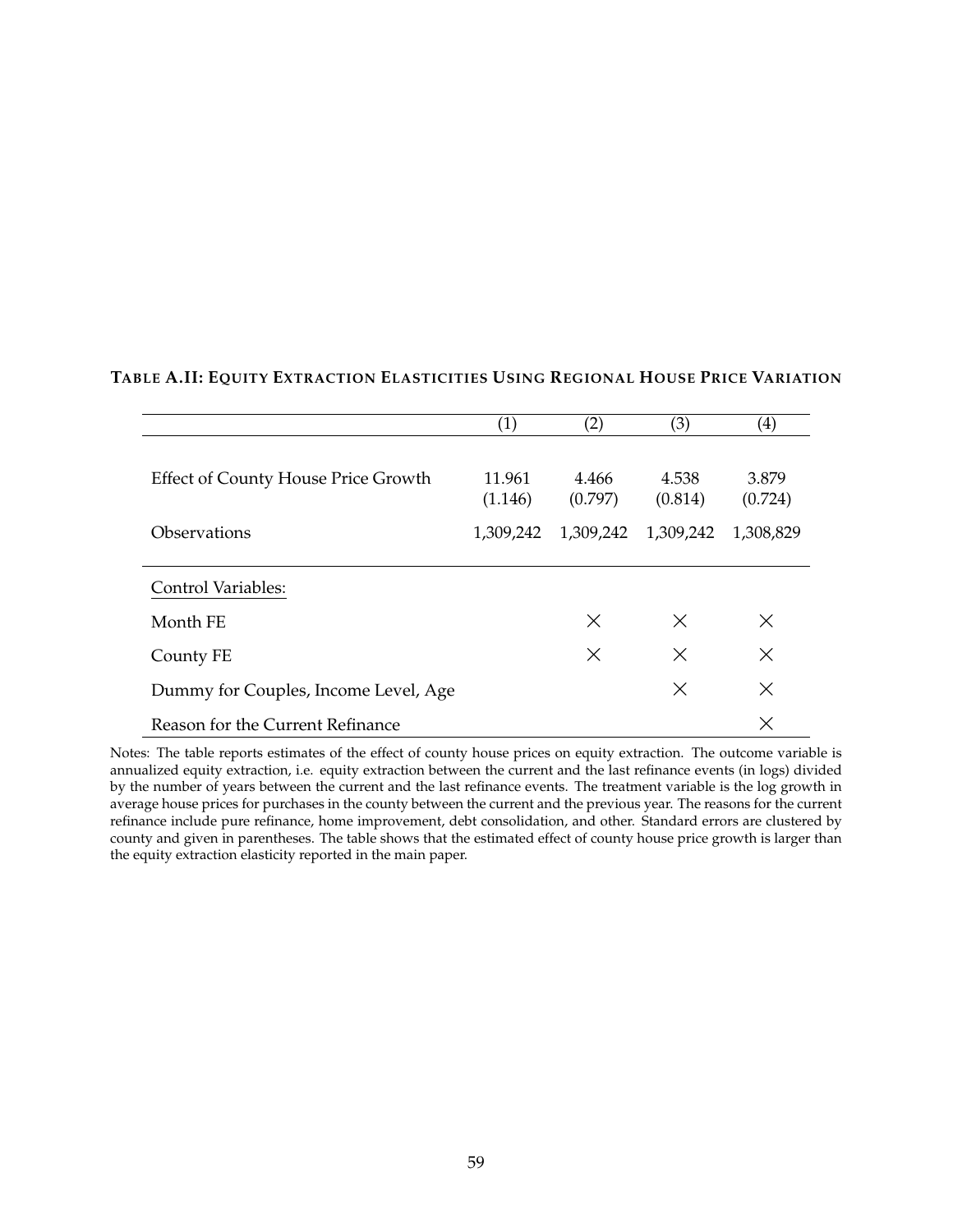**TABLE A.II: EQUITY EXTRACTION ELASTICITIES USING REGIONAL HOUSE PRICE VARIATION**

| | (1) | (2) | (3) | (4) |
|---|---|---|---|---|
| Effect of County House Price Growth | 11.961 | 4.466 | 4.538 | 3.879 |
| | (1.146) | (0.797) | (0.814) | (0.724) |
| Observations | 1,309,242 | 1,309,242 | 1,309,242 | 1,308,829 |
| Control Variables: | | | | |
| Month FE | | × | × | × |
| County FE | | × | × | × |
| Dummy for Couples, Income Level, Age | | | × | × |
| Reason for the Current Refinance | | | | × |

Notes: The table reports estimates of the effect of county house prices on equity extraction. The outcome variable is annualized equity extraction, i.e. equity extraction between the current and the last refinance events (in logs) divided by the number of years between the current and the last refinance events. The treatment variable is the log growth in average house prices for purchases in the county between the current and the previous year. The reasons for the current refinance include pure refinance, home improvement, debt consolidation, and other. Standard errors are clustered by county and given in parentheses. The table shows that the estimated effect of county house price growth is larger than the equity extraction elasticity reported in the main paper.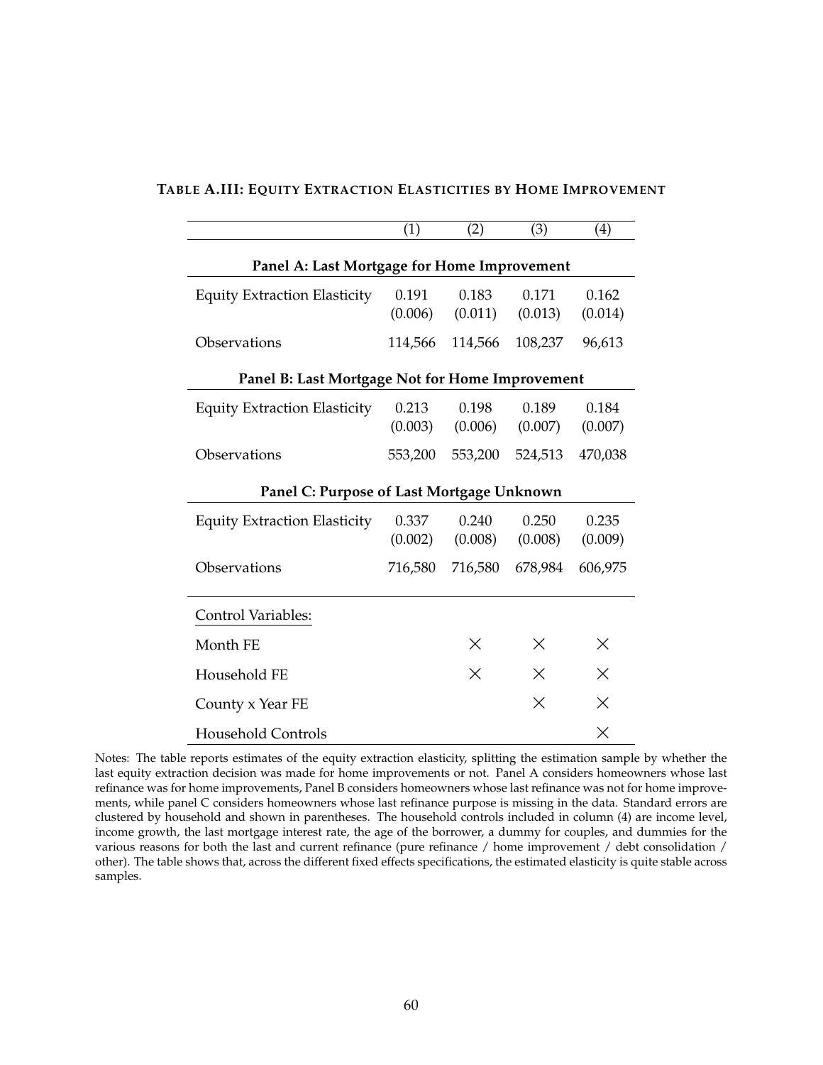**TABLE A.III: EQUITY EXTRACTION ELASTICITIES BY HOME IMPROVEMENT**

| | (1) | (2) | (3) | (4) |
|---|---|---|---|---|
| **Panel A: Last Mortgage for Home Improvement** | | | | |
| Equity Extraction Elasticity | 0.191 | 0.183 | 0.171 | 0.162 |
| | (0.006) | (0.011) | (0.013) | (0.014) |
| Observations | 114,566 | 114,566 | 108,237 | 96,613 |
| **Panel B: Last Mortgage Not for Home Improvement** | | | | |
| Equity Extraction Elasticity | 0.213 | 0.198 | 0.189 | 0.184 |
| | (0.003) | (0.006) | (0.007) | (0.007) |
| Observations | 553,200 | 553,200 | 524,513 | 470,038 |
| **Panel C: Purpose of Last Mortgage Unknown** | | | | |
| Equity Extraction Elasticity | 0.337 | 0.240 | 0.250 | 0.235 |
| | (0.002) | (0.008) | (0.008) | (0.009) |
| Observations | 716,580 | 716,580 | 678,984 | 606,975 |
| Control Variables: | | | | |
| Month FE | | × | × | × |
| Household FE | | × | × | × |
| County x Year FE | | | × | × |
| Household Controls | | | | × |

Notes: The table reports estimates of the equity extraction elasticity, splitting the estimation sample by whether the last equity extraction decision was made for home improvements or not. Panel A considers homeowners whose last refinance was for home improvements, Panel B considers homeowners whose last refinance was not for home improvements, while panel C considers homeowners whose last refinance purpose is missing in the data. Standard errors are clustered by household and shown in parentheses. The household controls included in column (4) are income level, income growth, the last mortgage interest rate, the age of the borrower, a dummy for couples, and dummies for the various reasons for both the last and current refinance (pure refinance / home improvement / debt consolidation / other). The table shows that, across the different fixed effects specifications, the estimated elasticity is quite stable across samples.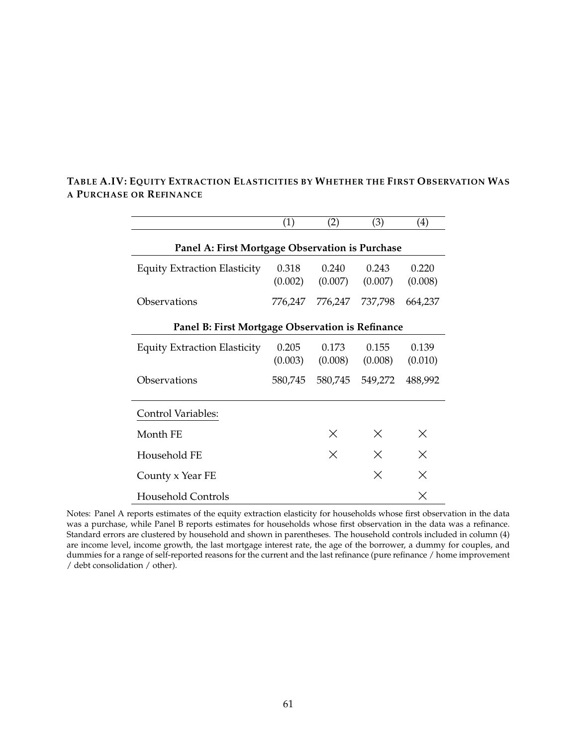**TABLE A.IV: EQUITY EXTRACTION ELASTICITIES BY WHETHER THE FIRST OBSERVATION WAS A PURCHASE OR REFINANCE**

| | (1) | (2) | (3) | (4) |
|---|---|---|---|---|
| **Panel A: First Mortgage Observation is Purchase** | | | | |
| Equity Extraction Elasticity | 0.318 | 0.240 | 0.243 | 0.220 |
| | (0.002) | (0.007) | (0.007) | (0.008) |
| Observations | 776,247 | 776,247 | 737,798 | 664,237 |
| **Panel B: First Mortgage Observation is Refinance** | | | | |
| Equity Extraction Elasticity | 0.205 | 0.173 | 0.155 | 0.139 |
| | (0.003) | (0.008) | (0.008) | (0.010) |
| Observations | 580,745 | 580,745 | 549,272 | 488,992 |
| Control Variables: | | | | |
| Month FE | | × | × | × |
| Household FE | | × | × | × |
| County x Year FE | | | × | × |
| Household Controls | | | | × |

Notes: Panel A reports estimates of the equity extraction elasticity for households whose first observation in the data was a purchase, while Panel B reports estimates for households whose first observation in the data was a refinance. Standard errors are clustered by household and shown in parentheses. The household controls included in column (4) are income level, income growth, the last mortgage interest rate, the age of the borrower, a dummy for couples, and dummies for a range of self-reported reasons for the current and the last refinance (pure refinance / home improvement / debt consolidation / other).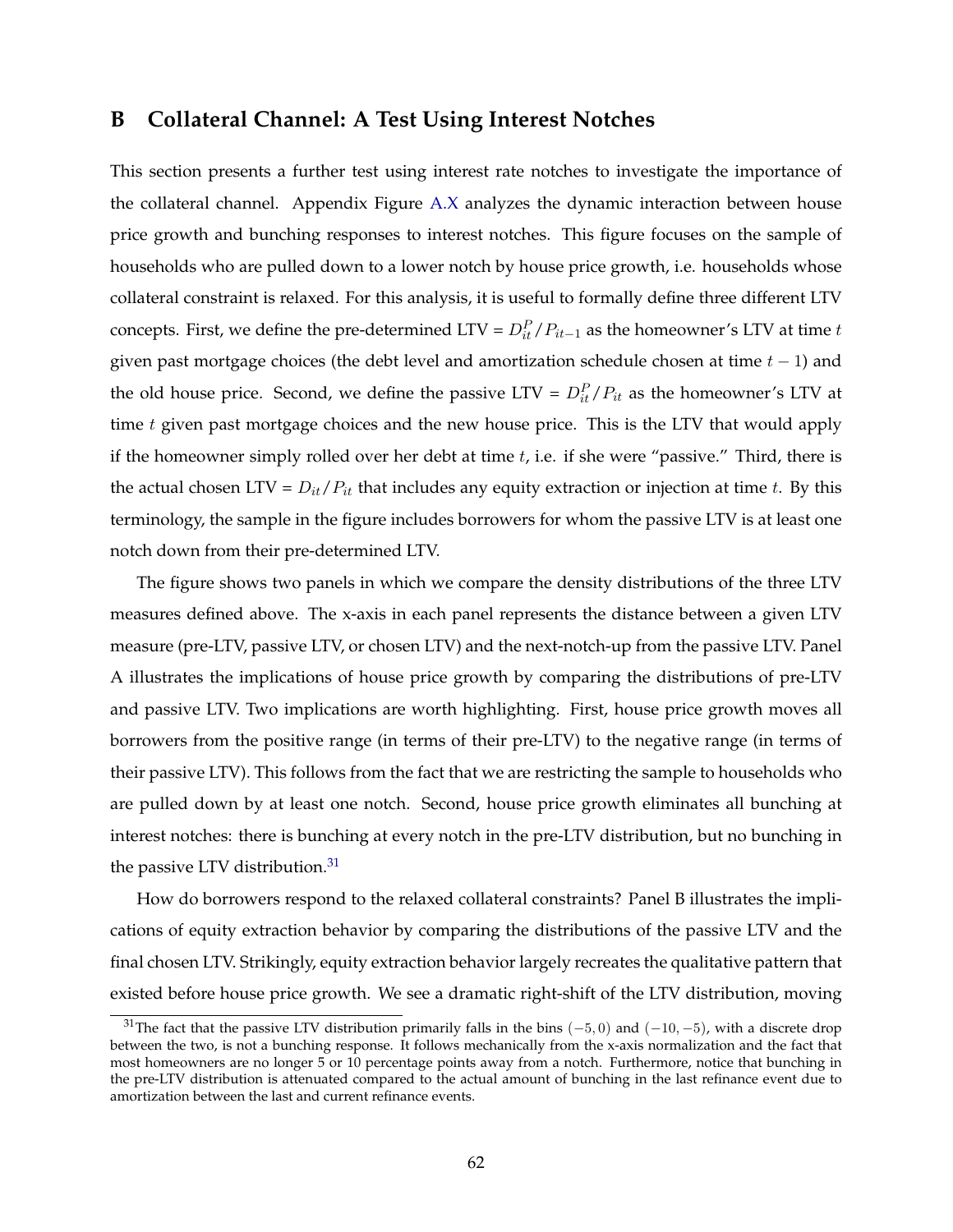# B Collateral Channel: A Test Using Interest Notches

This section presents a further test using interest rate notches to investigate the importance of the collateral channel. Appendix Figure A.X analyzes the dynamic interaction between house price growth and bunching responses to interest notches. This figure focuses on the sample of households who are pulled down to a lower notch by house price growth, i.e. households whose collateral constraint is relaxed. For this analysis, it is useful to formally define three different LTV concepts. First, we define the pre-determined LTV = $D_{it}^P / P_{it-1}$ as the homeowner's LTV at time $t$ given past mortgage choices (the debt level and amortization schedule chosen at time $t-1$) and the old house price. Second, we define the passive LTV = $D_{it}^P / P_{it}$ as the homeowner's LTV at time $t$ given past mortgage choices and the new house price. This is the LTV that would apply if the homeowner simply rolled over her debt at time $t$, i.e. if she were "passive." Third, there is the actual chosen LTV = $D_{it} / P_{it}$ that includes any equity extraction or injection at time $t$. By this terminology, the sample in the figure includes borrowers for whom the passive LTV is at least one notch down from their pre-determined LTV.

The figure shows two panels in which we compare the density distributions of the three LTV measures defined above. The x-axis in each panel represents the distance between a given LTV measure (pre-LTV, passive LTV, or chosen LTV) and the next-notch-up from the passive LTV. Panel A illustrates the implications of house price growth by comparing the distributions of pre-LTV and passive LTV. Two implications are worth highlighting. First, house price growth moves all borrowers from the positive range (in terms of their pre-LTV) to the negative range (in terms of their passive LTV). This follows from the fact that we are restricting the sample to households who are pulled down by at least one notch. Second, house price growth eliminates all bunching at interest notches: there is bunching at every notch in the pre-LTV distribution, but no bunching in the passive LTV distribution.[31]

How do borrowers respond to the relaxed collateral constraints? Panel B illustrates the implications of equity extraction behavior by comparing the distributions of the passive LTV and the final chosen LTV. Strikingly, equity extraction behavior largely recreates the qualitative pattern that existed before house price growth. We see a dramatic right-shift of the LTV distribution, moving

[31] The fact that the passive LTV distribution primarily falls in the bins $(-5, 0)$ and $(-10, -5)$, with a discrete drop between the two, is not a bunching response. It follows mechanically from the x-axis normalization and the fact that most homeowners are no longer 5 or 10 percentage points away from a notch. Furthermore, notice that bunching in the pre-LTV distribution is attenuated compared to the actual amount of bunching in the last refinance event due to amortization between the last and current refinance events.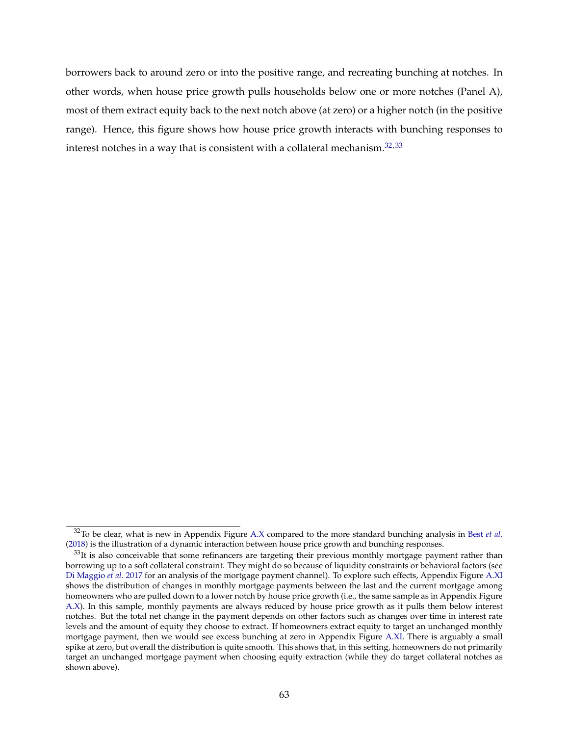borrowers back to around zero or into the positive range, and recreating bunching at notches. In other words, when house price growth pulls households below one or more notches (Panel A), most of them extract equity back to the next notch above (at zero) or a higher notch (in the positive range). Hence, this figure shows how house price growth interacts with bunching responses to interest notches in a way that is consistent with a collateral mechanism.[32,33]

---

[32] To be clear, what is new in Appendix Figure A.X compared to the more standard bunching analysis in Best *et al.* (2018) is the illustration of a dynamic interaction between house price growth and bunching responses.

[33] It is also conceivable that some refinancers are targeting their previous monthly mortgage payment rather than borrowing up to a soft collateral constraint. They might do so because of liquidity constraints or behavioral factors (see Di Maggio *et al.* 2017 for an analysis of the mortgage payment channel). To explore such effects, Appendix Figure A.XI shows the distribution of changes in monthly mortgage payments between the last and the current mortgage among homeowners who are pulled down to a lower notch by house price growth (i.e., the same sample as in Appendix Figure A.X). In this sample, monthly payments are always reduced by house price growth as it pulls them below interest notches. But the total net change in the payment depends on other factors such as changes over time in interest rate levels and the amount of equity they choose to extract. If homeowners extract equity to target an unchanged monthly mortgage payment, then we would see excess bunching at zero in Appendix Figure A.XI. There is arguably a small spike at zero, but overall the distribution is quite smooth. This shows that, in this setting, homeowners do not primarily target an unchanged mortgage payment when choosing equity extraction (while they do target collateral notches as shown above).